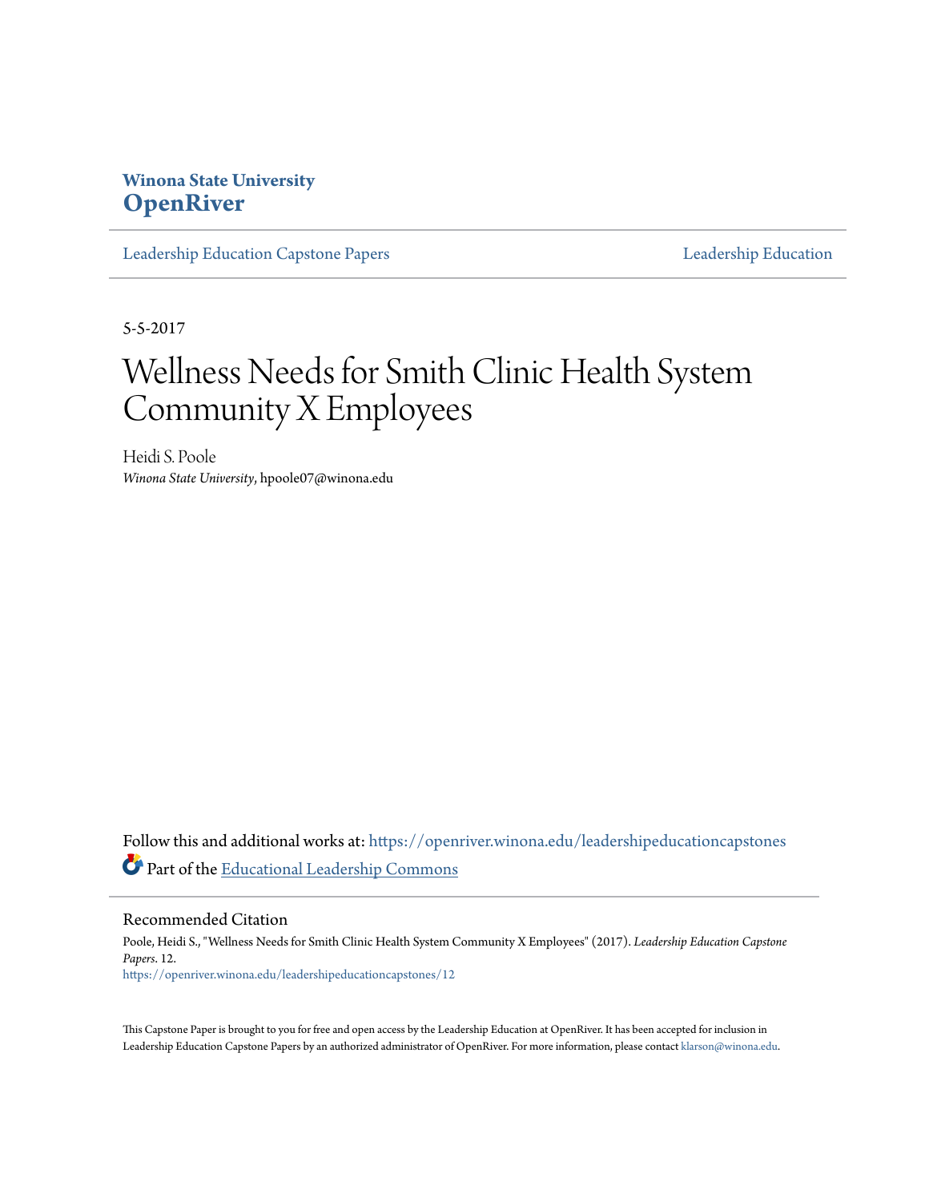Winona State University
**OpenRiver**

Leadership Education Capstone Papers | Leadership Education

5-5-2017

# Wellness Needs for Smith Clinic Health System Community X Employees

Heidi S. Poole
*Winona State University*, hpoole07@winona.edu

Follow this and additional works at: https://openriver.winona.edu/leadershipeducationcapstones

Part of the Educational Leadership Commons

## Recommended Citation

Poole, Heidi S., "Wellness Needs for Smith Clinic Health System Community X Employees" (2017). *Leadership Education Capstone Papers*. 12.
https://openriver.winona.edu/leadershipeducationcapstones/12

This Capstone Paper is brought to you for free and open access by the Leadership Education at OpenRiver. It has been accepted for inclusion in Leadership Education Capstone Papers by an authorized administrator of OpenRiver. For more information, please contact klarson@winona.edu.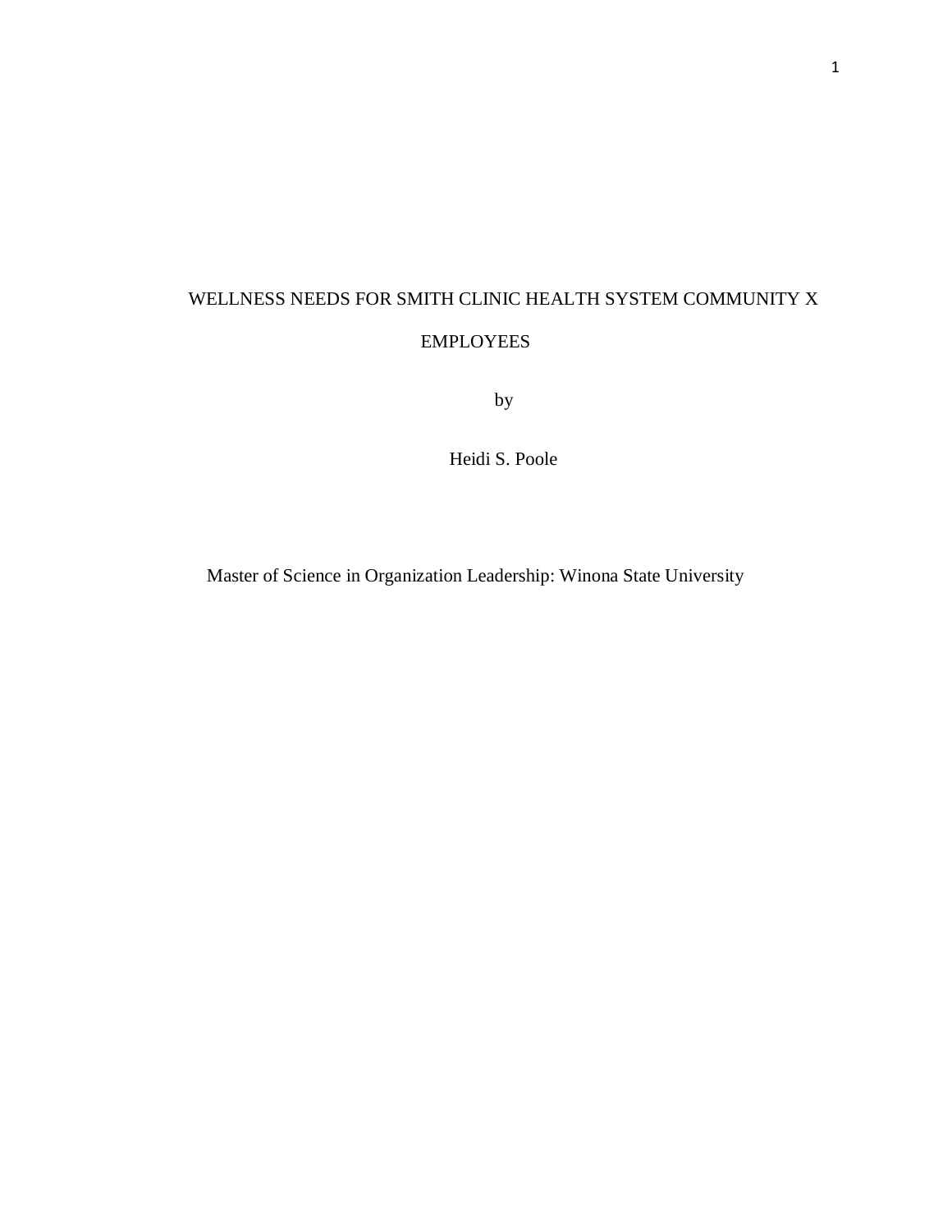WELLNESS NEEDS FOR SMITH CLINIC HEALTH SYSTEM COMMUNITY X EMPLOYEES

by

Heidi S. Poole

Master of Science in Organization Leadership: Winona State University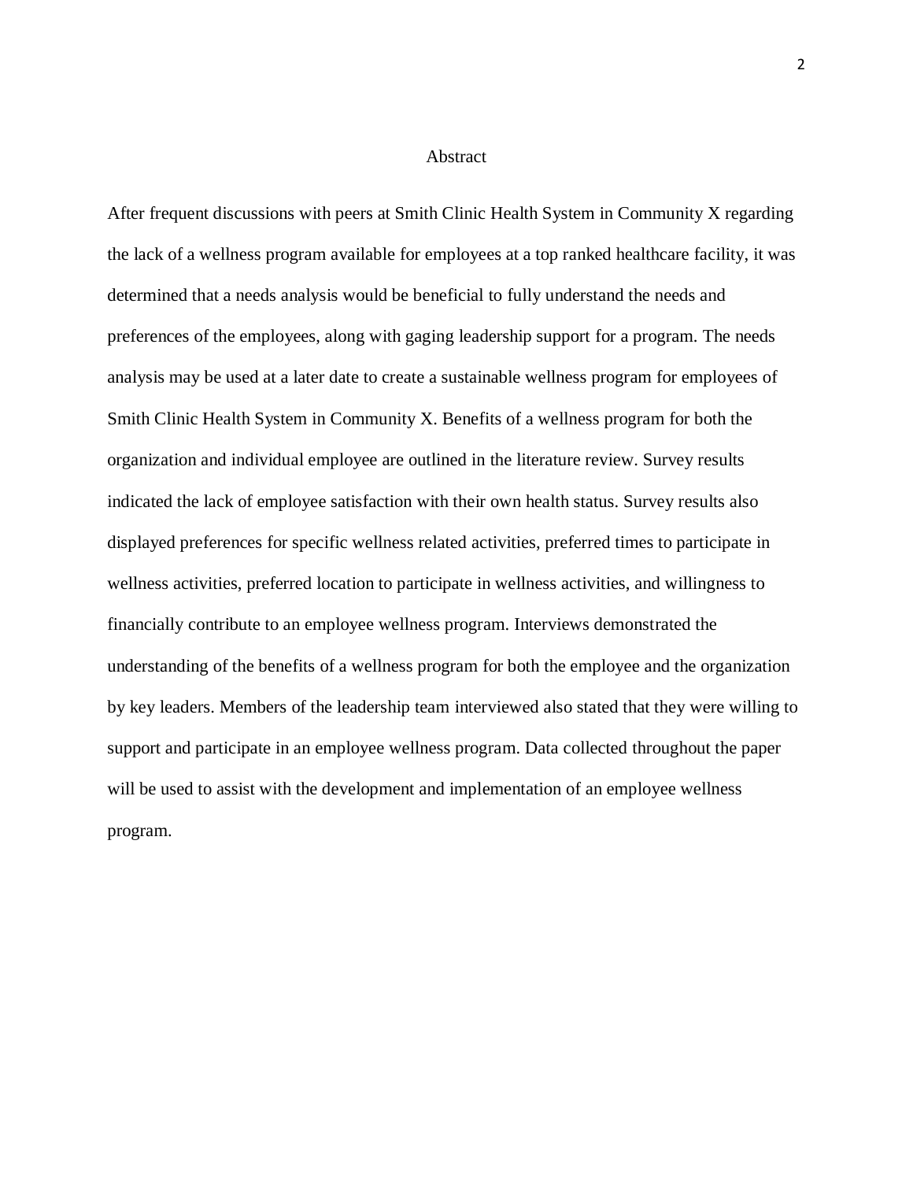# Abstract

After frequent discussions with peers at Smith Clinic Health System in Community X regarding the lack of a wellness program available for employees at a top ranked healthcare facility, it was determined that a needs analysis would be beneficial to fully understand the needs and preferences of the employees, along with gaging leadership support for a program. The needs analysis may be used at a later date to create a sustainable wellness program for employees of Smith Clinic Health System in Community X. Benefits of a wellness program for both the organization and individual employee are outlined in the literature review. Survey results indicated the lack of employee satisfaction with their own health status. Survey results also displayed preferences for specific wellness related activities, preferred times to participate in wellness activities, preferred location to participate in wellness activities, and willingness to financially contribute to an employee wellness program. Interviews demonstrated the understanding of the benefits of a wellness program for both the employee and the organization by key leaders. Members of the leadership team interviewed also stated that they were willing to support and participate in an employee wellness program. Data collected throughout the paper will be used to assist with the development and implementation of an employee wellness program.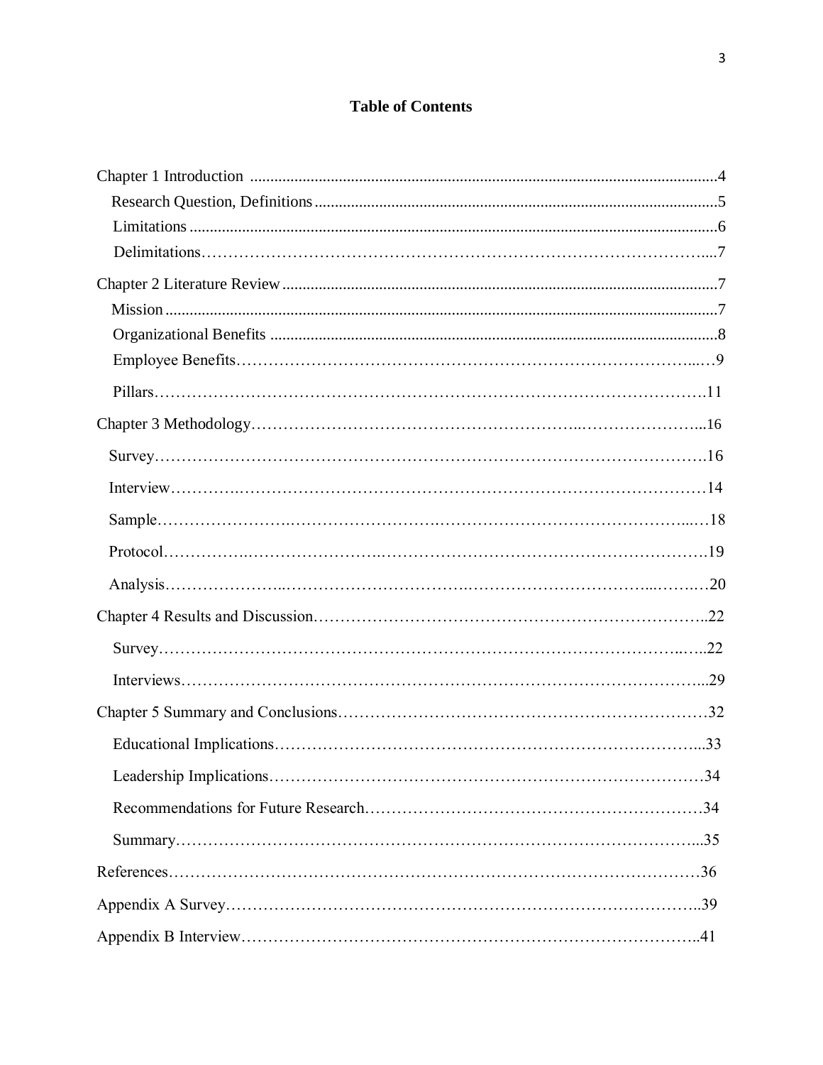**Table of Contents**

Chapter 1 Introduction .....4

- Research Question, Definitions .....5
- Limitations .....6
- Delimitations .....7

Chapter 2 Literature Review .....7

- Mission .....7
- Organizational Benefits .....8
- Employee Benefits .....9
- Pillars .....11

Chapter 3 Methodology .....16

- Survey .....16
- Interview .....14
- Sample .....18
- Protocol .....19
- Analysis .....20

Chapter 4 Results and Discussion .....22

- Survey .....22
- Interviews .....29

Chapter 5 Summary and Conclusions .....32

- Educational Implications .....33
- Leadership Implications .....34
- Recommendations for Future Research .....34
- Summary .....35

References .....36

Appendix A Survey .....39

Appendix B Interview .....41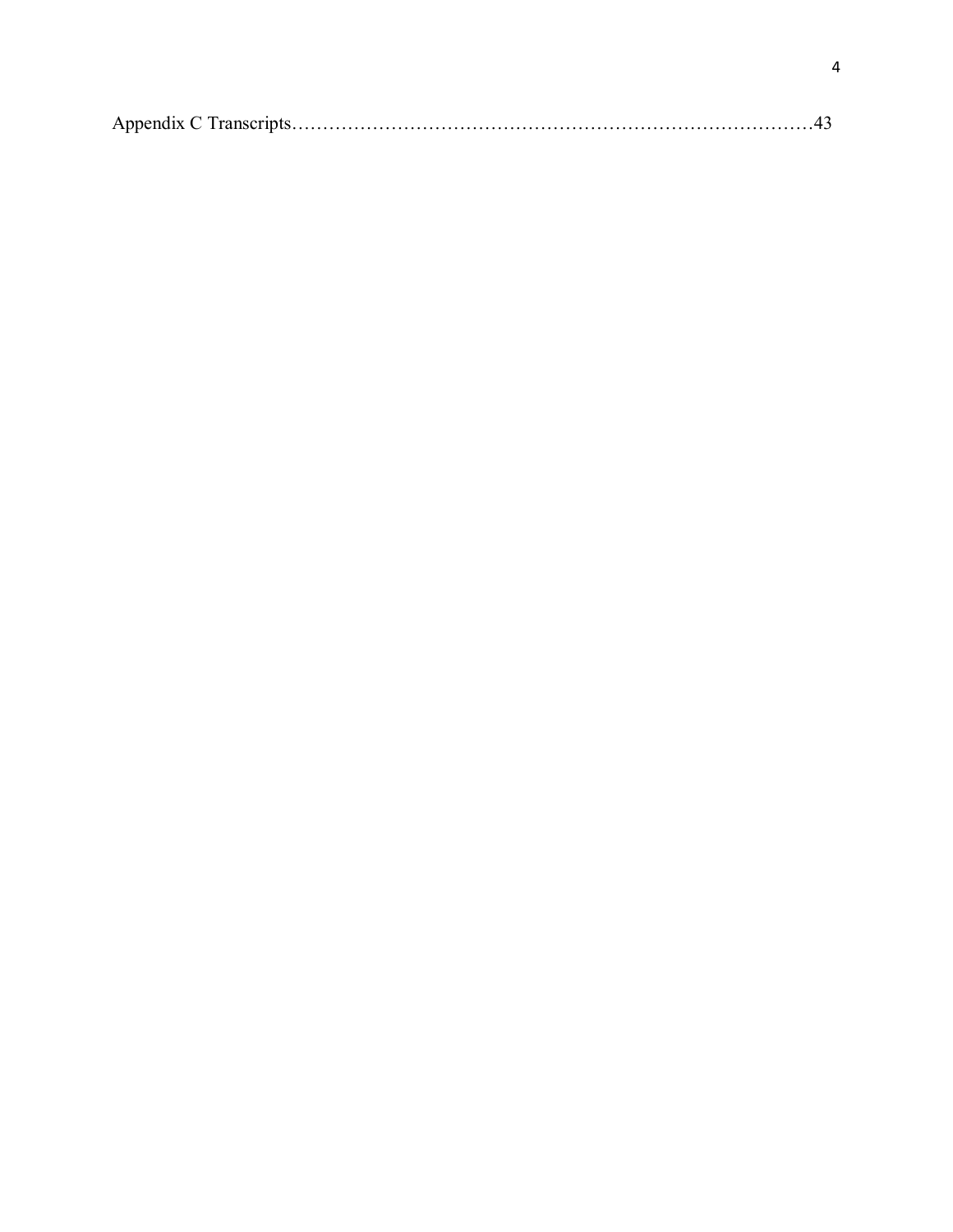Appendix C Transcripts……………………………………………………………………43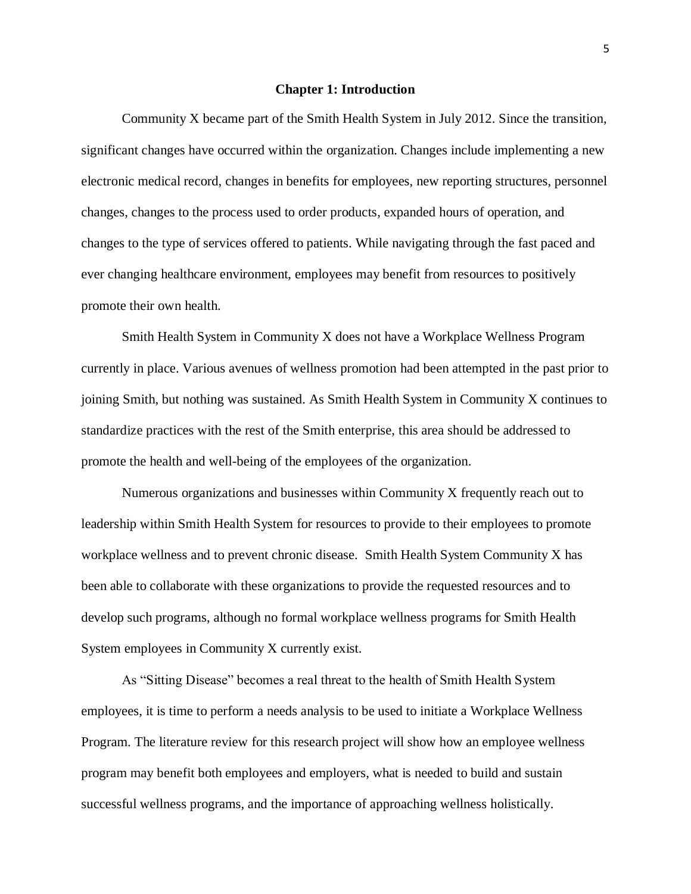# Chapter 1: Introduction

Community X became part of the Smith Health System in July 2012. Since the transition, significant changes have occurred within the organization. Changes include implementing a new electronic medical record, changes in benefits for employees, new reporting structures, personnel changes, changes to the process used to order products, expanded hours of operation, and changes to the type of services offered to patients. While navigating through the fast paced and ever changing healthcare environment, employees may benefit from resources to positively promote their own health.

Smith Health System in Community X does not have a Workplace Wellness Program currently in place. Various avenues of wellness promotion had been attempted in the past prior to joining Smith, but nothing was sustained. As Smith Health System in Community X continues to standardize practices with the rest of the Smith enterprise, this area should be addressed to promote the health and well-being of the employees of the organization.

Numerous organizations and businesses within Community X frequently reach out to leadership within Smith Health System for resources to provide to their employees to promote workplace wellness and to prevent chronic disease. Smith Health System Community X has been able to collaborate with these organizations to provide the requested resources and to develop such programs, although no formal workplace wellness programs for Smith Health System employees in Community X currently exist.

As "Sitting Disease" becomes a real threat to the health of Smith Health System employees, it is time to perform a needs analysis to be used to initiate a Workplace Wellness Program. The literature review for this research project will show how an employee wellness program may benefit both employees and employers, what is needed to build and sustain successful wellness programs, and the importance of approaching wellness holistically.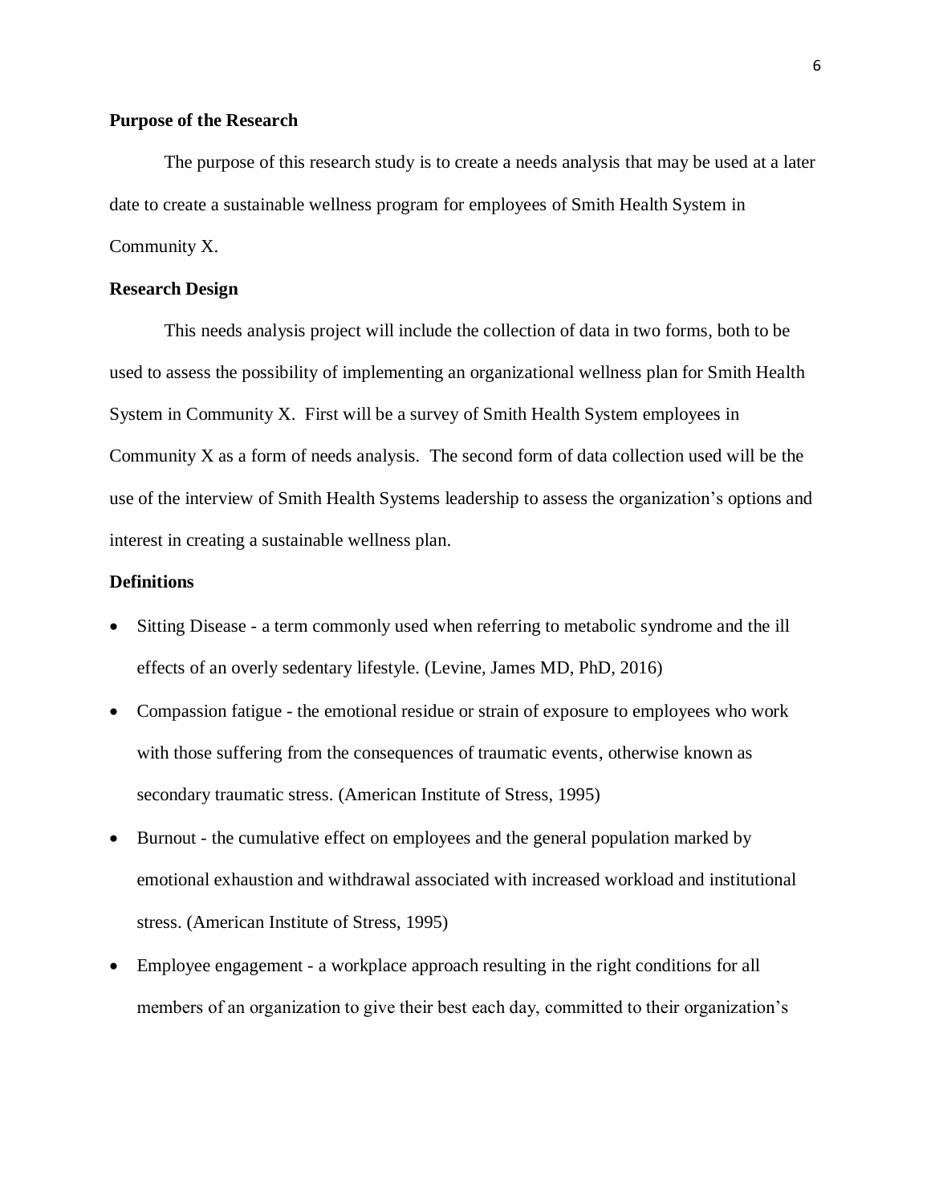**Purpose of the Research**

The purpose of this research study is to create a needs analysis that may be used at a later date to create a sustainable wellness program for employees of Smith Health System in Community X.

**Research Design**

This needs analysis project will include the collection of data in two forms, both to be used to assess the possibility of implementing an organizational wellness plan for Smith Health System in Community X. First will be a survey of Smith Health System employees in Community X as a form of needs analysis. The second form of data collection used will be the use of the interview of Smith Health Systems leadership to assess the organization's options and interest in creating a sustainable wellness plan.

**Definitions**

- Sitting Disease - a term commonly used when referring to metabolic syndrome and the ill effects of an overly sedentary lifestyle. (Levine, James MD, PhD, 2016)
- Compassion fatigue - the emotional residue or strain of exposure to employees who work with those suffering from the consequences of traumatic events, otherwise known as secondary traumatic stress. (American Institute of Stress, 1995)
- Burnout - the cumulative effect on employees and the general population marked by emotional exhaustion and withdrawal associated with increased workload and institutional stress. (American Institute of Stress, 1995)
- Employee engagement - a workplace approach resulting in the right conditions for all members of an organization to give their best each day, committed to their organization's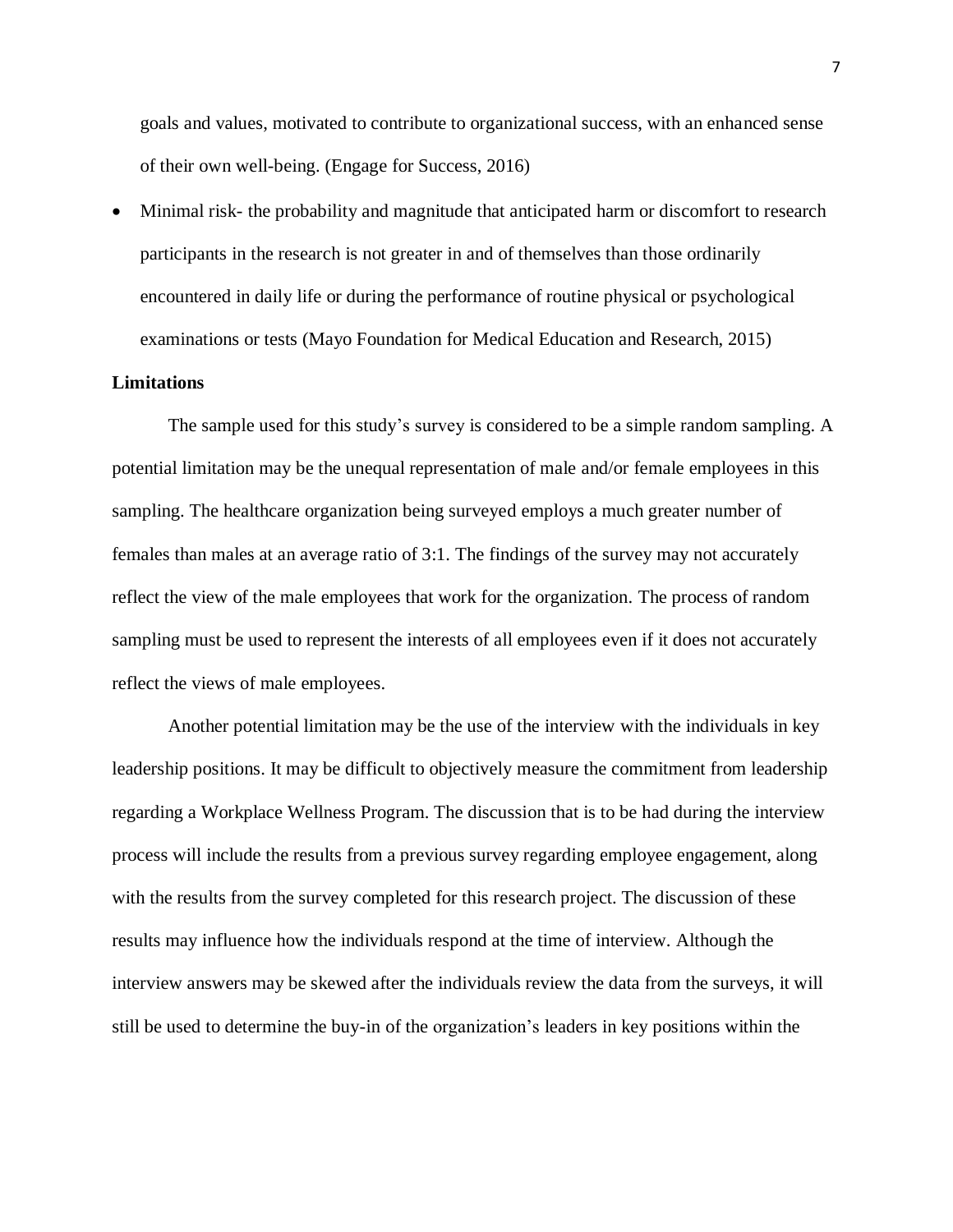goals and values, motivated to contribute to organizational success, with an enhanced sense of their own well-being. (Engage for Success, 2016)

- Minimal risk- the probability and magnitude that anticipated harm or discomfort to research participants in the research is not greater in and of themselves than those ordinarily encountered in daily life or during the performance of routine physical or psychological examinations or tests (Mayo Foundation for Medical Education and Research, 2015)

**Limitations**

The sample used for this study's survey is considered to be a simple random sampling. A potential limitation may be the unequal representation of male and/or female employees in this sampling. The healthcare organization being surveyed employs a much greater number of females than males at an average ratio of 3:1. The findings of the survey may not accurately reflect the view of the male employees that work for the organization. The process of random sampling must be used to represent the interests of all employees even if it does not accurately reflect the views of male employees.

Another potential limitation may be the use of the interview with the individuals in key leadership positions. It may be difficult to objectively measure the commitment from leadership regarding a Workplace Wellness Program. The discussion that is to be had during the interview process will include the results from a previous survey regarding employee engagement, along with the results from the survey completed for this research project. The discussion of these results may influence how the individuals respond at the time of interview. Although the interview answers may be skewed after the individuals review the data from the surveys, it will still be used to determine the buy-in of the organization's leaders in key positions within the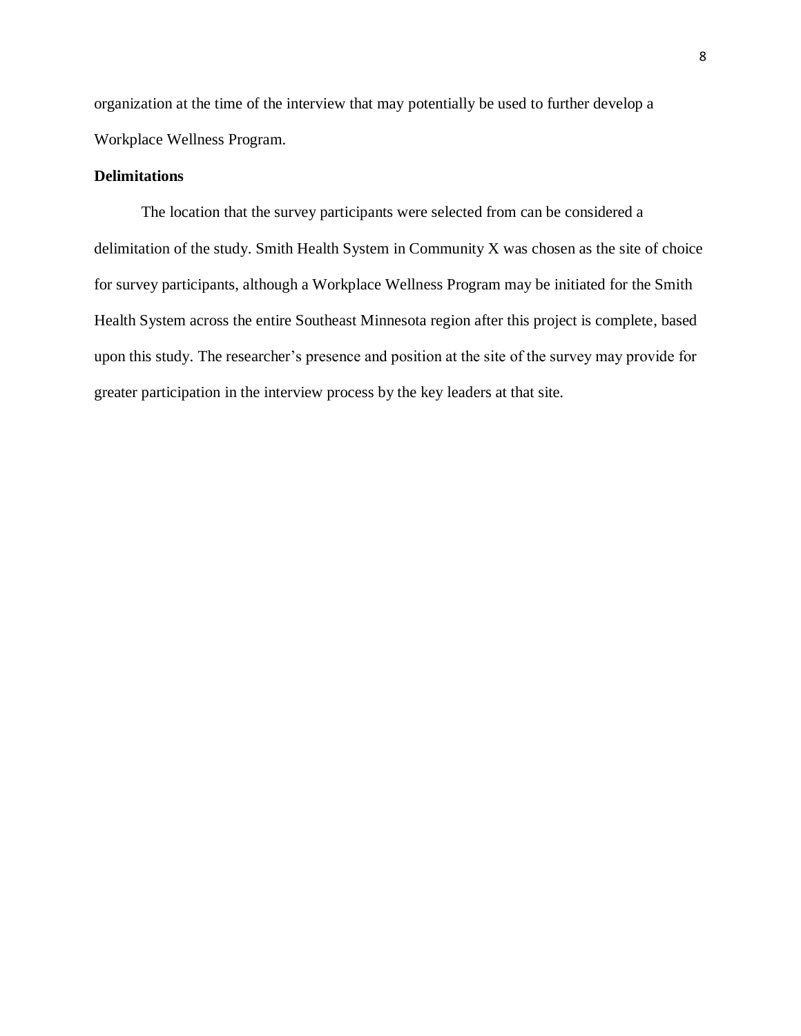organization at the time of the interview that may potentially be used to further develop a Workplace Wellness Program.

**Delimitations**

The location that the survey participants were selected from can be considered a delimitation of the study. Smith Health System in Community X was chosen as the site of choice for survey participants, although a Workplace Wellness Program may be initiated for the Smith Health System across the entire Southeast Minnesota region after this project is complete, based upon this study. The researcher's presence and position at the site of the survey may provide for greater participation in the interview process by the key leaders at that site.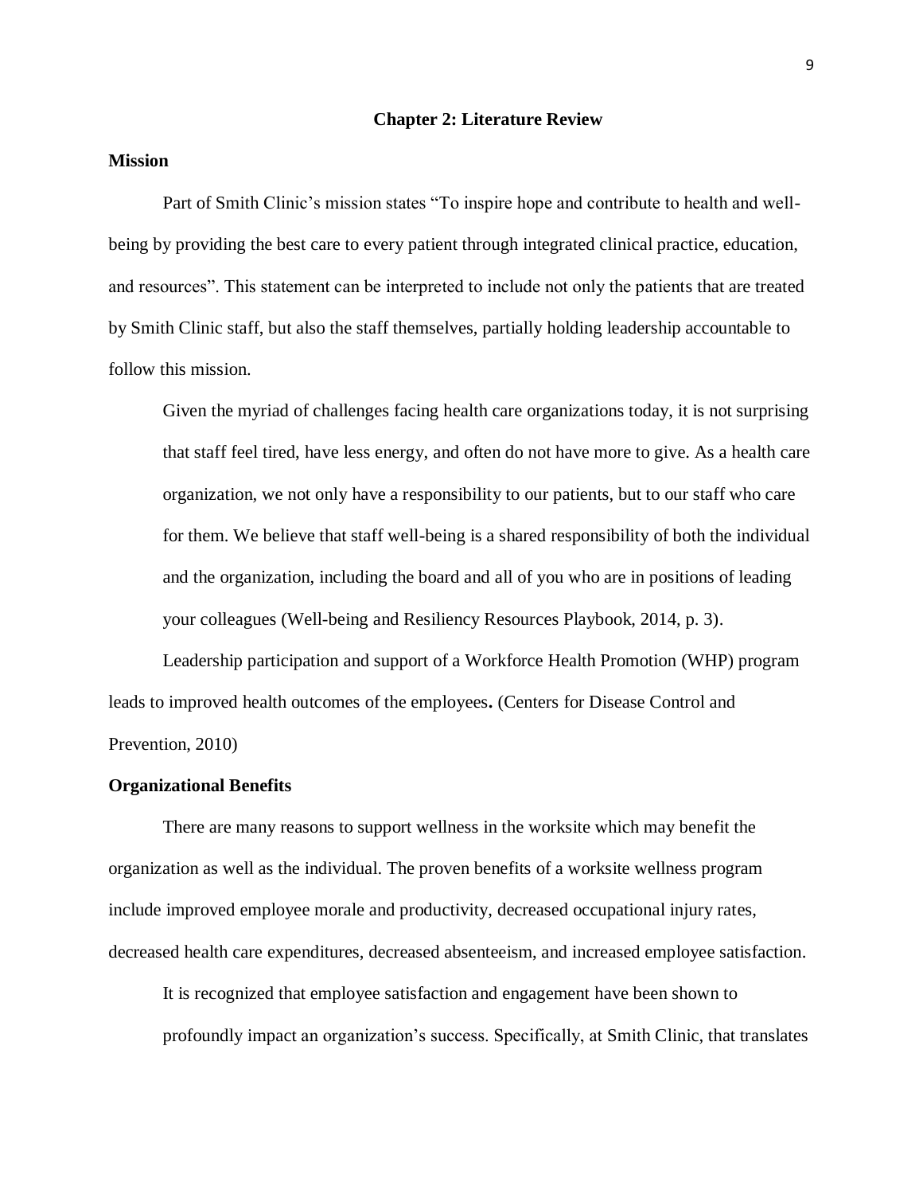# Chapter 2: Literature Review

## Mission

Part of Smith Clinic's mission states "To inspire hope and contribute to health and well-being by providing the best care to every patient through integrated clinical practice, education, and resources". This statement can be interpreted to include not only the patients that are treated by Smith Clinic staff, but also the staff themselves, partially holding leadership accountable to follow this mission.

> Given the myriad of challenges facing health care organizations today, it is not surprising that staff feel tired, have less energy, and often do not have more to give. As a health care organization, we not only have a responsibility to our patients, but to our staff who care for them. We believe that staff well-being is a shared responsibility of both the individual and the organization, including the board and all of you who are in positions of leading your colleagues (Well-being and Resiliency Resources Playbook, 2014, p. 3).

Leadership participation and support of a Workforce Health Promotion (WHP) program leads to improved health outcomes of the employees**.** (Centers for Disease Control and Prevention, 2010)

## Organizational Benefits

There are many reasons to support wellness in the worksite which may benefit the organization as well as the individual. The proven benefits of a worksite wellness program include improved employee morale and productivity, decreased occupational injury rates, decreased health care expenditures, decreased absenteeism, and increased employee satisfaction.

> It is recognized that employee satisfaction and engagement have been shown to profoundly impact an organization's success. Specifically, at Smith Clinic, that translates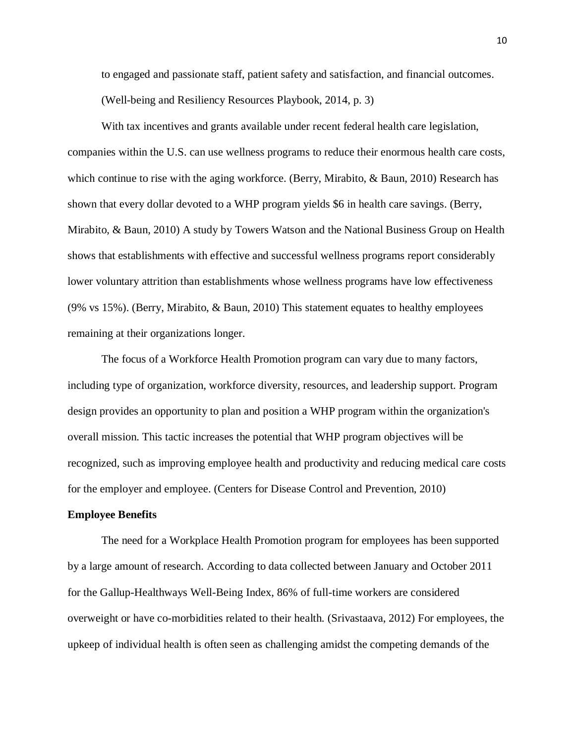to engaged and passionate staff, patient safety and satisfaction, and financial outcomes. (Well-being and Resiliency Resources Playbook, 2014, p. 3)

With tax incentives and grants available under recent federal health care legislation, companies within the U.S. can use wellness programs to reduce their enormous health care costs, which continue to rise with the aging workforce. (Berry, Mirabito, & Baun, 2010) Research has shown that every dollar devoted to a WHP program yields $6 in health care savings. (Berry, Mirabito, & Baun, 2010) A study by Towers Watson and the National Business Group on Health shows that establishments with effective and successful wellness programs report considerably lower voluntary attrition than establishments whose wellness programs have low effectiveness (9% vs 15%). (Berry, Mirabito, & Baun, 2010) This statement equates to healthy employees remaining at their organizations longer.

The focus of a Workforce Health Promotion program can vary due to many factors, including type of organization, workforce diversity, resources, and leadership support. Program design provides an opportunity to plan and position a WHP program within the organization's overall mission. This tactic increases the potential that WHP program objectives will be recognized, such as improving employee health and productivity and reducing medical care costs for the employer and employee. (Centers for Disease Control and Prevention, 2010)

**Employee Benefits**

The need for a Workplace Health Promotion program for employees has been supported by a large amount of research. According to data collected between January and October 2011 for the Gallup-Healthways Well-Being Index, 86% of full-time workers are considered overweight or have co-morbidities related to their health. (Srivastaava, 2012) For employees, the upkeep of individual health is often seen as challenging amidst the competing demands of the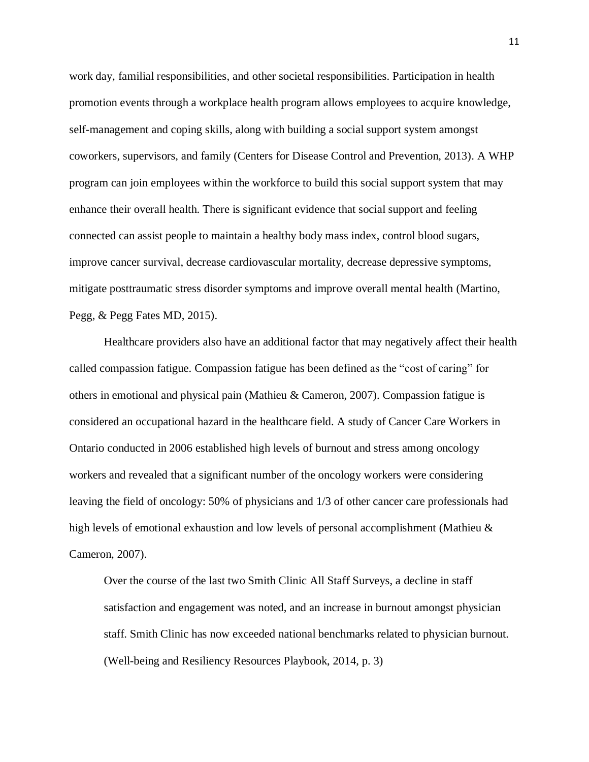work day, familial responsibilities, and other societal responsibilities. Participation in health promotion events through a workplace health program allows employees to acquire knowledge, self-management and coping skills, along with building a social support system amongst coworkers, supervisors, and family (Centers for Disease Control and Prevention, 2013). A WHP program can join employees within the workforce to build this social support system that may enhance their overall health. There is significant evidence that social support and feeling connected can assist people to maintain a healthy body mass index, control blood sugars, improve cancer survival, decrease cardiovascular mortality, decrease depressive symptoms, mitigate posttraumatic stress disorder symptoms and improve overall mental health (Martino, Pegg, & Pegg Fates MD, 2015).

Healthcare providers also have an additional factor that may negatively affect their health called compassion fatigue. Compassion fatigue has been defined as the "cost of caring" for others in emotional and physical pain (Mathieu & Cameron, 2007). Compassion fatigue is considered an occupational hazard in the healthcare field. A study of Cancer Care Workers in Ontario conducted in 2006 established high levels of burnout and stress among oncology workers and revealed that a significant number of the oncology workers were considering leaving the field of oncology: 50% of physicians and 1/3 of other cancer care professionals had high levels of emotional exhaustion and low levels of personal accomplishment (Mathieu & Cameron, 2007).

> Over the course of the last two Smith Clinic All Staff Surveys, a decline in staff satisfaction and engagement was noted, and an increase in burnout amongst physician staff. Smith Clinic has now exceeded national benchmarks related to physician burnout. (Well-being and Resiliency Resources Playbook, 2014, p. 3)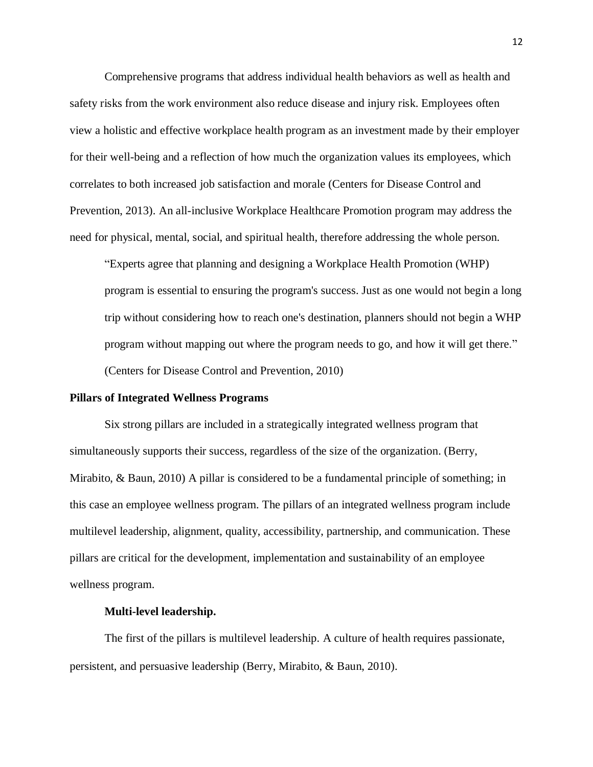Comprehensive programs that address individual health behaviors as well as health and safety risks from the work environment also reduce disease and injury risk. Employees often view a holistic and effective workplace health program as an investment made by their employer for their well-being and a reflection of how much the organization values its employees, which correlates to both increased job satisfaction and morale (Centers for Disease Control and Prevention, 2013). An all-inclusive Workplace Healthcare Promotion program may address the need for physical, mental, social, and spiritual health, therefore addressing the whole person.

> "Experts agree that planning and designing a Workplace Health Promotion (WHP) program is essential to ensuring the program's success. Just as one would not begin a long trip without considering how to reach one's destination, planners should not begin a WHP program without mapping out where the program needs to go, and how it will get there." (Centers for Disease Control and Prevention, 2010)

## Pillars of Integrated Wellness Programs

Six strong pillars are included in a strategically integrated wellness program that simultaneously supports their success, regardless of the size of the organization. (Berry, Mirabito, & Baun, 2010) A pillar is considered to be a fundamental principle of something; in this case an employee wellness program. The pillars of an integrated wellness program include multilevel leadership, alignment, quality, accessibility, partnership, and communication. These pillars are critical for the development, implementation and sustainability of an employee wellness program.

### Multi-level leadership.

The first of the pillars is multilevel leadership. A culture of health requires passionate, persistent, and persuasive leadership (Berry, Mirabito, & Baun, 2010).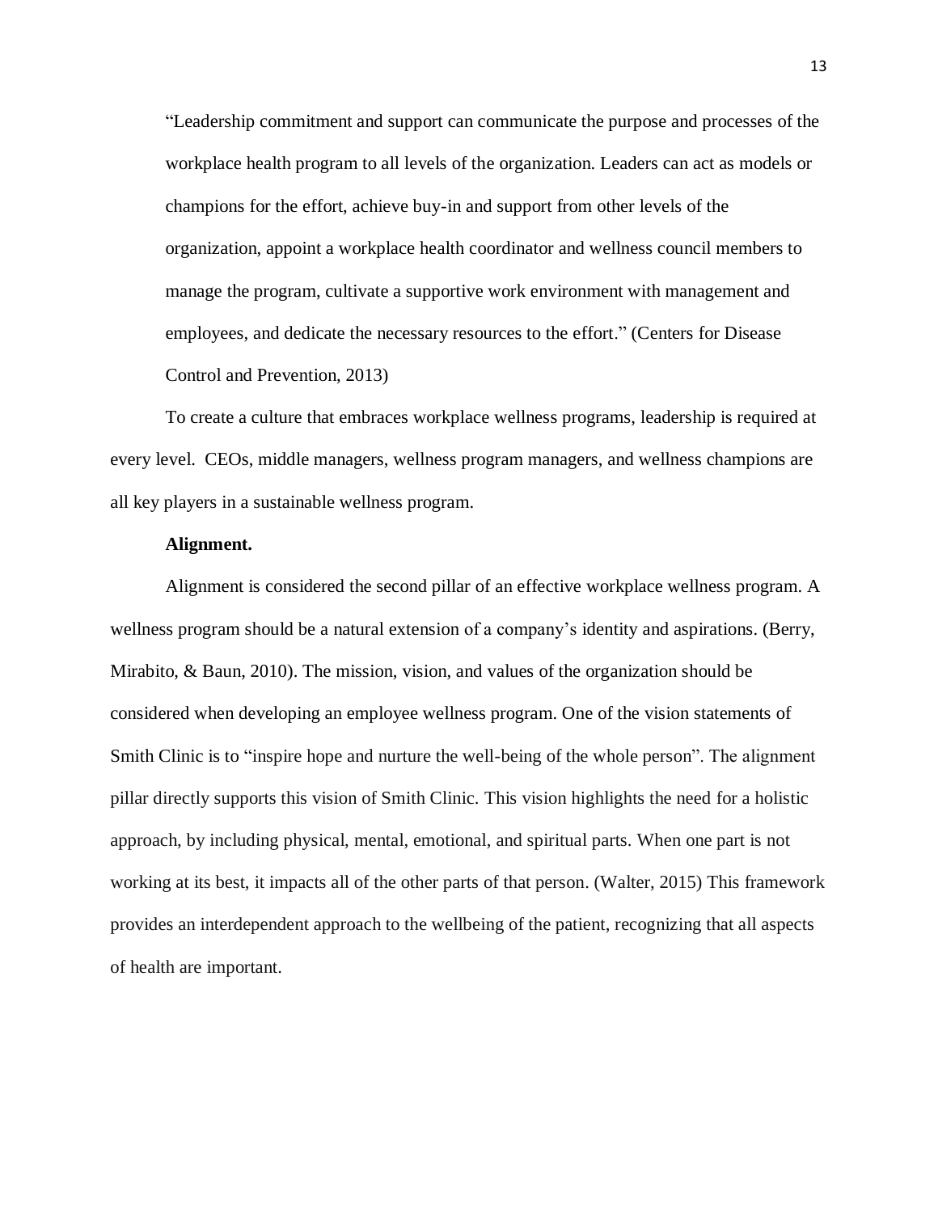> "Leadership commitment and support can communicate the purpose and processes of the workplace health program to all levels of the organization. Leaders can act as models or champions for the effort, achieve buy-in and support from other levels of the organization, appoint a workplace health coordinator and wellness council members to manage the program, cultivate a supportive work environment with management and employees, and dedicate the necessary resources to the effort." (Centers for Disease Control and Prevention, 2013)

To create a culture that embraces workplace wellness programs, leadership is required at every level. CEOs, middle managers, wellness program managers, and wellness champions are all key players in a sustainable wellness program.

**Alignment.**

Alignment is considered the second pillar of an effective workplace wellness program. A wellness program should be a natural extension of a company's identity and aspirations. (Berry, Mirabito, & Baun, 2010). The mission, vision, and values of the organization should be considered when developing an employee wellness program. One of the vision statements of Smith Clinic is to "inspire hope and nurture the well-being of the whole person". The alignment pillar directly supports this vision of Smith Clinic. This vision highlights the need for a holistic approach, by including physical, mental, emotional, and spiritual parts. When one part is not working at its best, it impacts all of the other parts of that person. (Walter, 2015) This framework provides an interdependent approach to the wellbeing of the patient, recognizing that all aspects of health are important.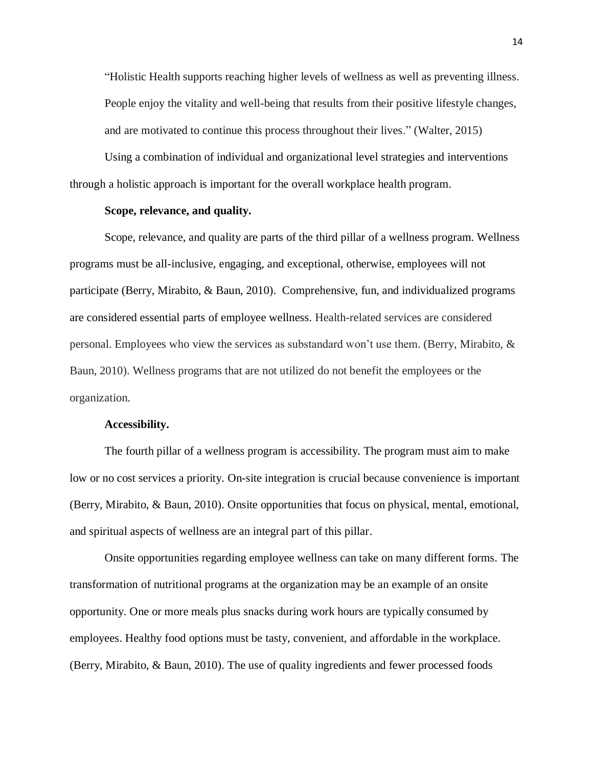"Holistic Health supports reaching higher levels of wellness as well as preventing illness. People enjoy the vitality and well-being that results from their positive lifestyle changes, and are motivated to continue this process throughout their lives." (Walter, 2015)

Using a combination of individual and organizational level strategies and interventions through a holistic approach is important for the overall workplace health program.

**Scope, relevance, and quality.**

Scope, relevance, and quality are parts of the third pillar of a wellness program. Wellness programs must be all-inclusive, engaging, and exceptional, otherwise, employees will not participate (Berry, Mirabito, & Baun, 2010). Comprehensive, fun, and individualized programs are considered essential parts of employee wellness. Health-related services are considered personal. Employees who view the services as substandard won't use them. (Berry, Mirabito, & Baun, 2010). Wellness programs that are not utilized do not benefit the employees or the organization.

**Accessibility.**

The fourth pillar of a wellness program is accessibility. The program must aim to make low or no cost services a priority. On-site integration is crucial because convenience is important (Berry, Mirabito, & Baun, 2010). Onsite opportunities that focus on physical, mental, emotional, and spiritual aspects of wellness are an integral part of this pillar.

Onsite opportunities regarding employee wellness can take on many different forms. The transformation of nutritional programs at the organization may be an example of an onsite opportunity. One or more meals plus snacks during work hours are typically consumed by employees. Healthy food options must be tasty, convenient, and affordable in the workplace. (Berry, Mirabito, & Baun, 2010). The use of quality ingredients and fewer processed foods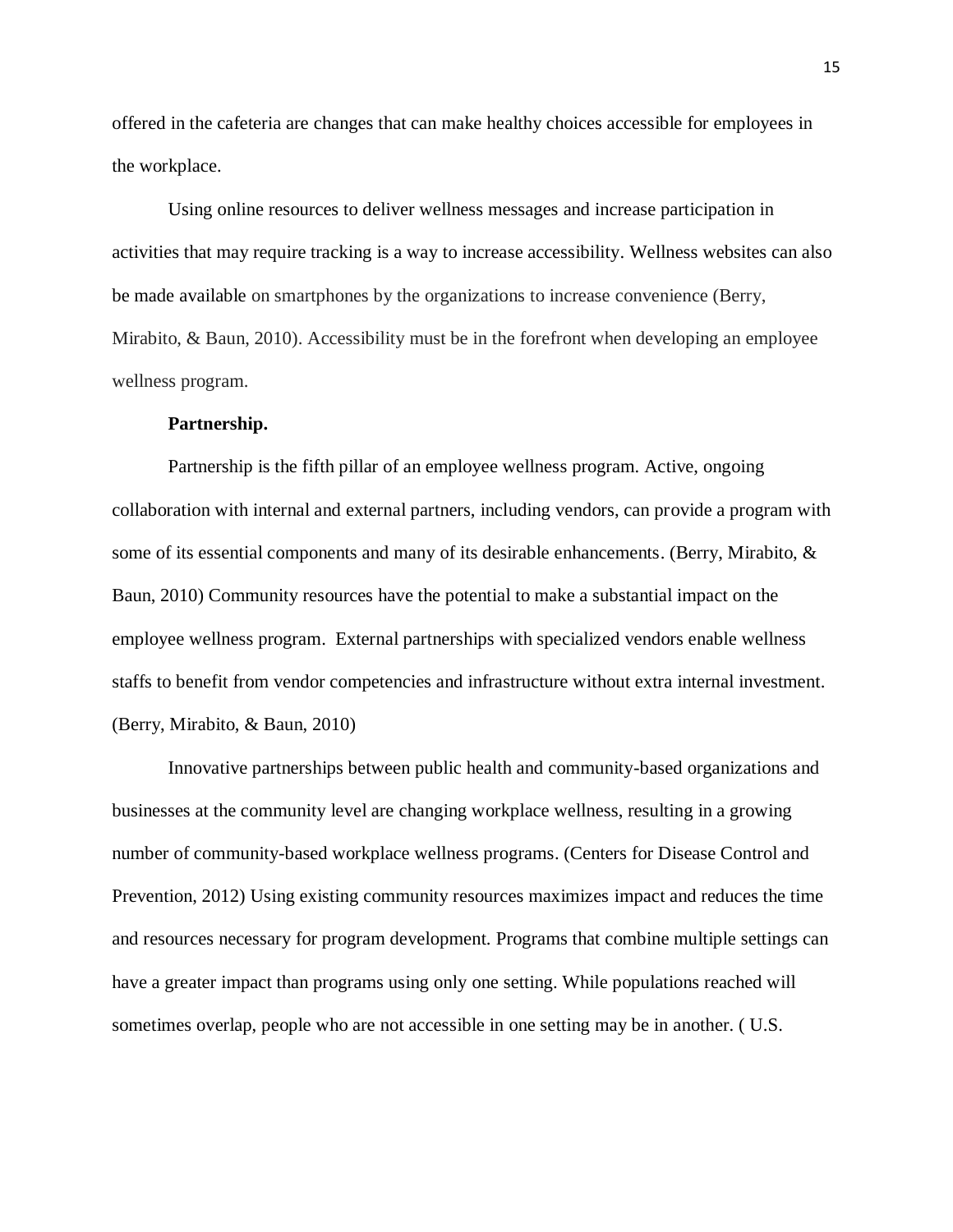offered in the cafeteria are changes that can make healthy choices accessible for employees in the workplace.

Using online resources to deliver wellness messages and increase participation in activities that may require tracking is a way to increase accessibility. Wellness websites can also be made available on smartphones by the organizations to increase convenience (Berry, Mirabito, & Baun, 2010). Accessibility must be in the forefront when developing an employee wellness program.

**Partnership.**

Partnership is the fifth pillar of an employee wellness program. Active, ongoing collaboration with internal and external partners, including vendors, can provide a program with some of its essential components and many of its desirable enhancements. (Berry, Mirabito, & Baun, 2010) Community resources have the potential to make a substantial impact on the employee wellness program. External partnerships with specialized vendors enable wellness staffs to benefit from vendor competencies and infrastructure without extra internal investment. (Berry, Mirabito, & Baun, 2010)

Innovative partnerships between public health and community-based organizations and businesses at the community level are changing workplace wellness, resulting in a growing number of community-based workplace wellness programs. (Centers for Disease Control and Prevention, 2012) Using existing community resources maximizes impact and reduces the time and resources necessary for program development. Programs that combine multiple settings can have a greater impact than programs using only one setting. While populations reached will sometimes overlap, people who are not accessible in one setting may be in another. ( U.S.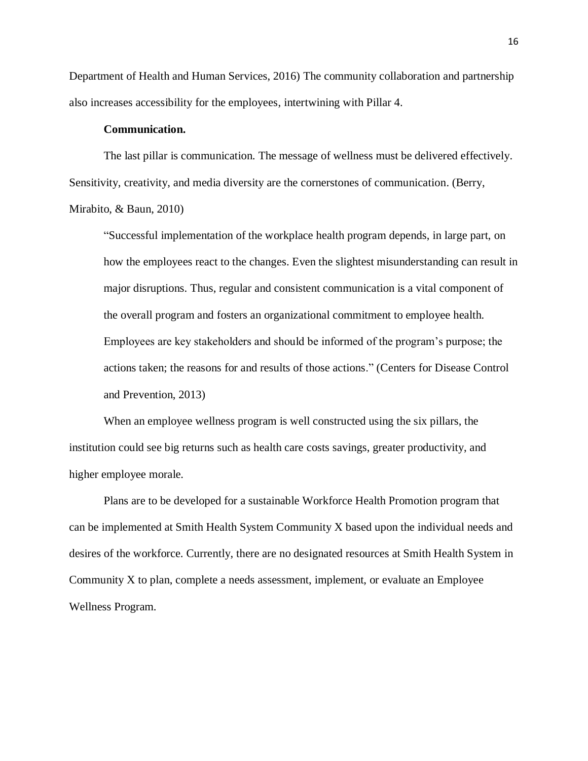Department of Health and Human Services, 2016) The community collaboration and partnership also increases accessibility for the employees, intertwining with Pillar 4.

**Communication.**

The last pillar is communication. The message of wellness must be delivered effectively. Sensitivity, creativity, and media diversity are the cornerstones of communication. (Berry, Mirabito, & Baun, 2010)

> "Successful implementation of the workplace health program depends, in large part, on how the employees react to the changes. Even the slightest misunderstanding can result in major disruptions. Thus, regular and consistent communication is a vital component of the overall program and fosters an organizational commitment to employee health. Employees are key stakeholders and should be informed of the program's purpose; the actions taken; the reasons for and results of those actions." (Centers for Disease Control and Prevention, 2013)

When an employee wellness program is well constructed using the six pillars, the institution could see big returns such as health care costs savings, greater productivity, and higher employee morale.

Plans are to be developed for a sustainable Workforce Health Promotion program that can be implemented at Smith Health System Community X based upon the individual needs and desires of the workforce. Currently, there are no designated resources at Smith Health System in Community X to plan, complete a needs assessment, implement, or evaluate an Employee Wellness Program.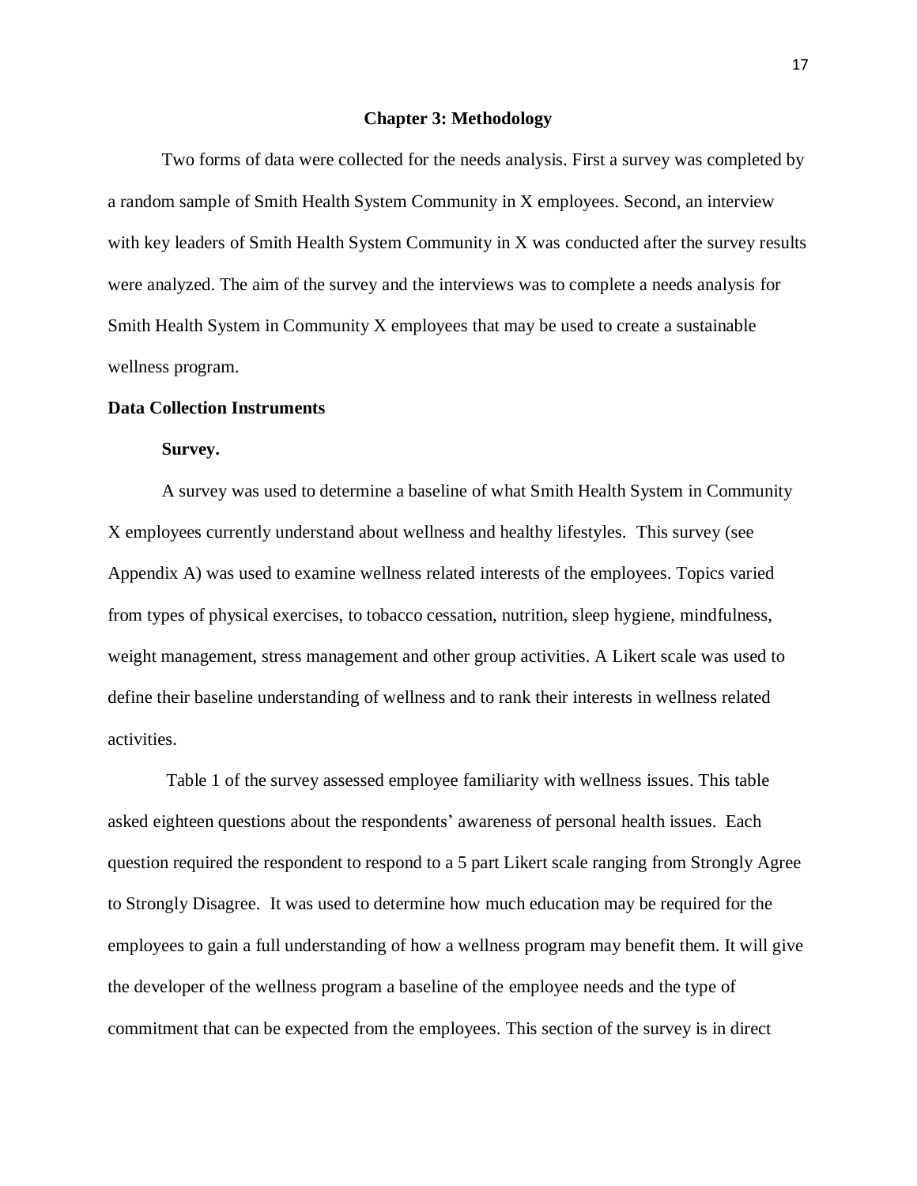## Chapter 3: Methodology

Two forms of data were collected for the needs analysis. First a survey was completed by a random sample of Smith Health System Community in X employees. Second, an interview with key leaders of Smith Health System Community in X was conducted after the survey results were analyzed. The aim of the survey and the interviews was to complete a needs analysis for Smith Health System in Community X employees that may be used to create a sustainable wellness program.

### Data Collection Instruments

#### Survey.

A survey was used to determine a baseline of what Smith Health System in Community X employees currently understand about wellness and healthy lifestyles. This survey (see Appendix A) was used to examine wellness related interests of the employees. Topics varied from types of physical exercises, to tobacco cessation, nutrition, sleep hygiene, mindfulness, weight management, stress management and other group activities. A Likert scale was used to define their baseline understanding of wellness and to rank their interests in wellness related activities.

Table 1 of the survey assessed employee familiarity with wellness issues. This table asked eighteen questions about the respondents' awareness of personal health issues. Each question required the respondent to respond to a 5 part Likert scale ranging from Strongly Agree to Strongly Disagree. It was used to determine how much education may be required for the employees to gain a full understanding of how a wellness program may benefit them. It will give the developer of the wellness program a baseline of the employee needs and the type of commitment that can be expected from the employees. This section of the survey is in direct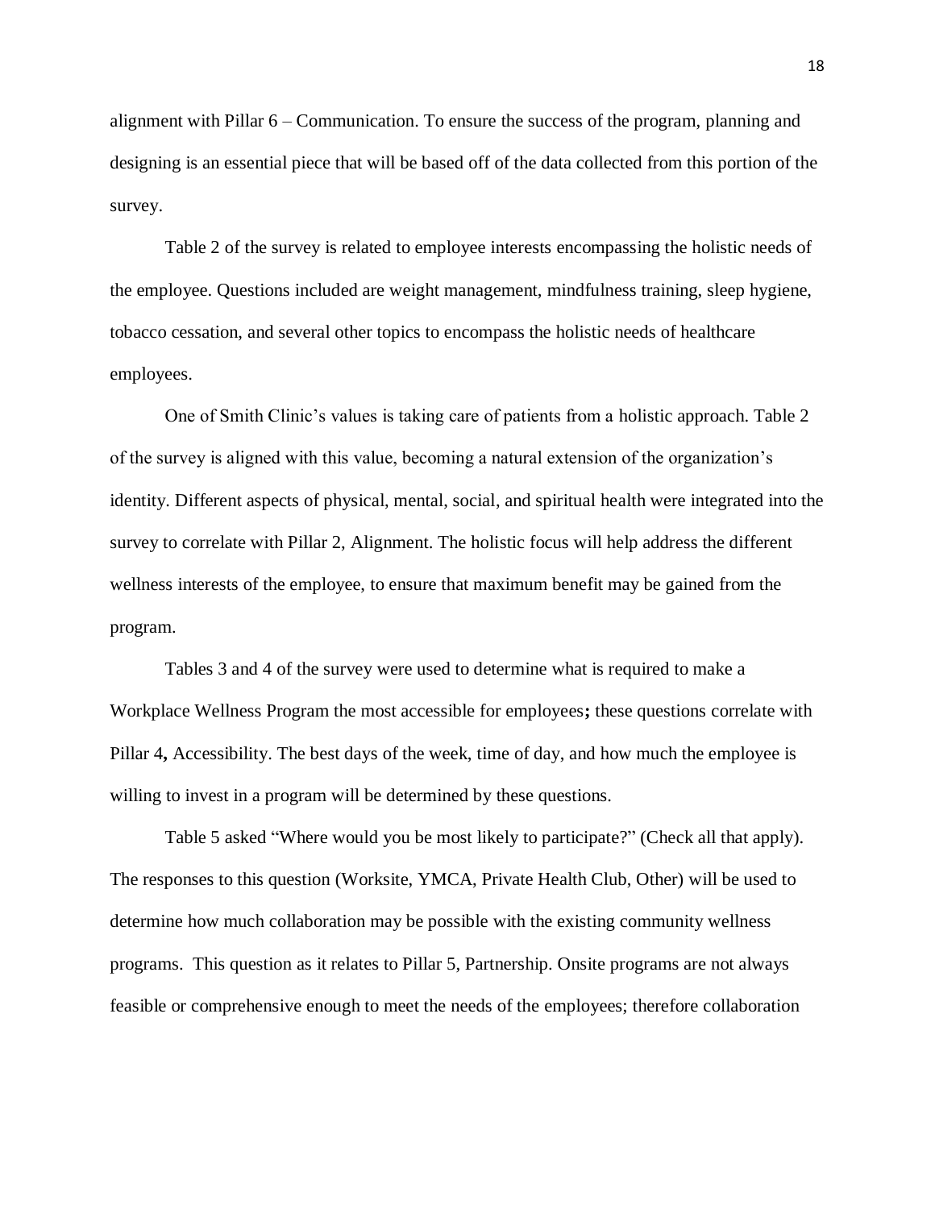alignment with Pillar 6 – Communication. To ensure the success of the program, planning and designing is an essential piece that will be based off of the data collected from this portion of the survey.

Table 2 of the survey is related to employee interests encompassing the holistic needs of the employee. Questions included are weight management, mindfulness training, sleep hygiene, tobacco cessation, and several other topics to encompass the holistic needs of healthcare employees.

One of Smith Clinic's values is taking care of patients from a holistic approach. Table 2 of the survey is aligned with this value, becoming a natural extension of the organization's identity. Different aspects of physical, mental, social, and spiritual health were integrated into the survey to correlate with Pillar 2, Alignment. The holistic focus will help address the different wellness interests of the employee, to ensure that maximum benefit may be gained from the program.

Tables 3 and 4 of the survey were used to determine what is required to make a Workplace Wellness Program the most accessible for employees**;** these questions correlate with Pillar 4**,** Accessibility. The best days of the week, time of day, and how much the employee is willing to invest in a program will be determined by these questions.

Table 5 asked "Where would you be most likely to participate?" (Check all that apply). The responses to this question (Worksite, YMCA, Private Health Club, Other) will be used to determine how much collaboration may be possible with the existing community wellness programs. This question as it relates to Pillar 5, Partnership. Onsite programs are not always feasible or comprehensive enough to meet the needs of the employees; therefore collaboration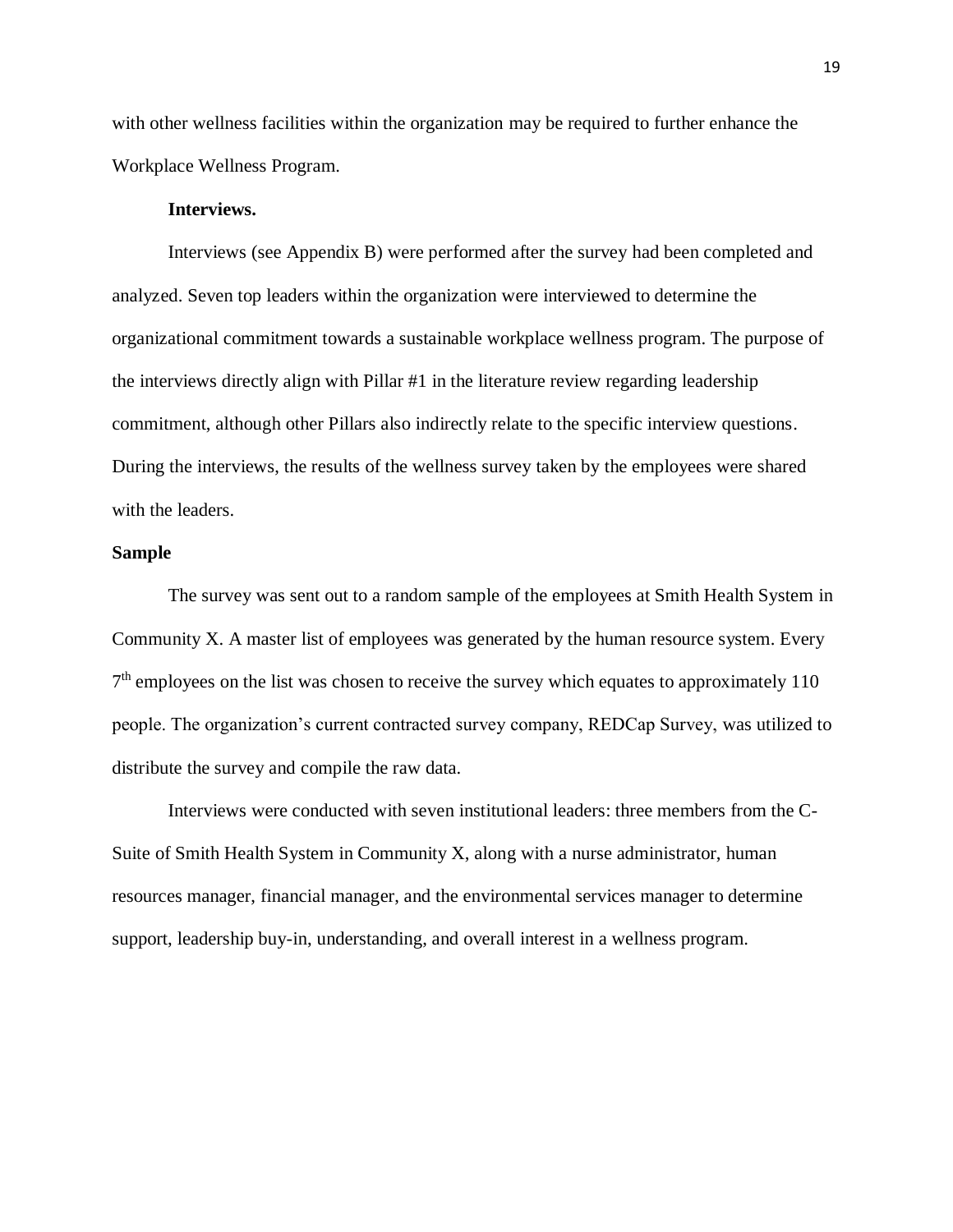with other wellness facilities within the organization may be required to further enhance the Workplace Wellness Program.

**Interviews.**

Interviews (see Appendix B) were performed after the survey had been completed and analyzed. Seven top leaders within the organization were interviewed to determine the organizational commitment towards a sustainable workplace wellness program. The purpose of the interviews directly align with Pillar #1 in the literature review regarding leadership commitment, although other Pillars also indirectly relate to the specific interview questions. During the interviews, the results of the wellness survey taken by the employees were shared with the leaders.

## Sample

The survey was sent out to a random sample of the employees at Smith Health System in Community X. A master list of employees was generated by the human resource system. Every 7th employees on the list was chosen to receive the survey which equates to approximately 110 people. The organization's current contracted survey company, REDCap Survey, was utilized to distribute the survey and compile the raw data.

Interviews were conducted with seven institutional leaders: three members from the C-Suite of Smith Health System in Community X, along with a nurse administrator, human resources manager, financial manager, and the environmental services manager to determine support, leadership buy-in, understanding, and overall interest in a wellness program.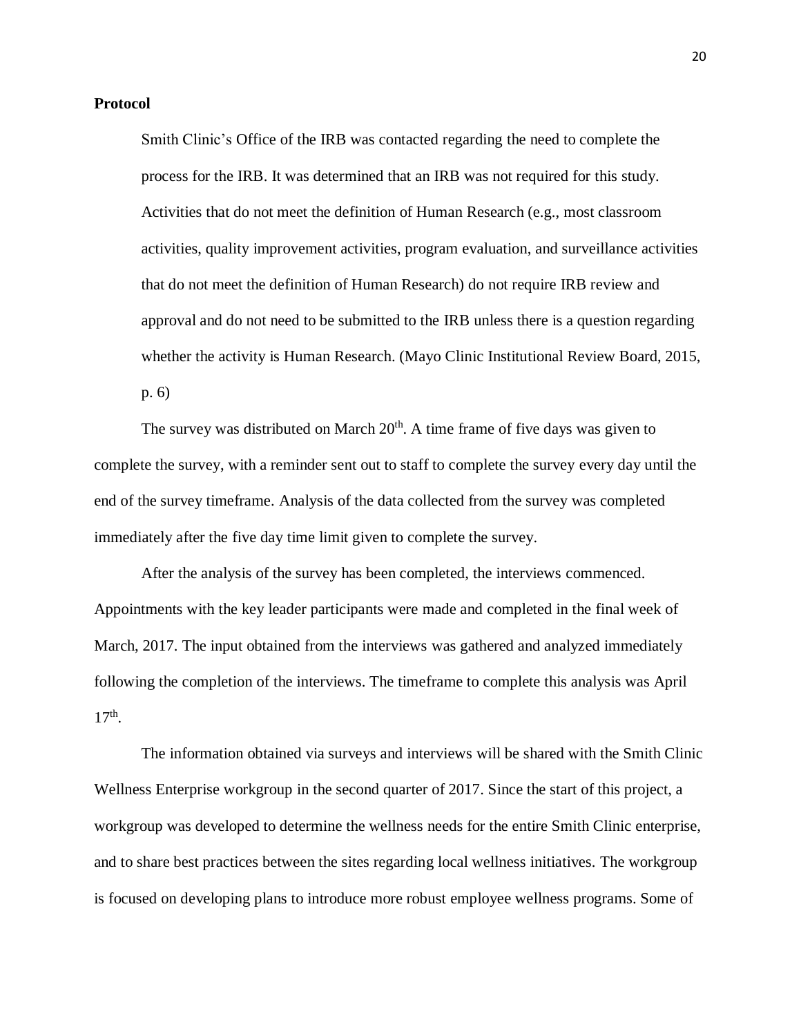**Protocol**

> Smith Clinic's Office of the IRB was contacted regarding the need to complete the process for the IRB. It was determined that an IRB was not required for this study. Activities that do not meet the definition of Human Research (e.g., most classroom activities, quality improvement activities, program evaluation, and surveillance activities that do not meet the definition of Human Research) do not require IRB review and approval and do not need to be submitted to the IRB unless there is a question regarding whether the activity is Human Research. (Mayo Clinic Institutional Review Board, 2015, p. 6)

The survey was distributed on March 20th. A time frame of five days was given to complete the survey, with a reminder sent out to staff to complete the survey every day until the end of the survey timeframe. Analysis of the data collected from the survey was completed immediately after the five day time limit given to complete the survey.

After the analysis of the survey has been completed, the interviews commenced. Appointments with the key leader participants were made and completed in the final week of March, 2017. The input obtained from the interviews was gathered and analyzed immediately following the completion of the interviews. The timeframe to complete this analysis was April 17th.

The information obtained via surveys and interviews will be shared with the Smith Clinic Wellness Enterprise workgroup in the second quarter of 2017. Since the start of this project, a workgroup was developed to determine the wellness needs for the entire Smith Clinic enterprise, and to share best practices between the sites regarding local wellness initiatives. The workgroup is focused on developing plans to introduce more robust employee wellness programs. Some of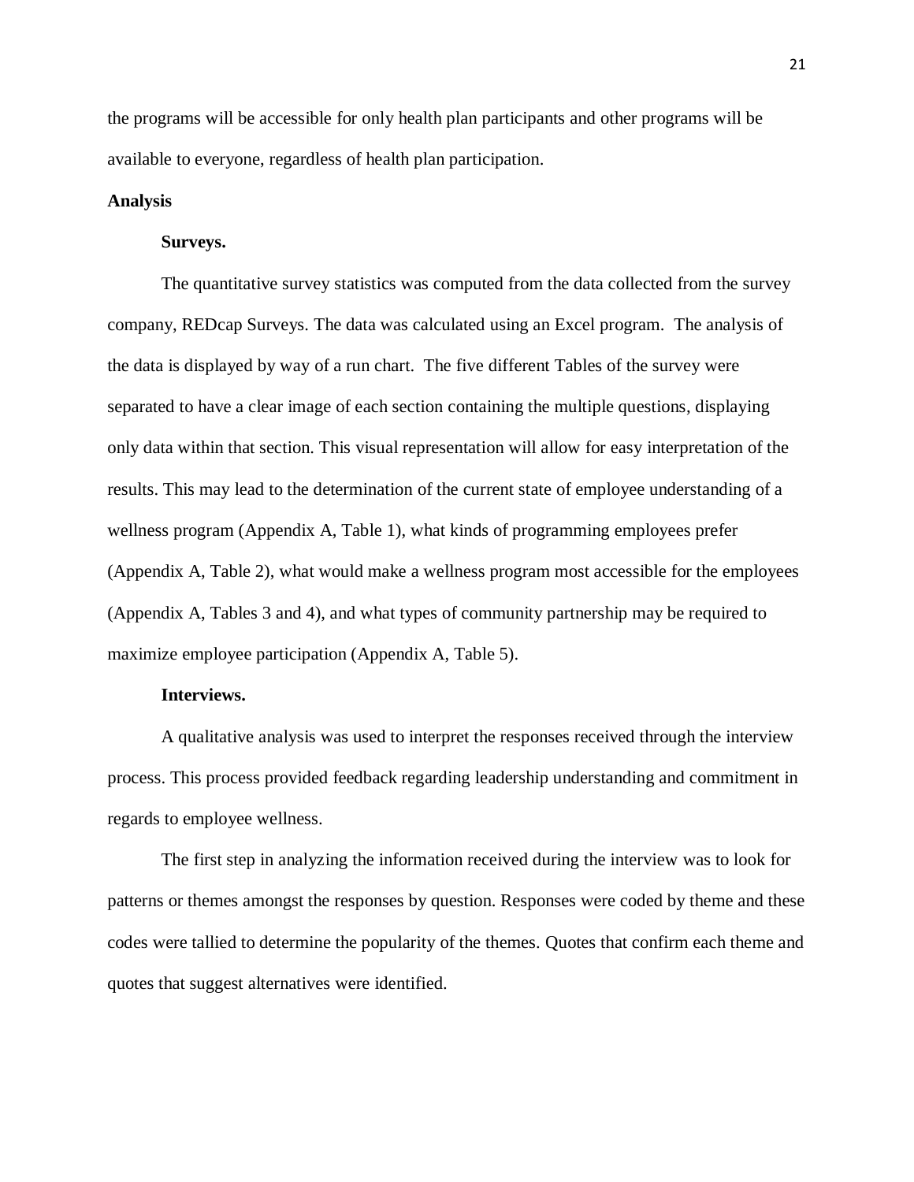the programs will be accessible for only health plan participants and other programs will be available to everyone, regardless of health plan participation.

## Analysis

### Surveys.

The quantitative survey statistics was computed from the data collected from the survey company, REDcap Surveys. The data was calculated using an Excel program. The analysis of the data is displayed by way of a run chart. The five different Tables of the survey were separated to have a clear image of each section containing the multiple questions, displaying only data within that section. This visual representation will allow for easy interpretation of the results. This may lead to the determination of the current state of employee understanding of a wellness program (Appendix A, Table 1), what kinds of programming employees prefer (Appendix A, Table 2), what would make a wellness program most accessible for the employees (Appendix A, Tables 3 and 4), and what types of community partnership may be required to maximize employee participation (Appendix A, Table 5).

### Interviews.

A qualitative analysis was used to interpret the responses received through the interview process. This process provided feedback regarding leadership understanding and commitment in regards to employee wellness.

The first step in analyzing the information received during the interview was to look for patterns or themes amongst the responses by question. Responses were coded by theme and these codes were tallied to determine the popularity of the themes. Quotes that confirm each theme and quotes that suggest alternatives were identified.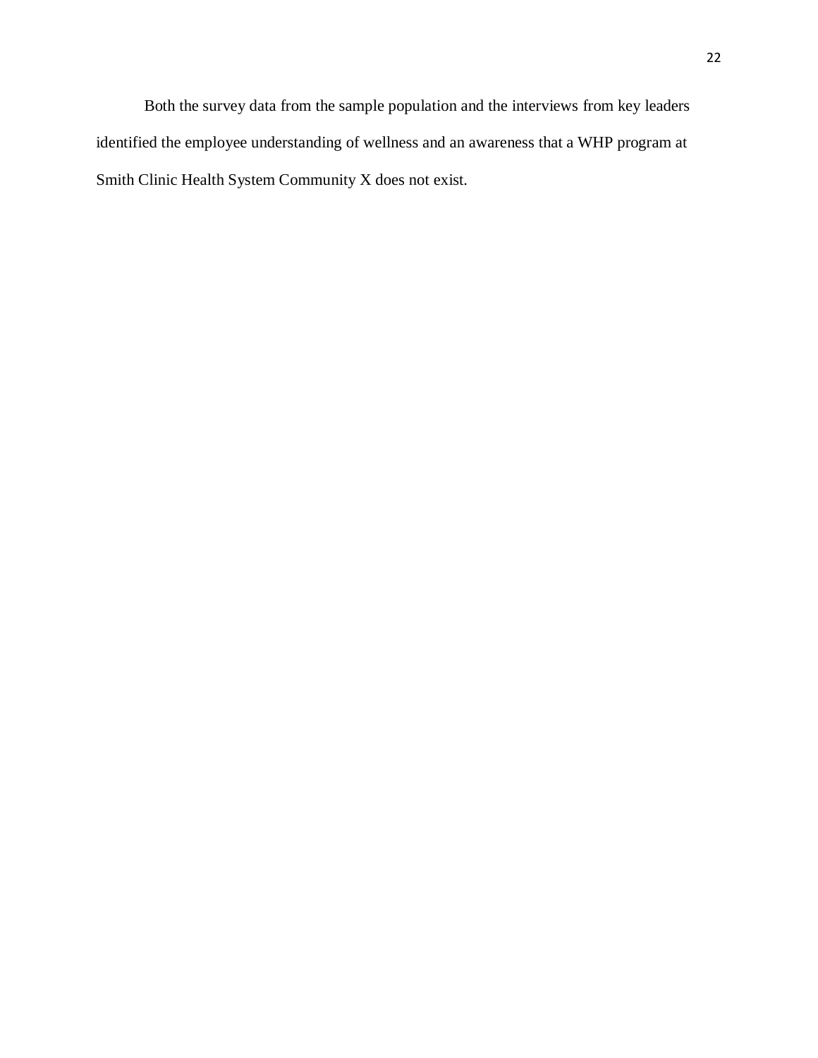Both the survey data from the sample population and the interviews from key leaders identified the employee understanding of wellness and an awareness that a WHP program at Smith Clinic Health System Community X does not exist.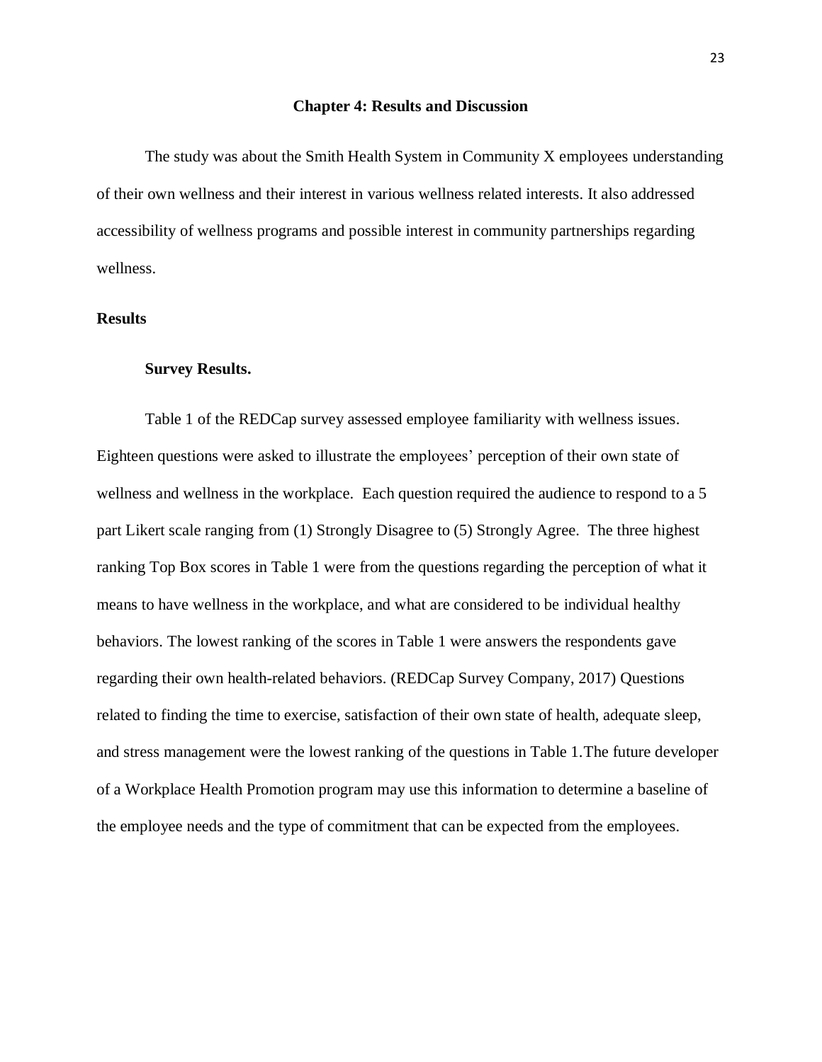# Chapter 4: Results and Discussion

The study was about the Smith Health System in Community X employees understanding of their own wellness and their interest in various wellness related interests. It also addressed accessibility of wellness programs and possible interest in community partnerships regarding wellness.

## Results

### Survey Results.

Table 1 of the REDCap survey assessed employee familiarity with wellness issues. Eighteen questions were asked to illustrate the employees' perception of their own state of wellness and wellness in the workplace. Each question required the audience to respond to a 5 part Likert scale ranging from (1) Strongly Disagree to (5) Strongly Agree. The three highest ranking Top Box scores in Table 1 were from the questions regarding the perception of what it means to have wellness in the workplace, and what are considered to be individual healthy behaviors. The lowest ranking of the scores in Table 1 were answers the respondents gave regarding their own health-related behaviors. (REDCap Survey Company, 2017) Questions related to finding the time to exercise, satisfaction of their own state of health, adequate sleep, and stress management were the lowest ranking of the questions in Table 1.The future developer of a Workplace Health Promotion program may use this information to determine a baseline of the employee needs and the type of commitment that can be expected from the employees.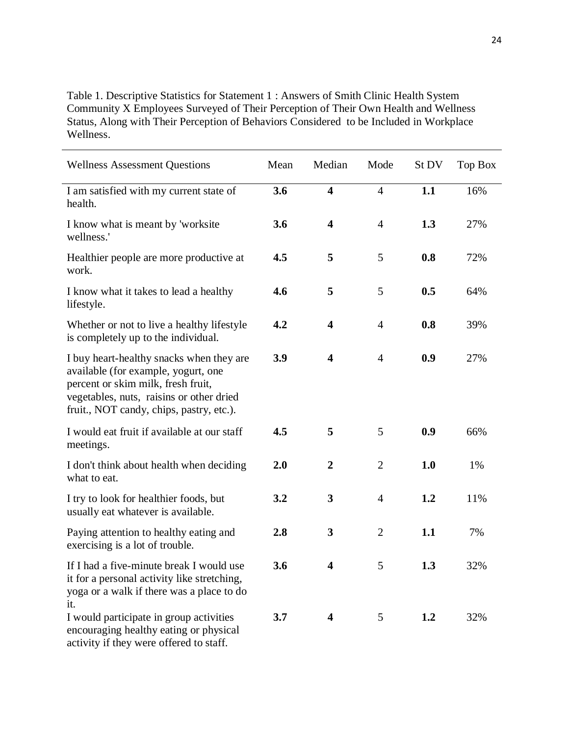Table 1. Descriptive Statistics for Statement 1 : Answers of Smith Clinic Health System Community X Employees Surveyed of Their Perception of Their Own Health and Wellness Status, Along with Their Perception of Behaviors Considered to be Included in Workplace Wellness.

| Wellness Assessment Questions | Mean | Median | Mode | St DV | Top Box |
|---|---|---|---|---|---|
| I am satisfied with my current state of health. | **3.6** | **4** | 4 | **1.1** | 16% |
| I know what is meant by 'worksite wellness.' | **3.6** | **4** | 4 | **1.3** | 27% |
| Healthier people are more productive at work. | **4.5** | **5** | 5 | **0.8** | 72% |
| I know what it takes to lead a healthy lifestyle. | **4.6** | **5** | 5 | **0.5** | 64% |
| Whether or not to live a healthy lifestyle is completely up to the individual. | **4.2** | **4** | 4 | **0.8** | 39% |
| I buy heart-healthy snacks when they are available (for example, yogurt, one percent or skim milk, fresh fruit, vegetables, nuts, raisins or other dried fruit., NOT candy, chips, pastry, etc.). | **3.9** | **4** | 4 | **0.9** | 27% |
| I would eat fruit if available at our staff meetings. | **4.5** | **5** | 5 | **0.9** | 66% |
| I don't think about health when deciding what to eat. | **2.0** | **2** | 2 | **1.0** | 1% |
| I try to look for healthier foods, but usually eat whatever is available. | **3.2** | **3** | 4 | **1.2** | 11% |
| Paying attention to healthy eating and exercising is a lot of trouble. | **2.8** | **3** | 2 | **1.1** | 7% |
| If I had a five-minute break I would use it for a personal activity like stretching, yoga or a walk if there was a place to do it. | **3.6** | **4** | 5 | **1.3** | 32% |
| I would participate in group activities encouraging healthy eating or physical activity if they were offered to staff. | **3.7** | **4** | 5 | **1.2** | 32% |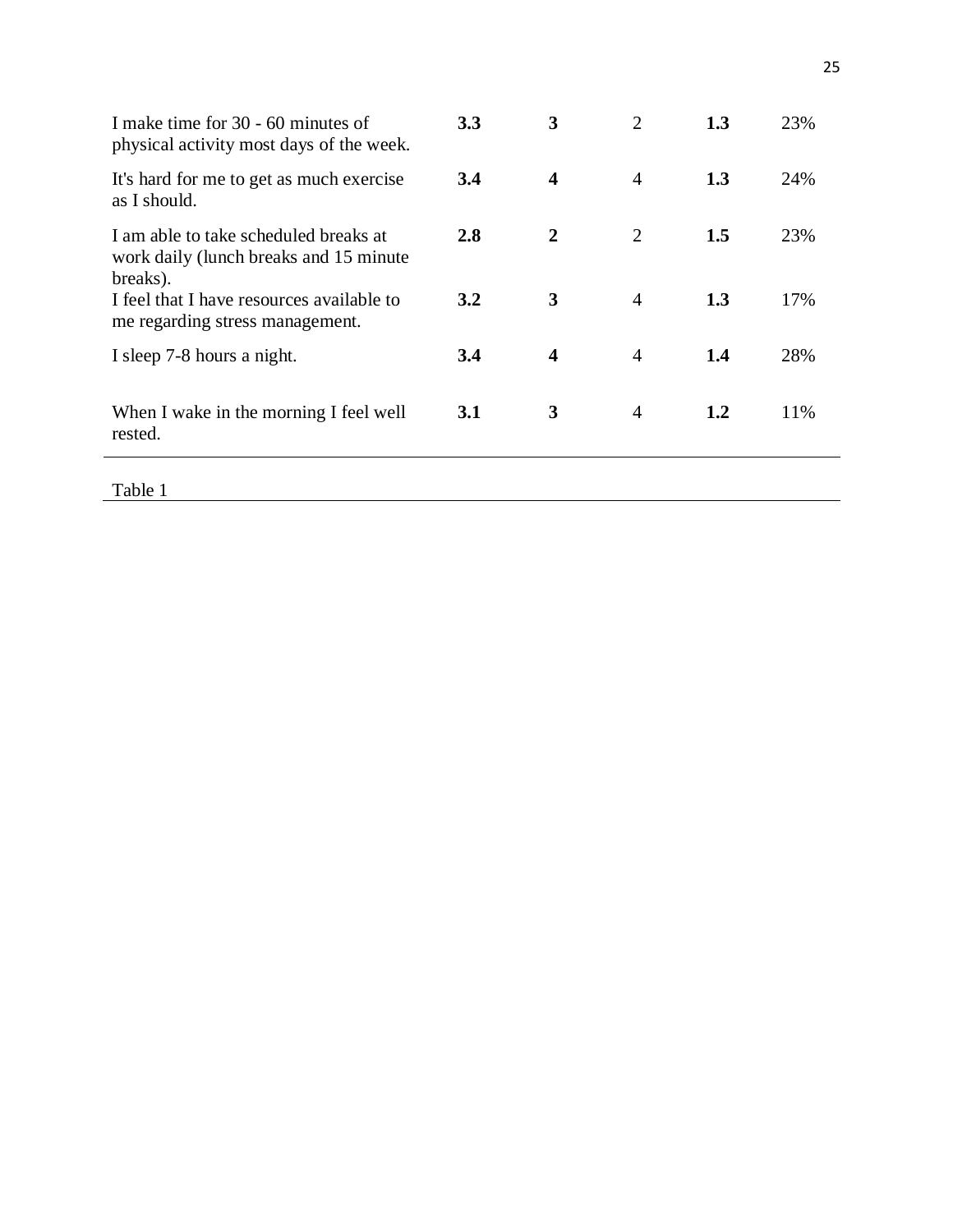| | | | | | |
|---|---|---|---|---|---|
| I make time for 30 - 60 minutes of physical activity most days of the week. | **3.3** | **3** | 2 | **1.3** | 23% |
| It's hard for me to get as much exercise as I should. | **3.4** | **4** | 4 | **1.3** | 24% |
| I am able to take scheduled breaks at work daily (lunch breaks and 15 minute breaks). | **2.8** | **2** | 2 | **1.5** | 23% |
| I feel that I have resources available to me regarding stress management. | **3.2** | **3** | 4 | **1.3** | 17% |
| I sleep 7-8 hours a night. | **3.4** | **4** | 4 | **1.4** | 28% |
| When I wake in the morning I feel well rested. | **3.1** | **3** | 4 | **1.2** | 11% |

Table 1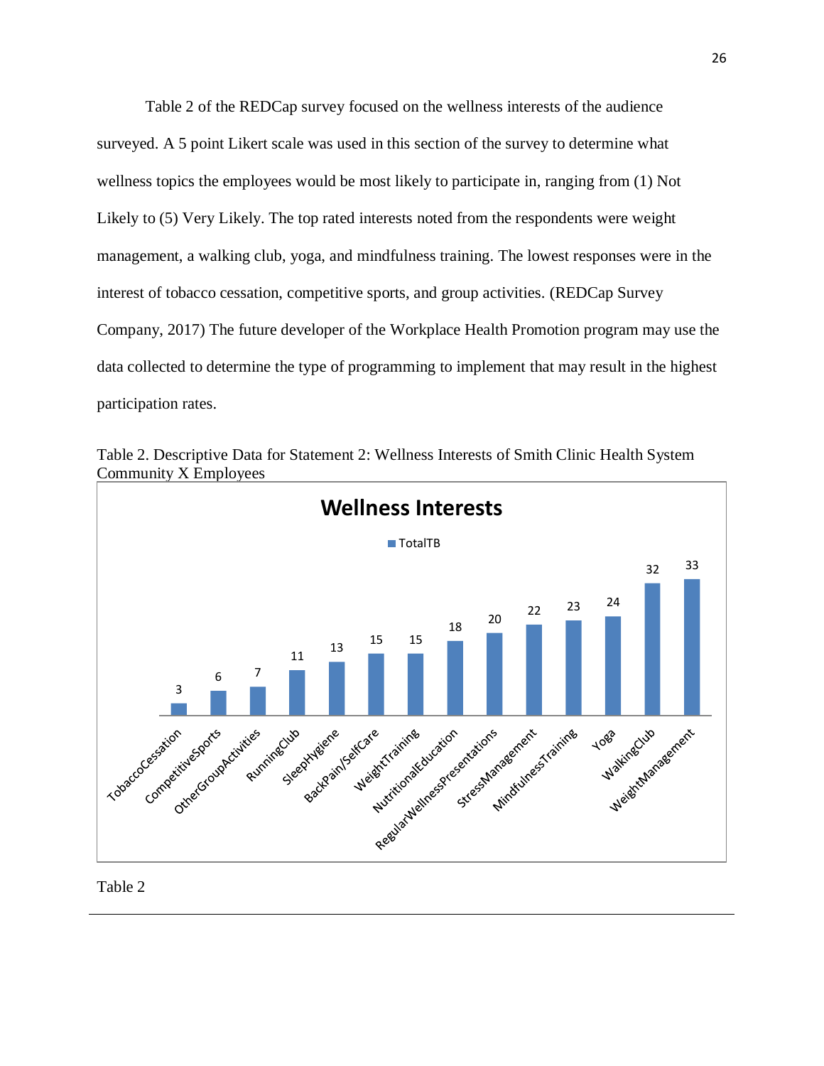Table 2 of the REDCap survey focused on the wellness interests of the audience surveyed. A 5 point Likert scale was used in this section of the survey to determine what wellness topics the employees would be most likely to participate in, ranging from (1) Not Likely to (5) Very Likely. The top rated interests noted from the respondents were weight management, a walking club, yoga, and mindfulness training. The lowest responses were in the interest of tobacco cessation, competitive sports, and group activities. (REDCap Survey Company, 2017) The future developer of the Workplace Health Promotion program may use the data collected to determine the type of programming to implement that may result in the highest participation rates.

Table 2. Descriptive Data for Statement 2: Wellness Interests of Smith Clinic Health System Community X Employees

**Wellness Interests**

| Interest | TotalTB |
|---|---|
| TobaccoCessation | 3 |
| CompetitiveSports | 6 |
| OtherGroupActivities | 7 |
| RunningClub | 11 |
| SleepHygiene | 13 |
| BackPain/SelfCare | 15 |
| WeightTraining | 15 |
| NutritionalEducation | 18 |
| RegularWellnessPresentations | 20 |
| StressManagement | 22 |
| MindfulnessTraining | 23 |
| Yoga | 24 |
| WalkingClub | 32 |
| WeightManagement | 33 |

Table 2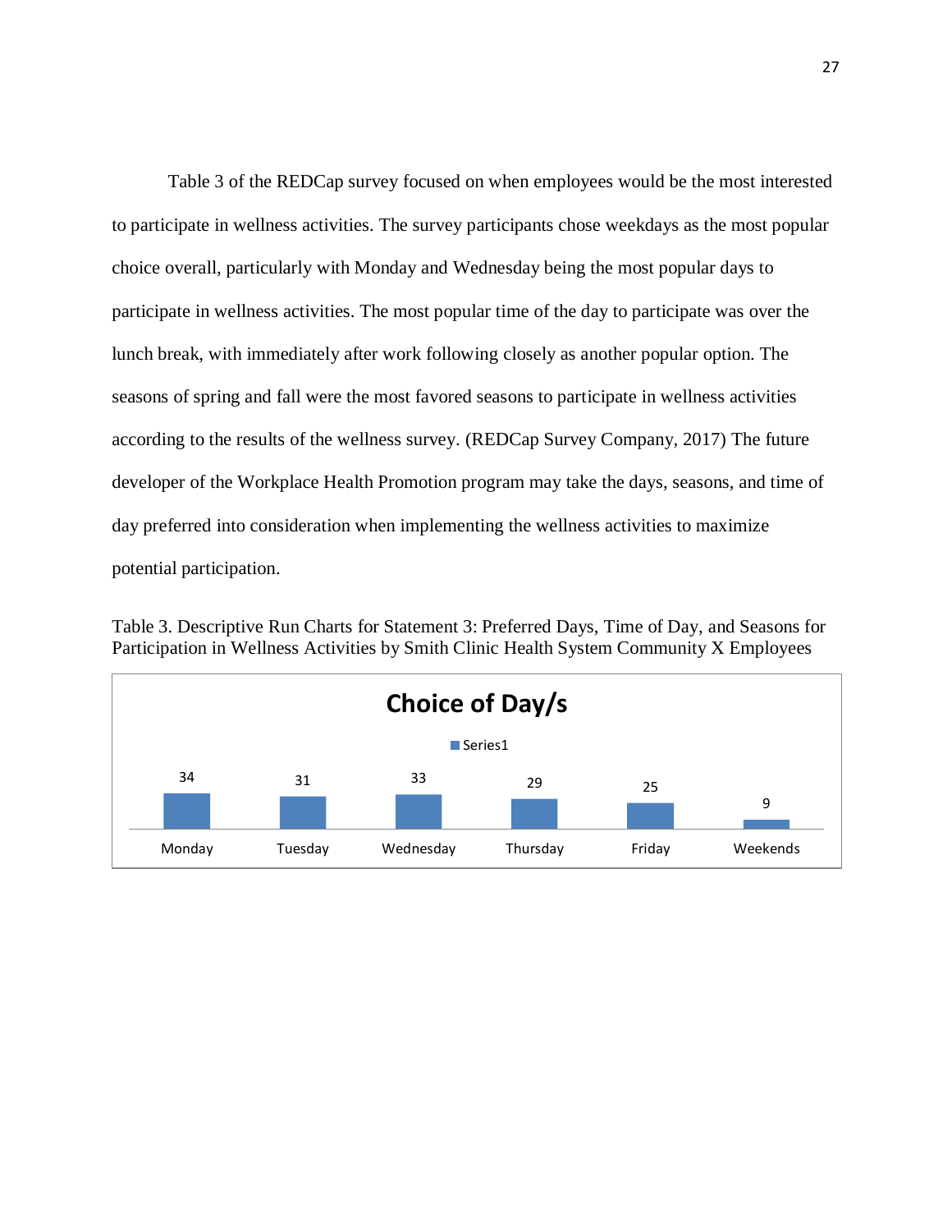Table 3 of the REDCap survey focused on when employees would be the most interested to participate in wellness activities. The survey participants chose weekdays as the most popular choice overall, particularly with Monday and Wednesday being the most popular days to participate in wellness activities. The most popular time of the day to participate was over the lunch break, with immediately after work following closely as another popular option. The seasons of spring and fall were the most favored seasons to participate in wellness activities according to the results of the wellness survey. (REDCap Survey Company, 2017) The future developer of the Workplace Health Promotion program may take the days, seasons, and time of day preferred into consideration when implementing the wellness activities to maximize potential participation.

Table 3. Descriptive Run Charts for Statement 3: Preferred Days, Time of Day, and Seasons for Participation in Wellness Activities by Smith Clinic Health System Community X Employees

**Choice of Day/s**

| | Monday | Tuesday | Wednesday | Thursday | Friday | Weekends |
|---|---|---|---|---|---|---|
| Series1 | 34 | 31 | 33 | 29 | 25 | 9 |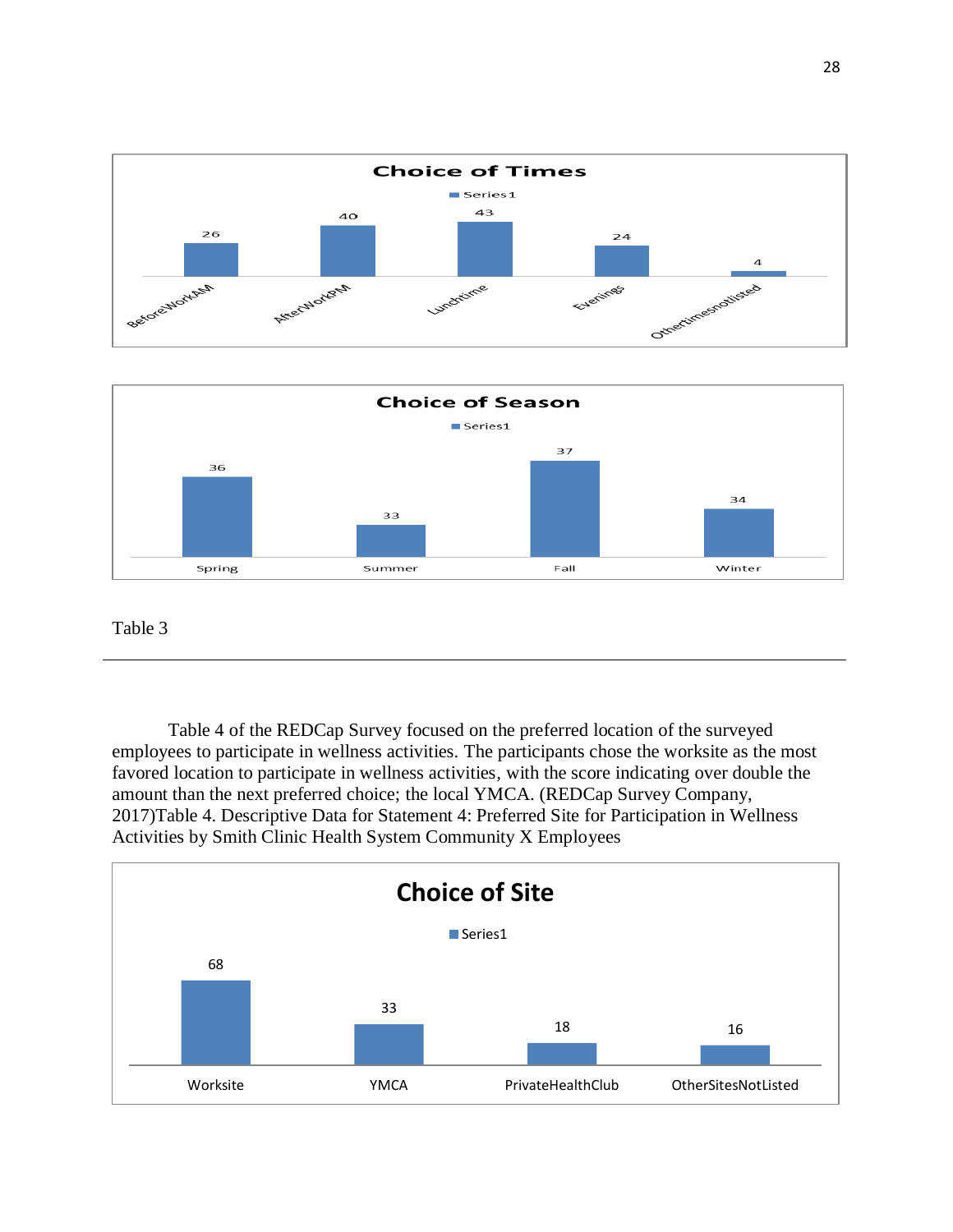**Choice of Times**

| | Series1 |
|---|---|
| BeforeWorkAM | 26 |
| AfterWorkPM | 40 |
| Lunchtime | 43 |
| Evenings | 24 |
| Othertimesnotlisted | 4 |

**Choice of Season**

| | Series1 |
|---|---|
| Spring | 36 |
| Summer | 33 |
| Fall | 37 |
| Winter | 34 |

Table 3

---

Table 4 of the REDCap Survey focused on the preferred location of the surveyed employees to participate in wellness activities. The participants chose the worksite as the most favored location to participate in wellness activities, with the score indicating over double the amount than the next preferred choice; the local YMCA. (REDCap Survey Company, 2017)Table 4. Descriptive Data for Statement 4: Preferred Site for Participation in Wellness Activities by Smith Clinic Health System Community X Employees

**Choice of Site**

| | Series1 |
|---|---|
| Worksite | 68 |
| YMCA | 33 |
| PrivateHealthClub | 18 |
| OtherSitesNotListed | 16 |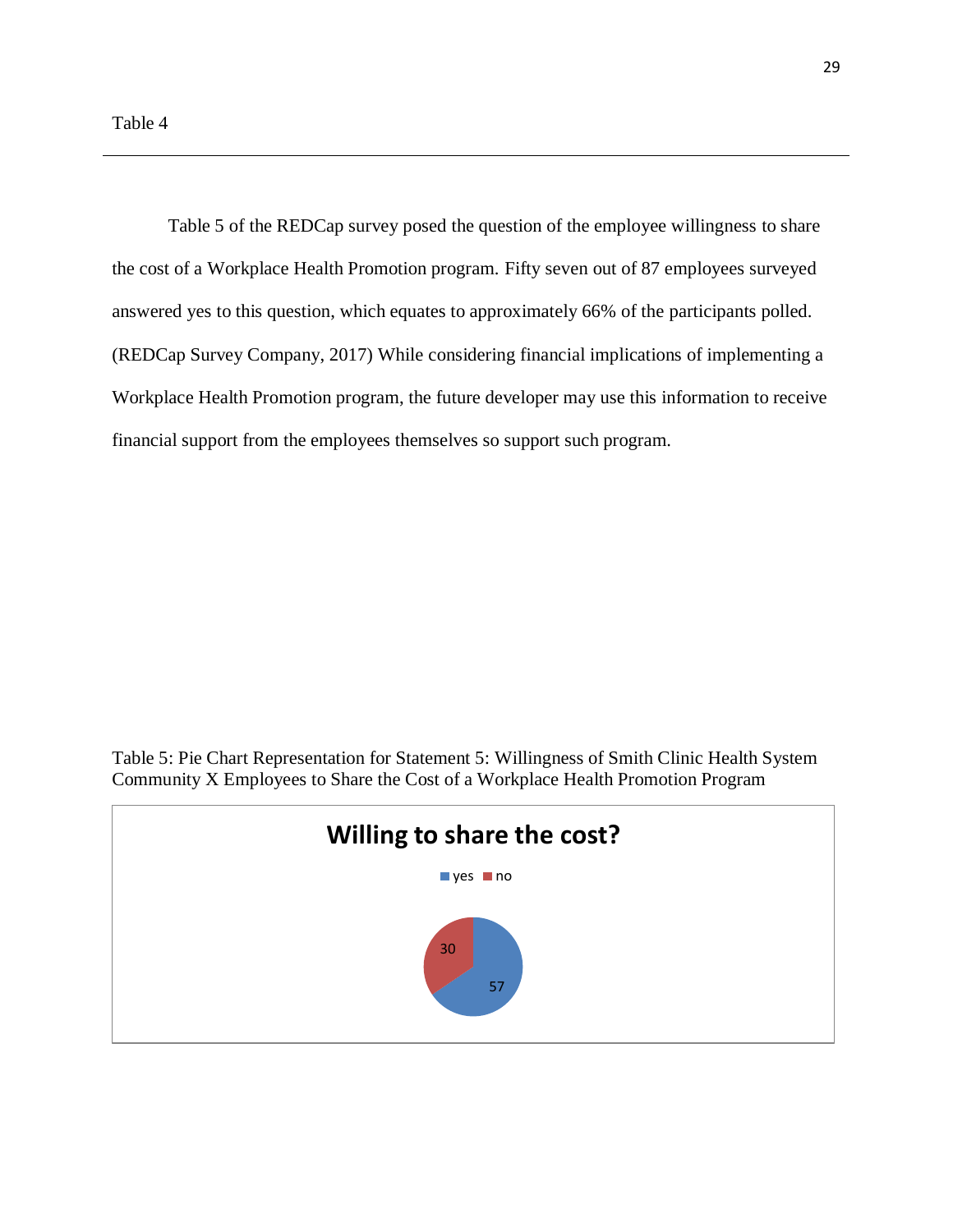Table 4

---

Table 5 of the REDCap survey posed the question of the employee willingness to share the cost of a Workplace Health Promotion program. Fifty seven out of 87 employees surveyed answered yes to this question, which equates to approximately 66% of the participants polled. (REDCap Survey Company, 2017) While considering financial implications of implementing a Workplace Health Promotion program, the future developer may use this information to receive financial support from the employees themselves so support such program.

Table 5: Pie Chart Representation for Statement 5: Willingness of Smith Clinic Health System Community X Employees to Share the Cost of a Workplace Health Promotion Program

**Willing to share the cost?**

| Response | Count |
|---|---|
| yes | 57 |
| no | 30 |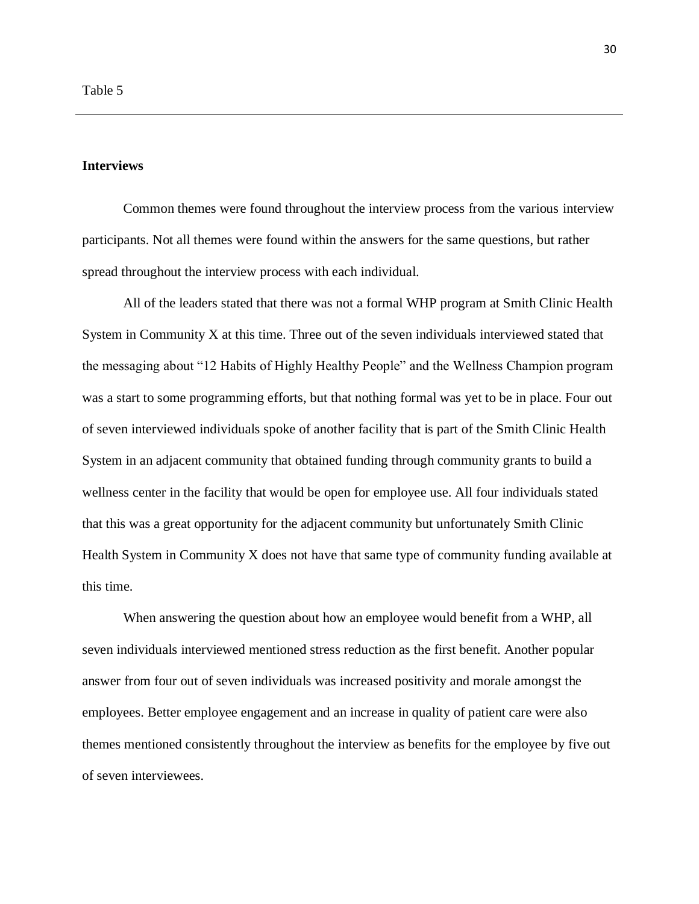Table 5

---

**Interviews**

Common themes were found throughout the interview process from the various interview participants. Not all themes were found within the answers for the same questions, but rather spread throughout the interview process with each individual.

All of the leaders stated that there was not a formal WHP program at Smith Clinic Health System in Community X at this time. Three out of the seven individuals interviewed stated that the messaging about "12 Habits of Highly Healthy People" and the Wellness Champion program was a start to some programming efforts, but that nothing formal was yet to be in place. Four out of seven interviewed individuals spoke of another facility that is part of the Smith Clinic Health System in an adjacent community that obtained funding through community grants to build a wellness center in the facility that would be open for employee use. All four individuals stated that this was a great opportunity for the adjacent community but unfortunately Smith Clinic Health System in Community X does not have that same type of community funding available at this time.

When answering the question about how an employee would benefit from a WHP, all seven individuals interviewed mentioned stress reduction as the first benefit. Another popular answer from four out of seven individuals was increased positivity and morale amongst the employees. Better employee engagement and an increase in quality of patient care were also themes mentioned consistently throughout the interview as benefits for the employee by five out of seven interviewees.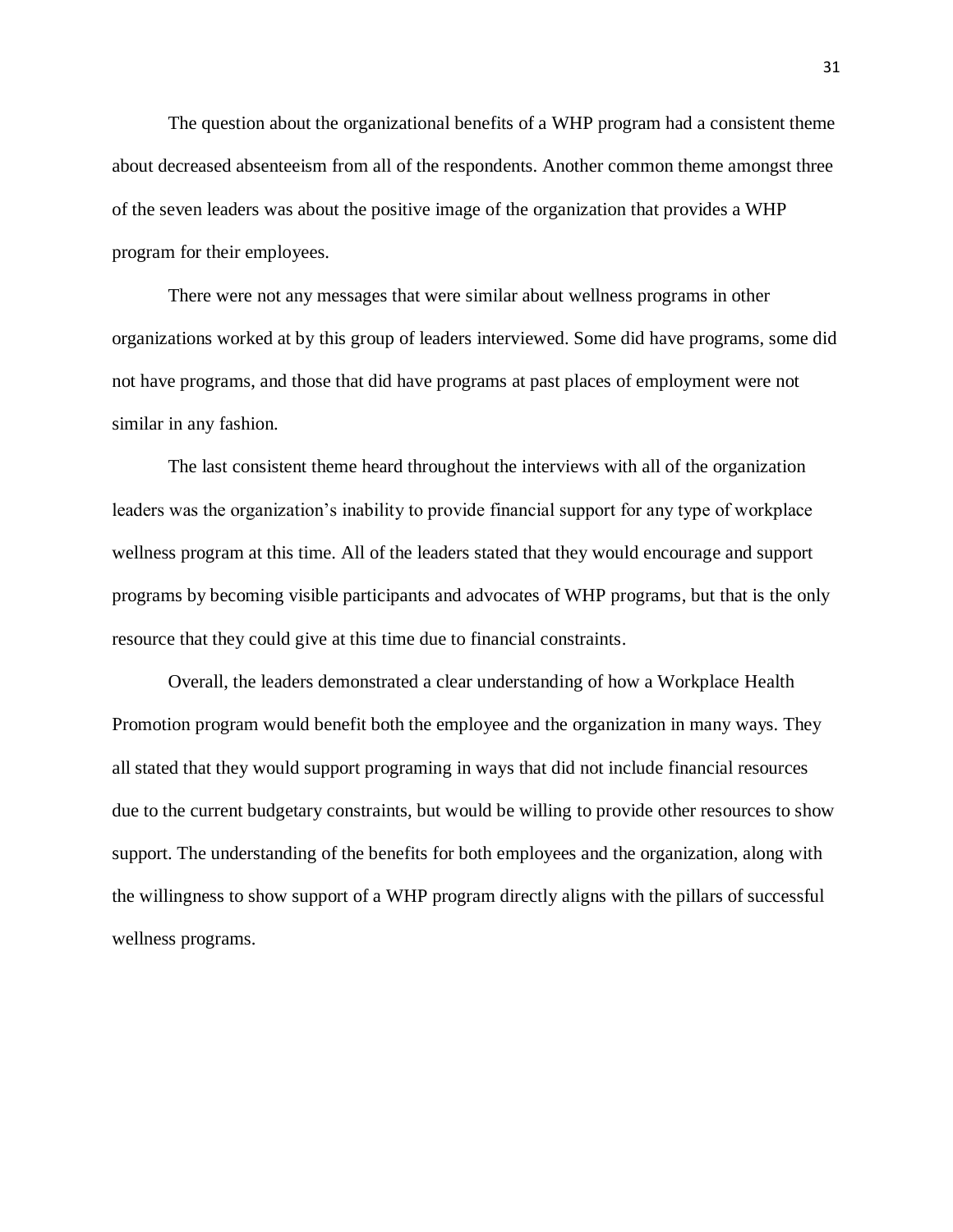The question about the organizational benefits of a WHP program had a consistent theme about decreased absenteeism from all of the respondents. Another common theme amongst three of the seven leaders was about the positive image of the organization that provides a WHP program for their employees.

There were not any messages that were similar about wellness programs in other organizations worked at by this group of leaders interviewed. Some did have programs, some did not have programs, and those that did have programs at past places of employment were not similar in any fashion.

The last consistent theme heard throughout the interviews with all of the organization leaders was the organization's inability to provide financial support for any type of workplace wellness program at this time. All of the leaders stated that they would encourage and support programs by becoming visible participants and advocates of WHP programs, but that is the only resource that they could give at this time due to financial constraints.

Overall, the leaders demonstrated a clear understanding of how a Workplace Health Promotion program would benefit both the employee and the organization in many ways. They all stated that they would support programing in ways that did not include financial resources due to the current budgetary constraints, but would be willing to provide other resources to show support. The understanding of the benefits for both employees and the organization, along with the willingness to show support of a WHP program directly aligns with the pillars of successful wellness programs.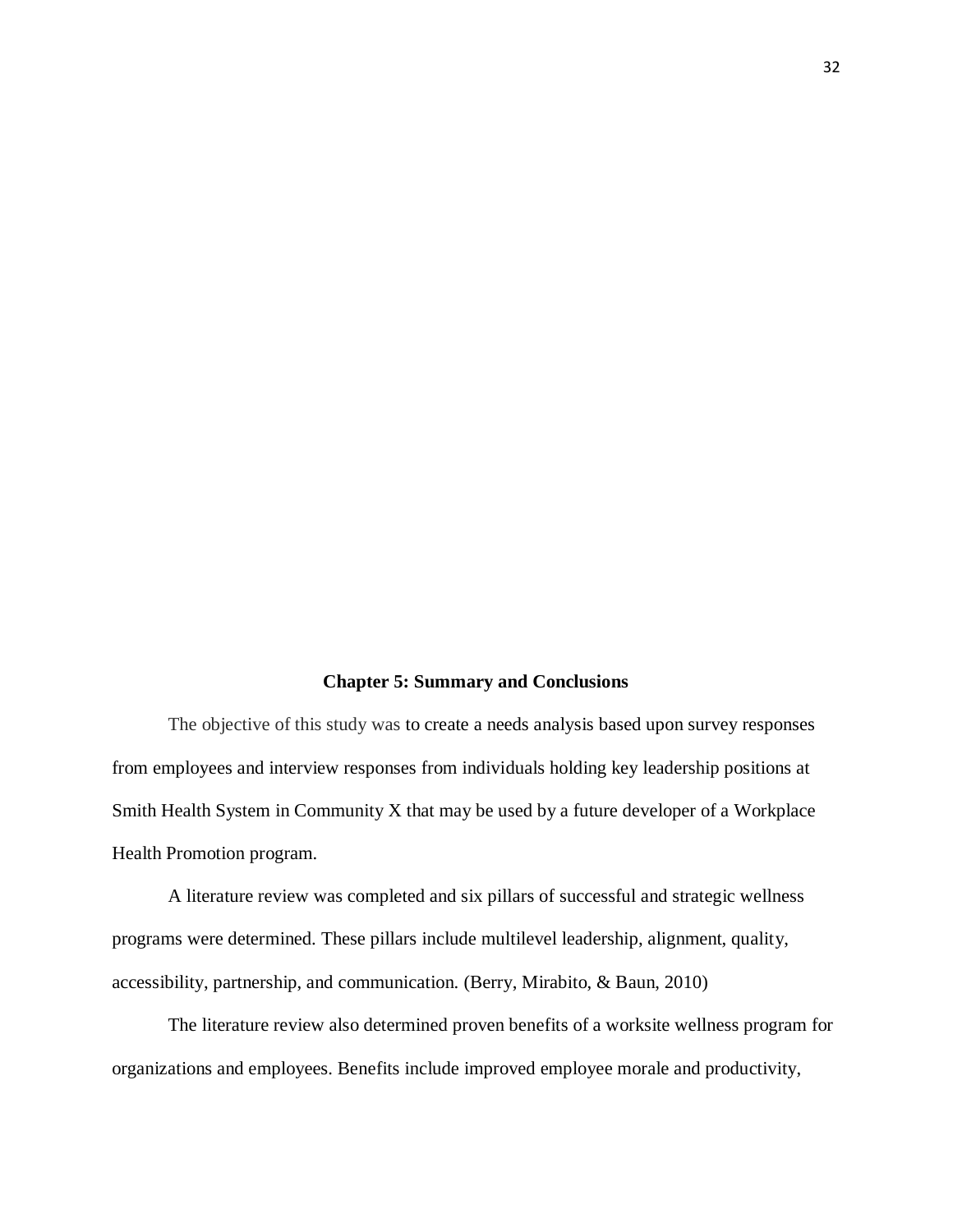## Chapter 5: Summary and Conclusions

The objective of this study was to create a needs analysis based upon survey responses from employees and interview responses from individuals holding key leadership positions at Smith Health System in Community X that may be used by a future developer of a Workplace Health Promotion program.

A literature review was completed and six pillars of successful and strategic wellness programs were determined. These pillars include multilevel leadership, alignment, quality, accessibility, partnership, and communication. (Berry, Mirabito, & Baun, 2010)

The literature review also determined proven benefits of a worksite wellness program for organizations and employees. Benefits include improved employee morale and productivity,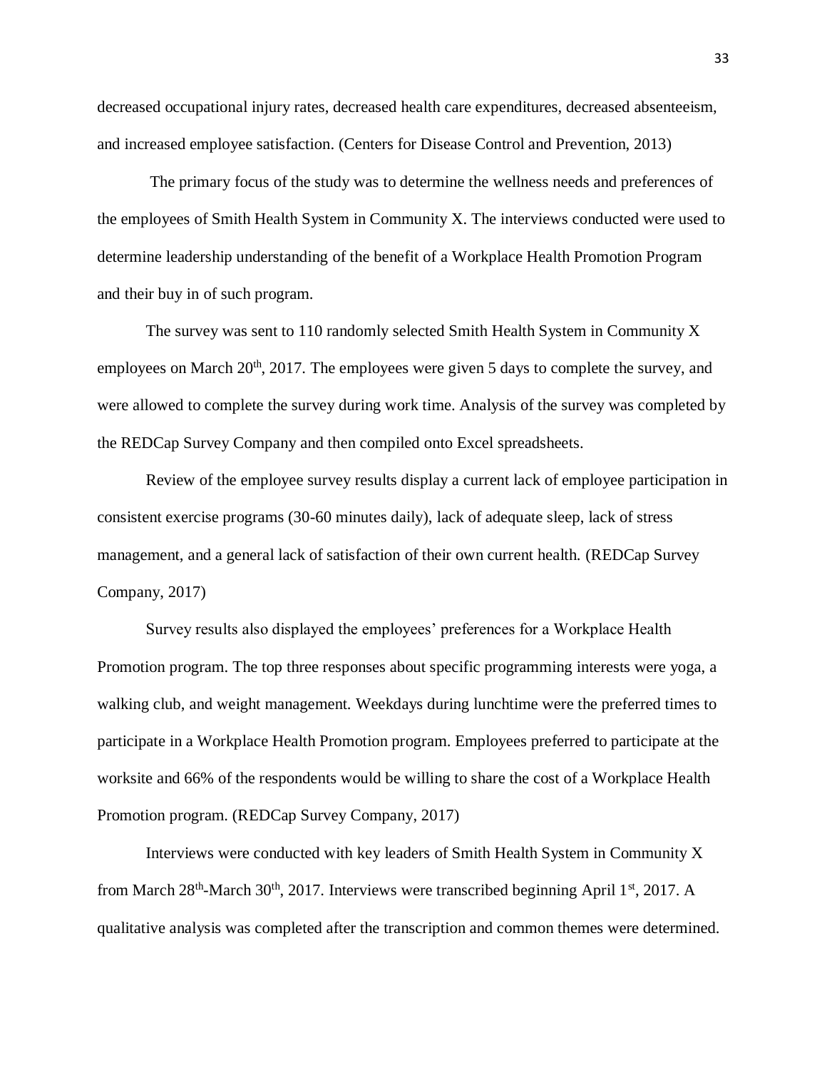decreased occupational injury rates, decreased health care expenditures, decreased absenteeism, and increased employee satisfaction. (Centers for Disease Control and Prevention, 2013)

The primary focus of the study was to determine the wellness needs and preferences of the employees of Smith Health System in Community X. The interviews conducted were used to determine leadership understanding of the benefit of a Workplace Health Promotion Program and their buy in of such program.

The survey was sent to 110 randomly selected Smith Health System in Community X employees on March 20th, 2017. The employees were given 5 days to complete the survey, and were allowed to complete the survey during work time. Analysis of the survey was completed by the REDCap Survey Company and then compiled onto Excel spreadsheets.

Review of the employee survey results display a current lack of employee participation in consistent exercise programs (30-60 minutes daily), lack of adequate sleep, lack of stress management, and a general lack of satisfaction of their own current health. (REDCap Survey Company, 2017)

Survey results also displayed the employees' preferences for a Workplace Health Promotion program. The top three responses about specific programming interests were yoga, a walking club, and weight management. Weekdays during lunchtime were the preferred times to participate in a Workplace Health Promotion program. Employees preferred to participate at the worksite and 66% of the respondents would be willing to share the cost of a Workplace Health Promotion program. (REDCap Survey Company, 2017)

Interviews were conducted with key leaders of Smith Health System in Community X from March 28th-March 30th, 2017. Interviews were transcribed beginning April 1st, 2017. A qualitative analysis was completed after the transcription and common themes were determined.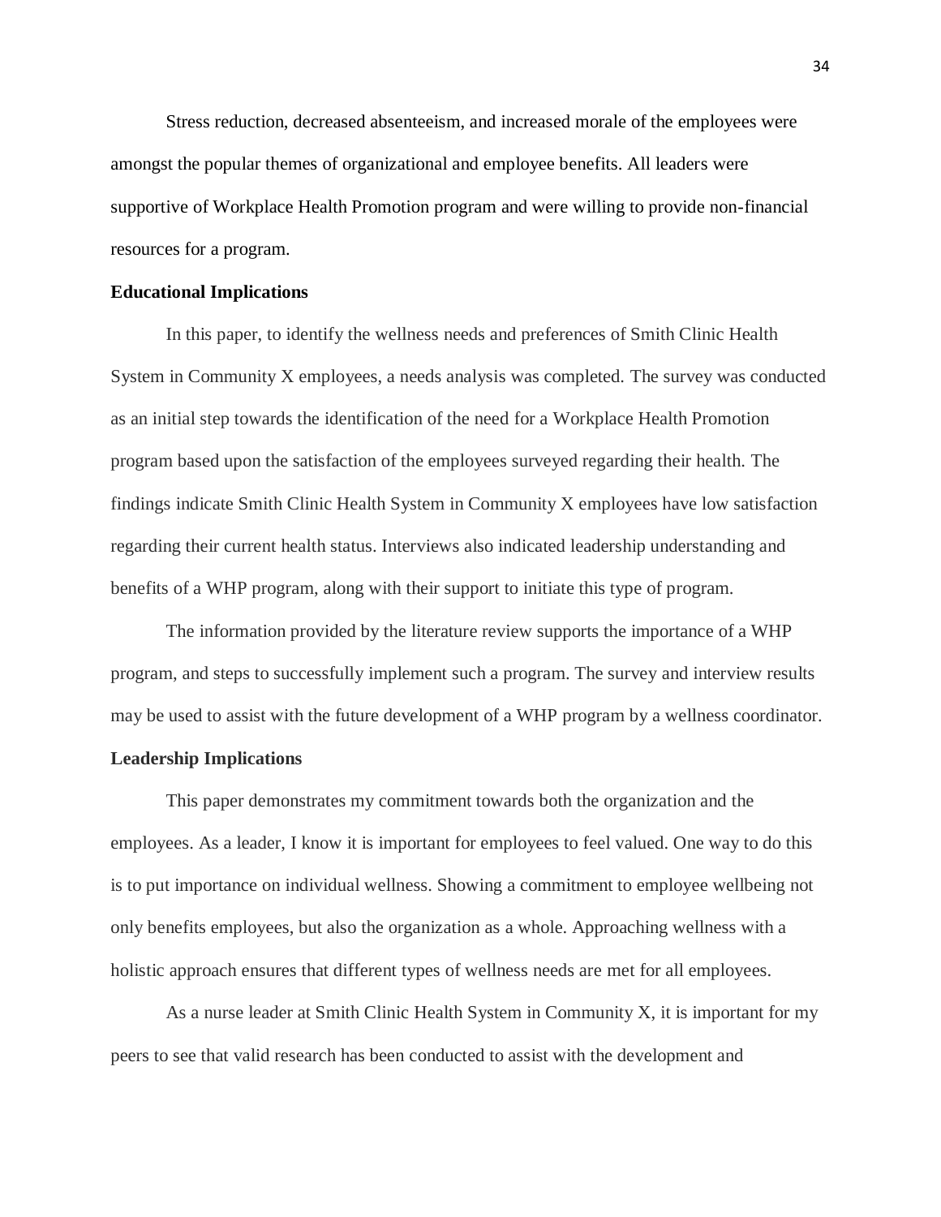Stress reduction, decreased absenteeism, and increased morale of the employees were amongst the popular themes of organizational and employee benefits. All leaders were supportive of Workplace Health Promotion program and were willing to provide non-financial resources for a program.

**Educational Implications**

In this paper, to identify the wellness needs and preferences of Smith Clinic Health System in Community X employees, a needs analysis was completed. The survey was conducted as an initial step towards the identification of the need for a Workplace Health Promotion program based upon the satisfaction of the employees surveyed regarding their health. The findings indicate Smith Clinic Health System in Community X employees have low satisfaction regarding their current health status. Interviews also indicated leadership understanding and benefits of a WHP program, along with their support to initiate this type of program.

The information provided by the literature review supports the importance of a WHP program, and steps to successfully implement such a program. The survey and interview results may be used to assist with the future development of a WHP program by a wellness coordinator.

**Leadership Implications**

This paper demonstrates my commitment towards both the organization and the employees. As a leader, I know it is important for employees to feel valued. One way to do this is to put importance on individual wellness. Showing a commitment to employee wellbeing not only benefits employees, but also the organization as a whole. Approaching wellness with a holistic approach ensures that different types of wellness needs are met for all employees.

As a nurse leader at Smith Clinic Health System in Community X, it is important for my peers to see that valid research has been conducted to assist with the development and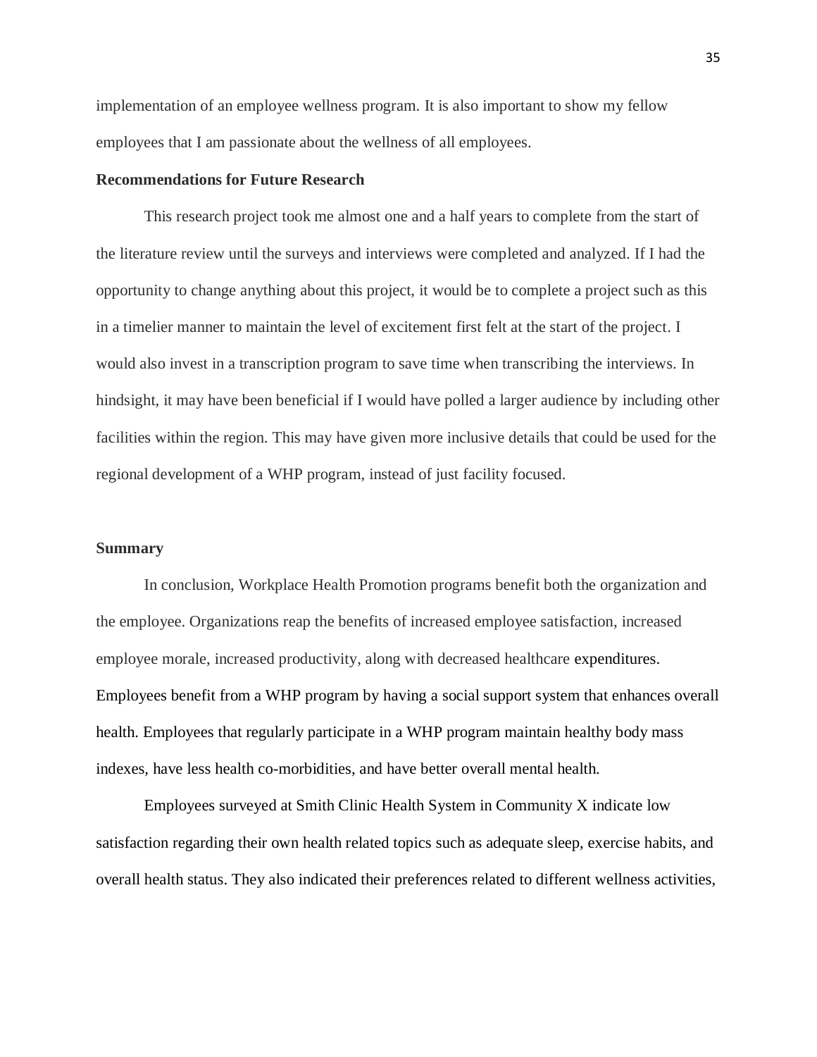implementation of an employee wellness program. It is also important to show my fellow employees that I am passionate about the wellness of all employees.

**Recommendations for Future Research**

This research project took me almost one and a half years to complete from the start of the literature review until the surveys and interviews were completed and analyzed. If I had the opportunity to change anything about this project, it would be to complete a project such as this in a timelier manner to maintain the level of excitement first felt at the start of the project. I would also invest in a transcription program to save time when transcribing the interviews. In hindsight, it may have been beneficial if I would have polled a larger audience by including other facilities within the region. This may have given more inclusive details that could be used for the regional development of a WHP program, instead of just facility focused.

**Summary**

In conclusion, Workplace Health Promotion programs benefit both the organization and the employee. Organizations reap the benefits of increased employee satisfaction, increased employee morale, increased productivity, along with decreased healthcare expenditures. Employees benefit from a WHP program by having a social support system that enhances overall health. Employees that regularly participate in a WHP program maintain healthy body mass indexes, have less health co-morbidities, and have better overall mental health.

Employees surveyed at Smith Clinic Health System in Community X indicate low satisfaction regarding their own health related topics such as adequate sleep, exercise habits, and overall health status. They also indicated their preferences related to different wellness activities,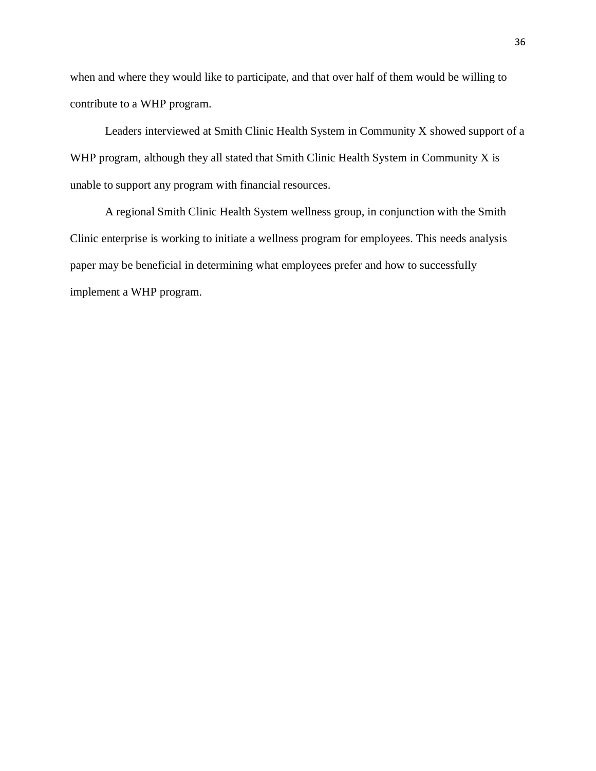when and where they would like to participate, and that over half of them would be willing to contribute to a WHP program.

Leaders interviewed at Smith Clinic Health System in Community X showed support of a WHP program, although they all stated that Smith Clinic Health System in Community X is unable to support any program with financial resources.

A regional Smith Clinic Health System wellness group, in conjunction with the Smith Clinic enterprise is working to initiate a wellness program for employees. This needs analysis paper may be beneficial in determining what employees prefer and how to successfully implement a WHP program.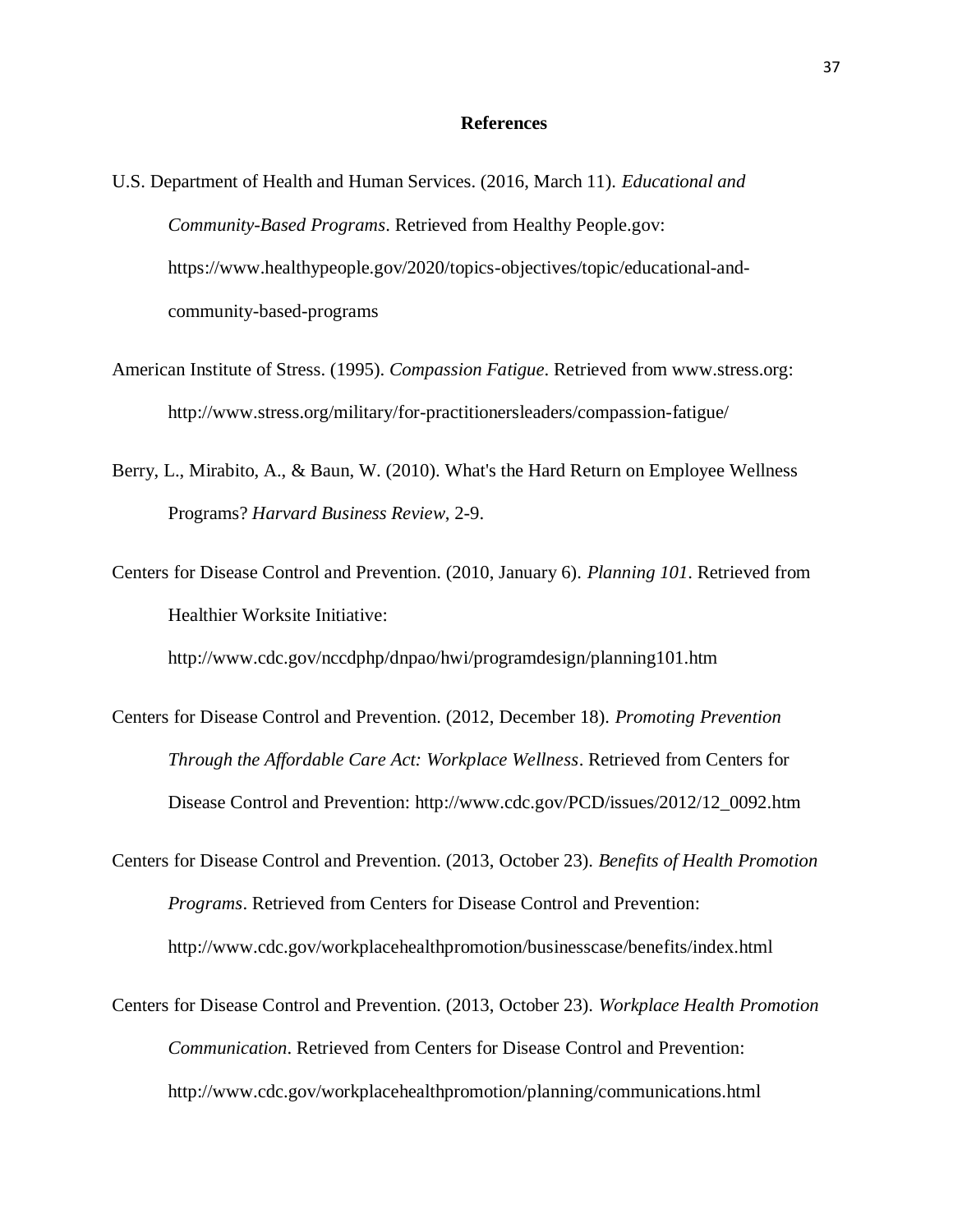## References

U.S. Department of Health and Human Services. (2016, March 11). *Educational and Community-Based Programs*. Retrieved from Healthy People.gov: https://www.healthypeople.gov/2020/topics-objectives/topic/educational-and-community-based-programs

American Institute of Stress. (1995). *Compassion Fatigue*. Retrieved from www.stress.org: http://www.stress.org/military/for-practitionersleaders/compassion-fatigue/

Berry, L., Mirabito, A., & Baun, W. (2010). What's the Hard Return on Employee Wellness Programs? *Harvard Business Review*, 2-9.

Centers for Disease Control and Prevention. (2010, January 6). *Planning 101*. Retrieved from Healthier Worksite Initiative: http://www.cdc.gov/nccdphp/dnpao/hwi/programdesign/planning101.htm

Centers for Disease Control and Prevention. (2012, December 18). *Promoting Prevention Through the Affordable Care Act: Workplace Wellness*. Retrieved from Centers for Disease Control and Prevention: http://www.cdc.gov/PCD/issues/2012/12_0092.htm

Centers for Disease Control and Prevention. (2013, October 23). *Benefits of Health Promotion Programs*. Retrieved from Centers for Disease Control and Prevention: http://www.cdc.gov/workplacehealthpromotion/businesscase/benefits/index.html

Centers for Disease Control and Prevention. (2013, October 23). *Workplace Health Promotion Communication*. Retrieved from Centers for Disease Control and Prevention: http://www.cdc.gov/workplacehealthpromotion/planning/communications.html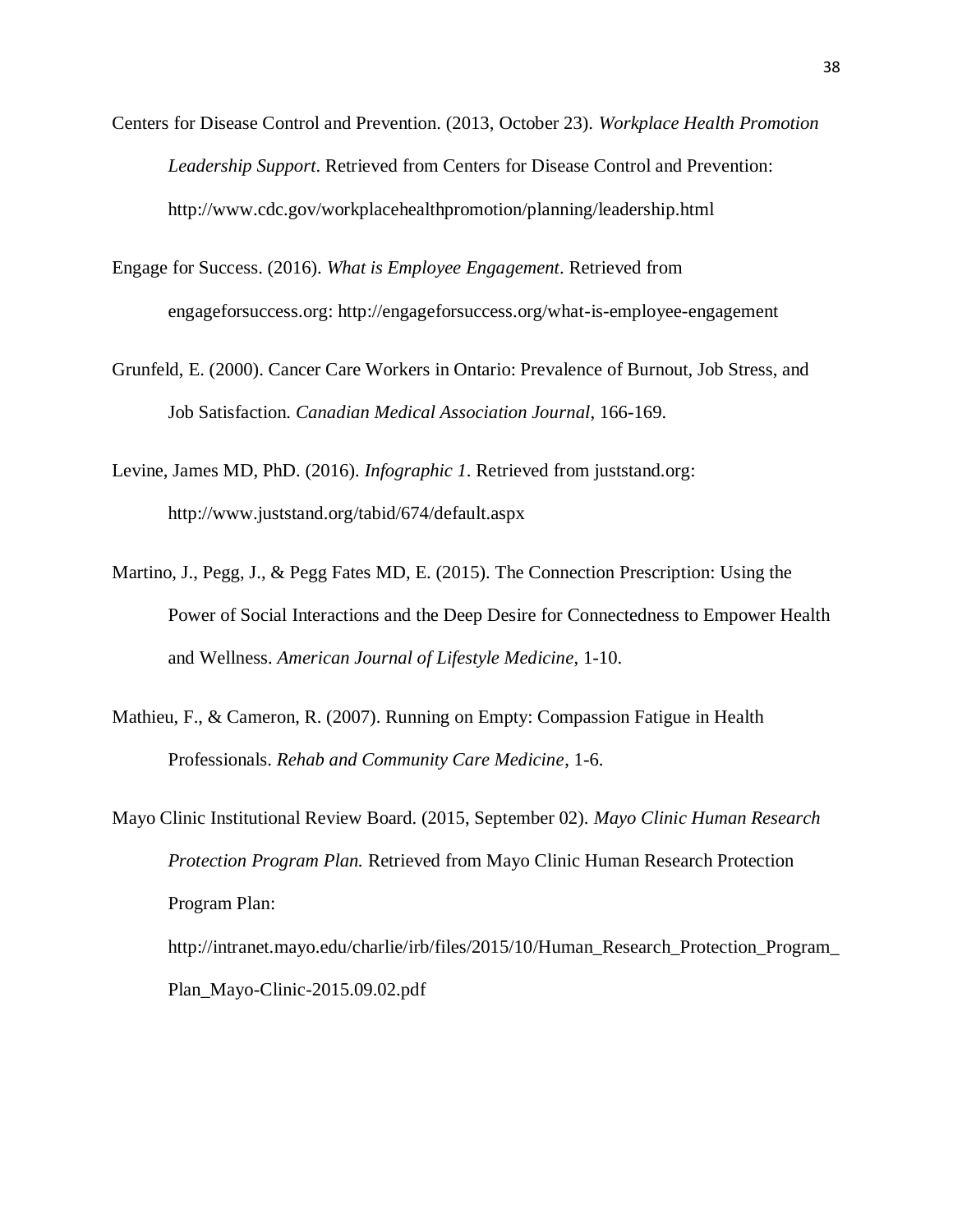Centers for Disease Control and Prevention. (2013, October 23). *Workplace Health Promotion Leadership Support*. Retrieved from Centers for Disease Control and Prevention: http://www.cdc.gov/workplacehealthpromotion/planning/leadership.html

Engage for Success. (2016). *What is Employee Engagement*. Retrieved from engageforsuccess.org: http://engageforsuccess.org/what-is-employee-engagement

Grunfeld, E. (2000). Cancer Care Workers in Ontario: Prevalence of Burnout, Job Stress, and Job Satisfaction. *Canadian Medical Association Journal*, 166-169.

Levine, James MD, PhD. (2016). *Infographic 1*. Retrieved from juststand.org: http://www.juststand.org/tabid/674/default.aspx

Martino, J., Pegg, J., & Pegg Fates MD, E. (2015). The Connection Prescription: Using the Power of Social Interactions and the Deep Desire for Connectedness to Empower Health and Wellness. *American Journal of Lifestyle Medicine*, 1-10.

Mathieu, F., & Cameron, R. (2007). Running on Empty: Compassion Fatigue in Health Professionals. *Rehab and Community Care Medicine*, 1-6.

Mayo Clinic Institutional Review Board. (2015, September 02). *Mayo Clinic Human Research Protection Program Plan.* Retrieved from Mayo Clinic Human Research Protection Program Plan: http://intranet.mayo.edu/charlie/irb/files/2015/10/Human_Research_Protection_Program_Plan_Mayo-Clinic-2015.09.02.pdf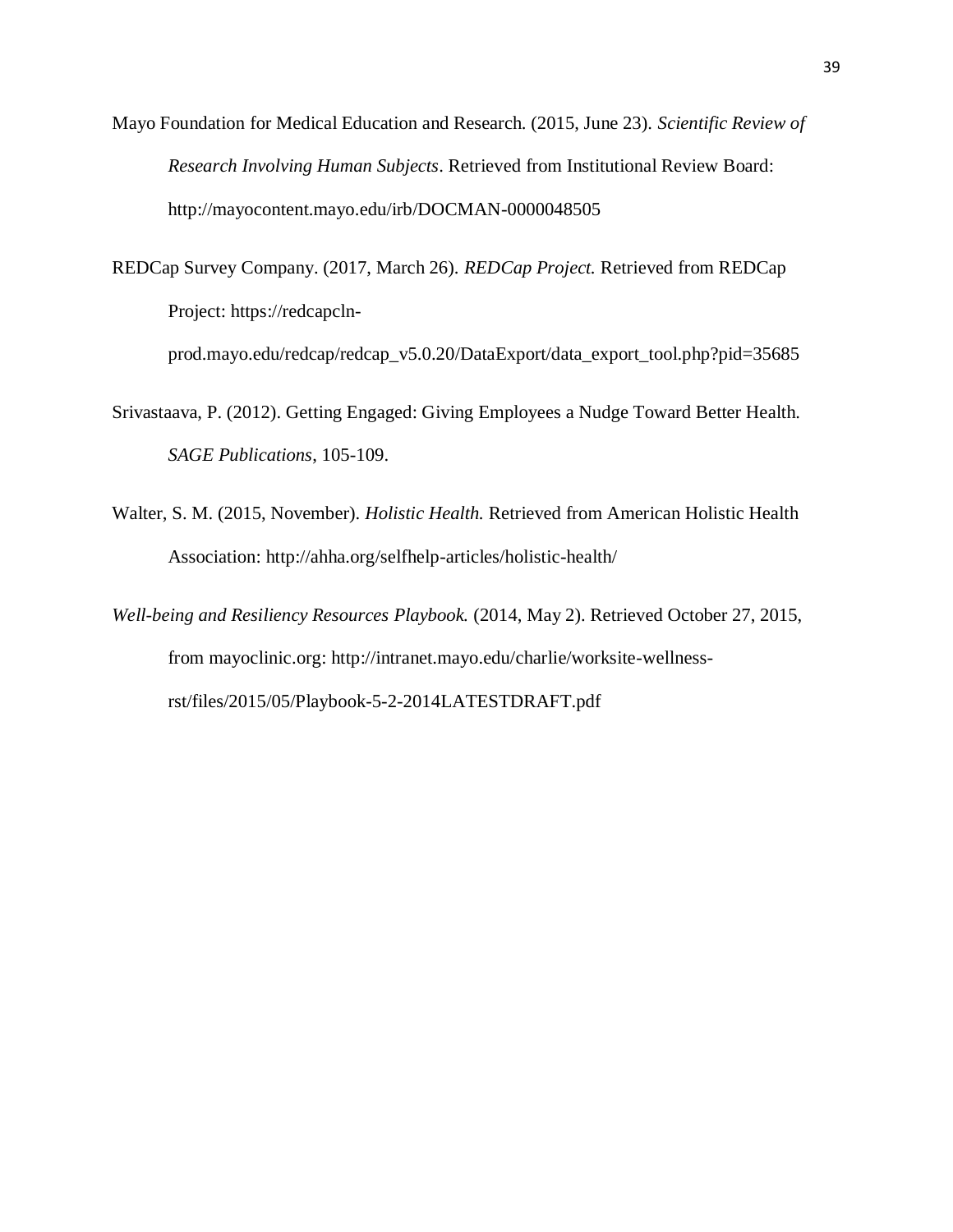Mayo Foundation for Medical Education and Research. (2015, June 23). *Scientific Review of Research Involving Human Subjects*. Retrieved from Institutional Review Board: http://mayocontent.mayo.edu/irb/DOCMAN-0000048505

REDCap Survey Company. (2017, March 26). *REDCap Project.* Retrieved from REDCap Project: https://redcapcln-prod.mayo.edu/redcap/redcap_v5.0.20/DataExport/data_export_tool.php?pid=35685

Srivastaava, P. (2012). Getting Engaged: Giving Employees a Nudge Toward Better Health. *SAGE Publications*, 105-109.

Walter, S. M. (2015, November). *Holistic Health.* Retrieved from American Holistic Health Association: http://ahha.org/selfhelp-articles/holistic-health/

*Well-being and Resiliency Resources Playbook.* (2014, May 2). Retrieved October 27, 2015, from mayoclinic.org: http://intranet.mayo.edu/charlie/worksite-wellness-rst/files/2015/05/Playbook-5-2-2014LATESTDRAFT.pdf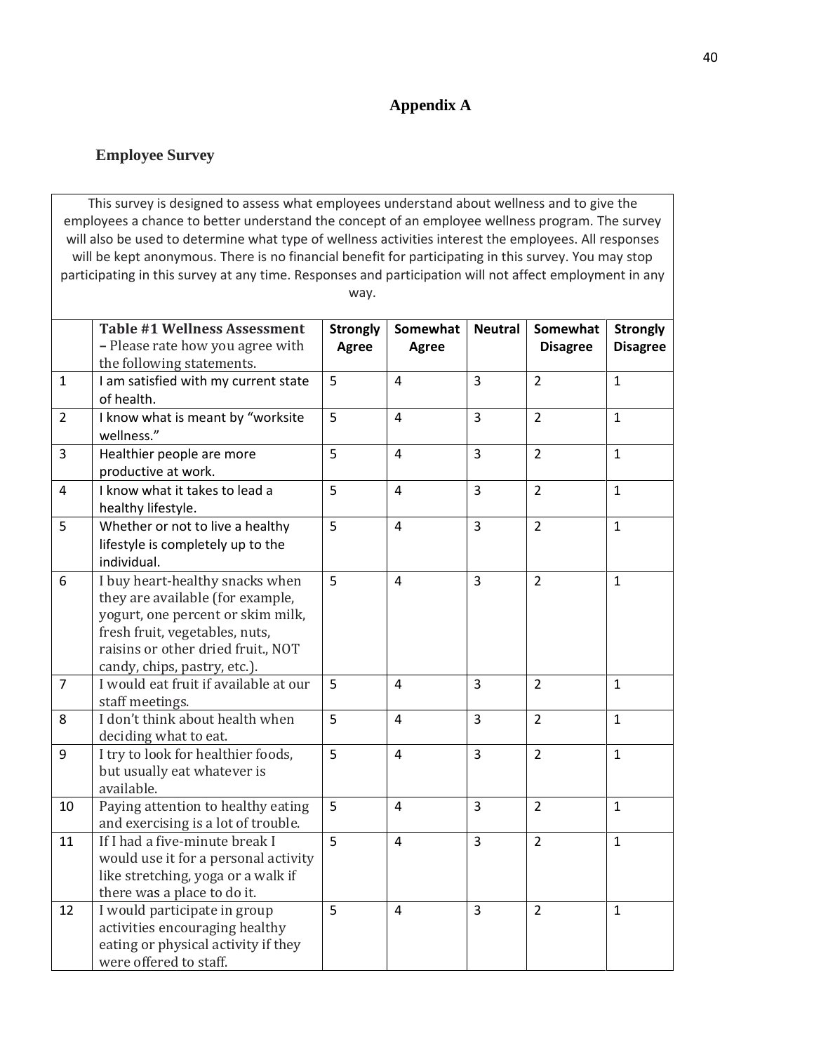# Appendix A

## Employee Survey

This survey is designed to assess what employees understand about wellness and to give the employees a chance to better understand the concept of an employee wellness program. The survey will also be used to determine what type of wellness activities interest the employees. All responses will be kept anonymous. There is no financial benefit for participating in this survey. You may stop participating in this survey at any time. Responses and participation will not affect employment in any way.

| | **Table #1 Wellness Assessment** – Please rate how you agree with the following statements. | **Strongly Agree** | **Somewhat Agree** | **Neutral** | **Somewhat Disagree** | **Strongly Disagree** |
|---|---|---|---|---|---|---|
| 1 | I am satisfied with my current state of health. | 5 | 4 | 3 | 2 | 1 |
| 2 | I know what is meant by "worksite wellness." | 5 | 4 | 3 | 2 | 1 |
| 3 | Healthier people are more productive at work. | 5 | 4 | 3 | 2 | 1 |
| 4 | I know what it takes to lead a healthy lifestyle. | 5 | 4 | 3 | 2 | 1 |
| 5 | Whether or not to live a healthy lifestyle is completely up to the individual. | 5 | 4 | 3 | 2 | 1 |
| 6 | I buy heart-healthy snacks when they are available (for example, yogurt, one percent or skim milk, fresh fruit, vegetables, nuts, raisins or other dried fruit., NOT candy, chips, pastry, etc.). | 5 | 4 | 3 | 2 | 1 |
| 7 | I would eat fruit if available at our staff meetings. | 5 | 4 | 3 | 2 | 1 |
| 8 | I don't think about health when deciding what to eat. | 5 | 4 | 3 | 2 | 1 |
| 9 | I try to look for healthier foods, but usually eat whatever is available. | 5 | 4 | 3 | 2 | 1 |
| 10 | Paying attention to healthy eating and exercising is a lot of trouble. | 5 | 4 | 3 | 2 | 1 |
| 11 | If I had a five-minute break I would use it for a personal activity like stretching, yoga or a walk if there was a place to do it. | 5 | 4 | 3 | 2 | 1 |
| 12 | I would participate in group activities encouraging healthy eating or physical activity if they were offered to staff. | 5 | 4 | 3 | 2 | 1 |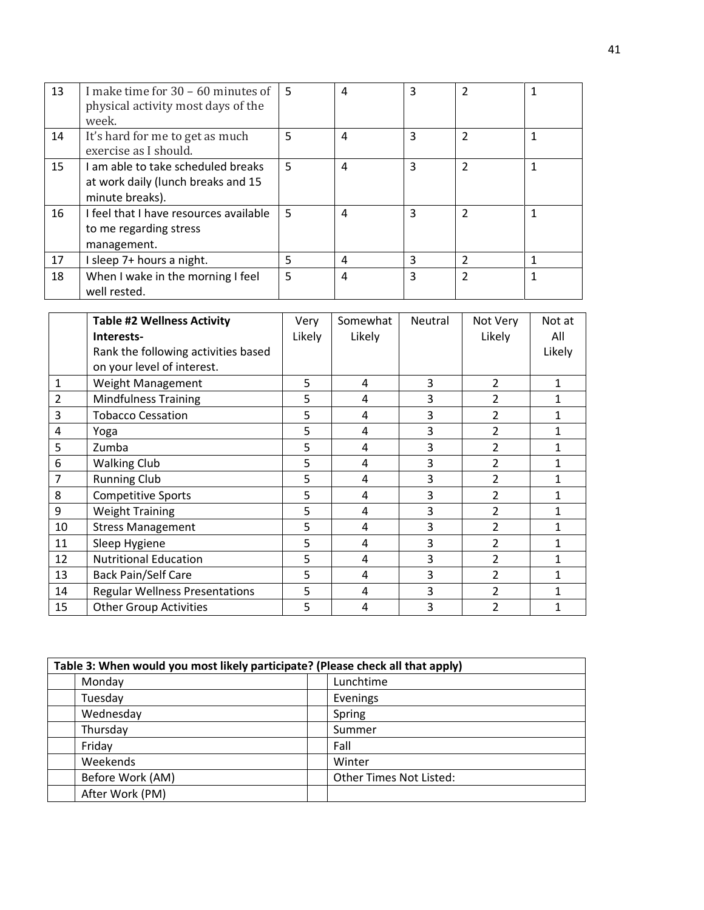| 13 | I make time for 30 – 60 minutes of physical activity most days of the week. | 5 | 4 | 3 | 2 | 1 |
|---|---|---|---|---|---|---|
| 14 | It's hard for me to get as much exercise as I should. | 5 | 4 | 3 | 2 | 1 |
| 15 | I am able to take scheduled breaks at work daily (lunch breaks and 15 minute breaks). | 5 | 4 | 3 | 2 | 1 |
| 16 | I feel that I have resources available to me regarding stress management. | 5 | 4 | 3 | 2 | 1 |
| 17 | I sleep 7+ hours a night. | 5 | 4 | 3 | 2 | 1 |
| 18 | When I wake in the morning I feel well rested. | 5 | 4 | 3 | 2 | 1 |

| | **Table #2 Wellness Activity Interests-** Rank the following activities based on your level of interest. | Very Likely | Somewhat Likely | Neutral | Not Very Likely | Not at All Likely |
|---|---|---|---|---|---|---|
| 1 | Weight Management | 5 | 4 | 3 | 2 | 1 |
| 2 | Mindfulness Training | 5 | 4 | 3 | 2 | 1 |
| 3 | Tobacco Cessation | 5 | 4 | 3 | 2 | 1 |
| 4 | Yoga | 5 | 4 | 3 | 2 | 1 |
| 5 | Zumba | 5 | 4 | 3 | 2 | 1 |
| 6 | Walking Club | 5 | 4 | 3 | 2 | 1 |
| 7 | Running Club | 5 | 4 | 3 | 2 | 1 |
| 8 | Competitive Sports | 5 | 4 | 3 | 2 | 1 |
| 9 | Weight Training | 5 | 4 | 3 | 2 | 1 |
| 10 | Stress Management | 5 | 4 | 3 | 2 | 1 |
| 11 | Sleep Hygiene | 5 | 4 | 3 | 2 | 1 |
| 12 | Nutritional Education | 5 | 4 | 3 | 2 | 1 |
| 13 | Back Pain/Self Care | 5 | 4 | 3 | 2 | 1 |
| 14 | Regular Wellness Presentations | 5 | 4 | 3 | 2 | 1 |
| 15 | Other Group Activities | 5 | 4 | 3 | 2 | 1 |

| **Table 3: When would you most likely participate? (Please check all that apply)** | | | |
|---|---|---|---|
| | Monday | | Lunchtime |
| | Tuesday | | Evenings |
| | Wednesday | | Spring |
| | Thursday | | Summer |
| | Friday | | Fall |
| | Weekends | | Winter |
| | Before Work (AM) | | Other Times Not Listed: |
| | After Work (PM) | | |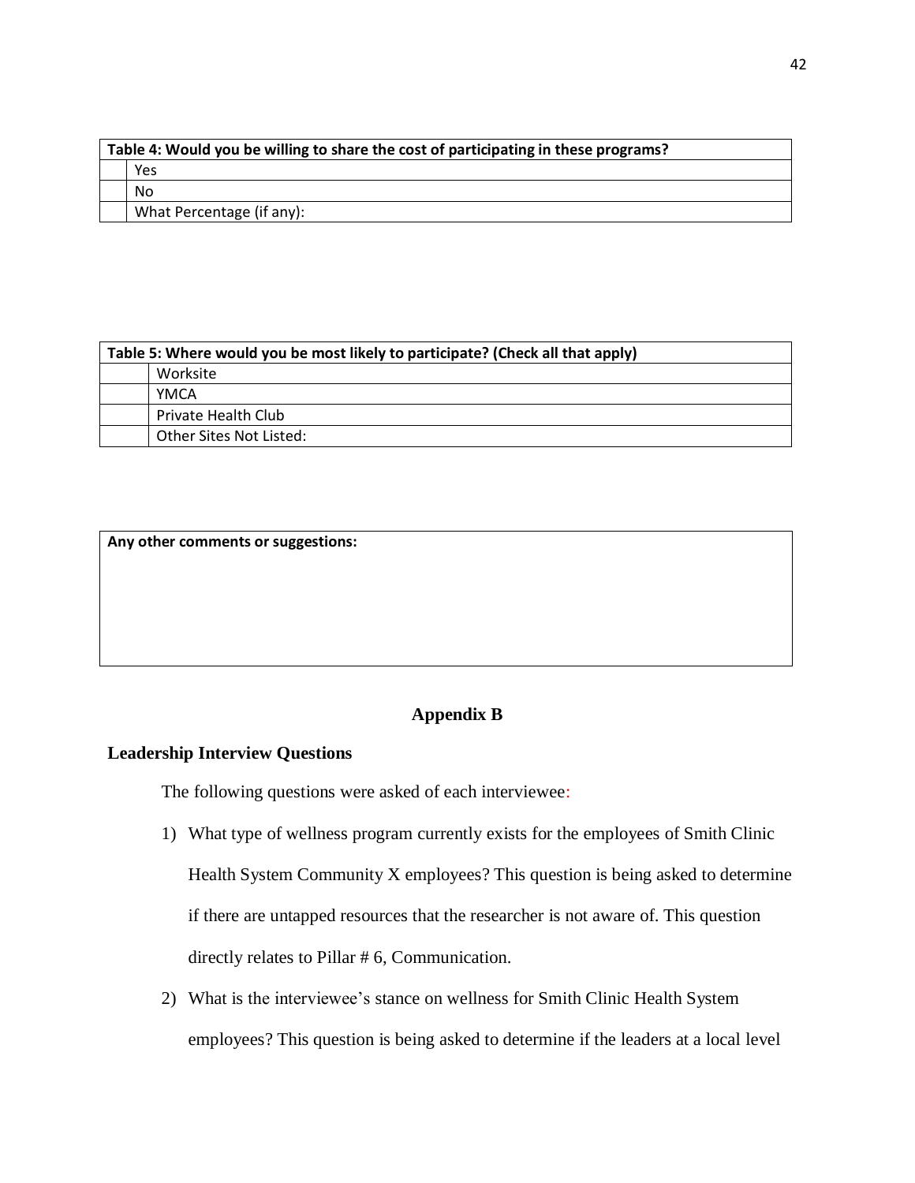| Table 4: Would you be willing to share the cost of participating in these programs? | |
| --- | --- |
| | Yes |
| | No |
| | What Percentage (if any): |

| Table 5: Where would you be most likely to participate? (Check all that apply) | |
| --- | --- |
| | Worksite |
| | YMCA |
| | Private Health Club |
| | Other Sites Not Listed: |

| Any other comments or suggestions: |
| --- |
| |

## Appendix B

### Leadership Interview Questions

The following questions were asked of each interviewee:

1) What type of wellness program currently exists for the employees of Smith Clinic Health System Community X employees? This question is being asked to determine if there are untapped resources that the researcher is not aware of. This question directly relates to Pillar # 6, Communication.
2) What is the interviewee's stance on wellness for Smith Clinic Health System employees? This question is being asked to determine if the leaders at a local level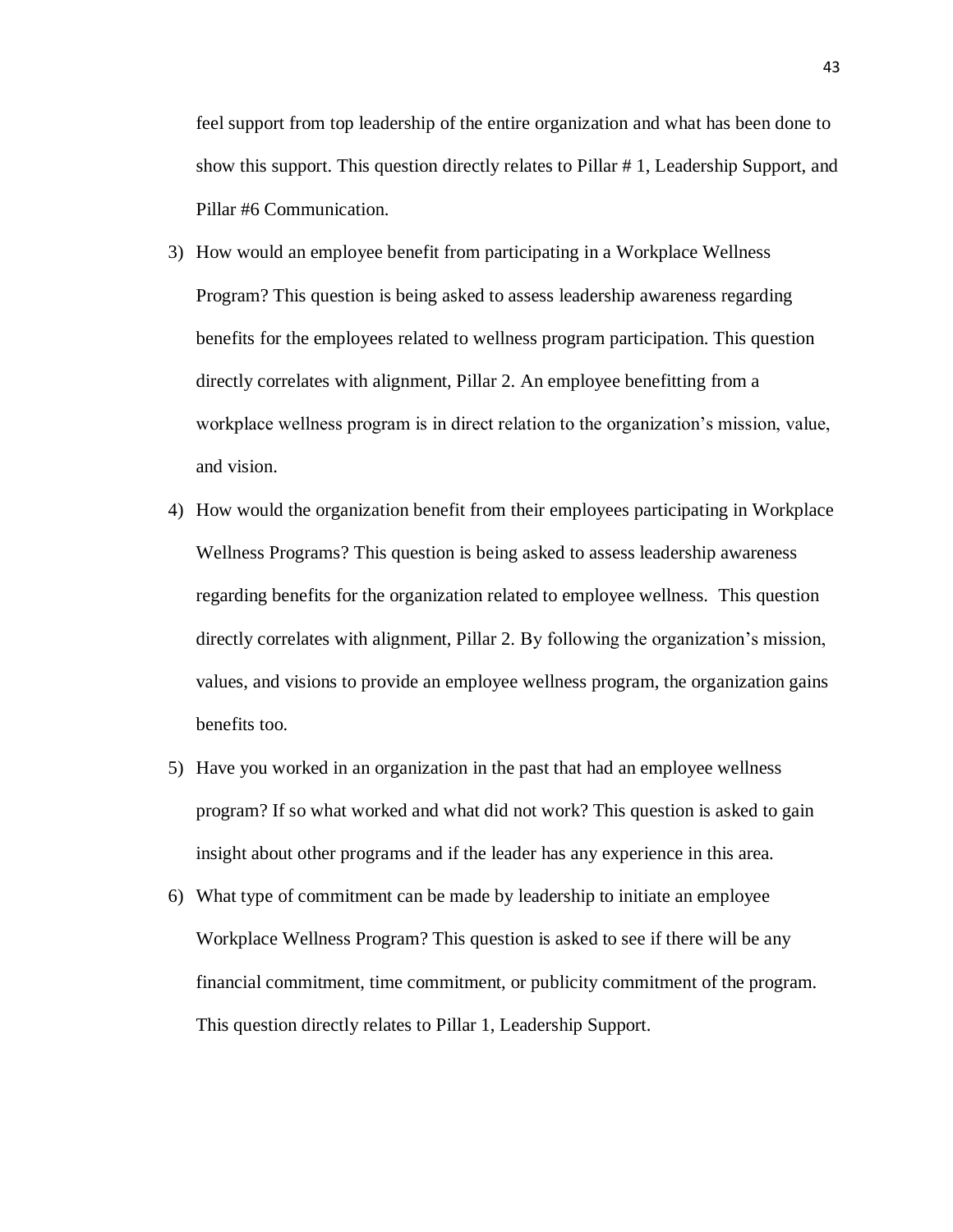feel support from top leadership of the entire organization and what has been done to show this support. This question directly relates to Pillar # 1, Leadership Support, and Pillar #6 Communication.

3) How would an employee benefit from participating in a Workplace Wellness Program? This question is being asked to assess leadership awareness regarding benefits for the employees related to wellness program participation. This question directly correlates with alignment, Pillar 2. An employee benefitting from a workplace wellness program is in direct relation to the organization's mission, value, and vision.
4) How would the organization benefit from their employees participating in Workplace Wellness Programs? This question is being asked to assess leadership awareness regarding benefits for the organization related to employee wellness. This question directly correlates with alignment, Pillar 2. By following the organization's mission, values, and visions to provide an employee wellness program, the organization gains benefits too.
5) Have you worked in an organization in the past that had an employee wellness program? If so what worked and what did not work? This question is asked to gain insight about other programs and if the leader has any experience in this area.
6) What type of commitment can be made by leadership to initiate an employee Workplace Wellness Program? This question is asked to see if there will be any financial commitment, time commitment, or publicity commitment of the program. This question directly relates to Pillar 1, Leadership Support.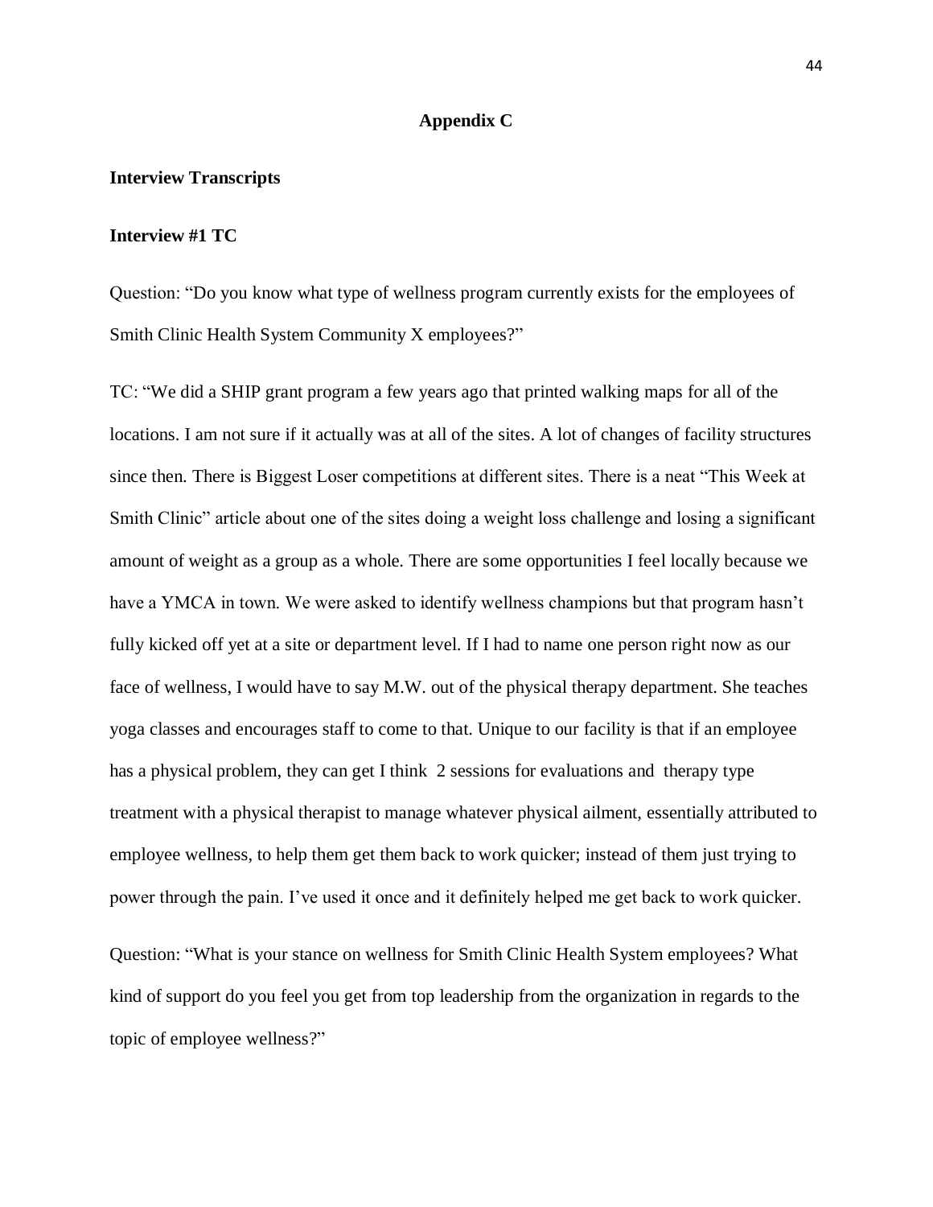# Appendix C

## Interview Transcripts

### Interview #1 TC

Question: "Do you know what type of wellness program currently exists for the employees of Smith Clinic Health System Community X employees?"

TC: "We did a SHIP grant program a few years ago that printed walking maps for all of the locations. I am not sure if it actually was at all of the sites. A lot of changes of facility structures since then. There is Biggest Loser competitions at different sites. There is a neat "This Week at Smith Clinic" article about one of the sites doing a weight loss challenge and losing a significant amount of weight as a group as a whole. There are some opportunities I feel locally because we have a YMCA in town. We were asked to identify wellness champions but that program hasn't fully kicked off yet at a site or department level. If I had to name one person right now as our face of wellness, I would have to say M.W. out of the physical therapy department. She teaches yoga classes and encourages staff to come to that. Unique to our facility is that if an employee has a physical problem, they can get I think 2 sessions for evaluations and therapy type treatment with a physical therapist to manage whatever physical ailment, essentially attributed to employee wellness, to help them get them back to work quicker; instead of them just trying to power through the pain. I've used it once and it definitely helped me get back to work quicker.

Question: "What is your stance on wellness for Smith Clinic Health System employees? What kind of support do you feel you get from top leadership from the organization in regards to the topic of employee wellness?"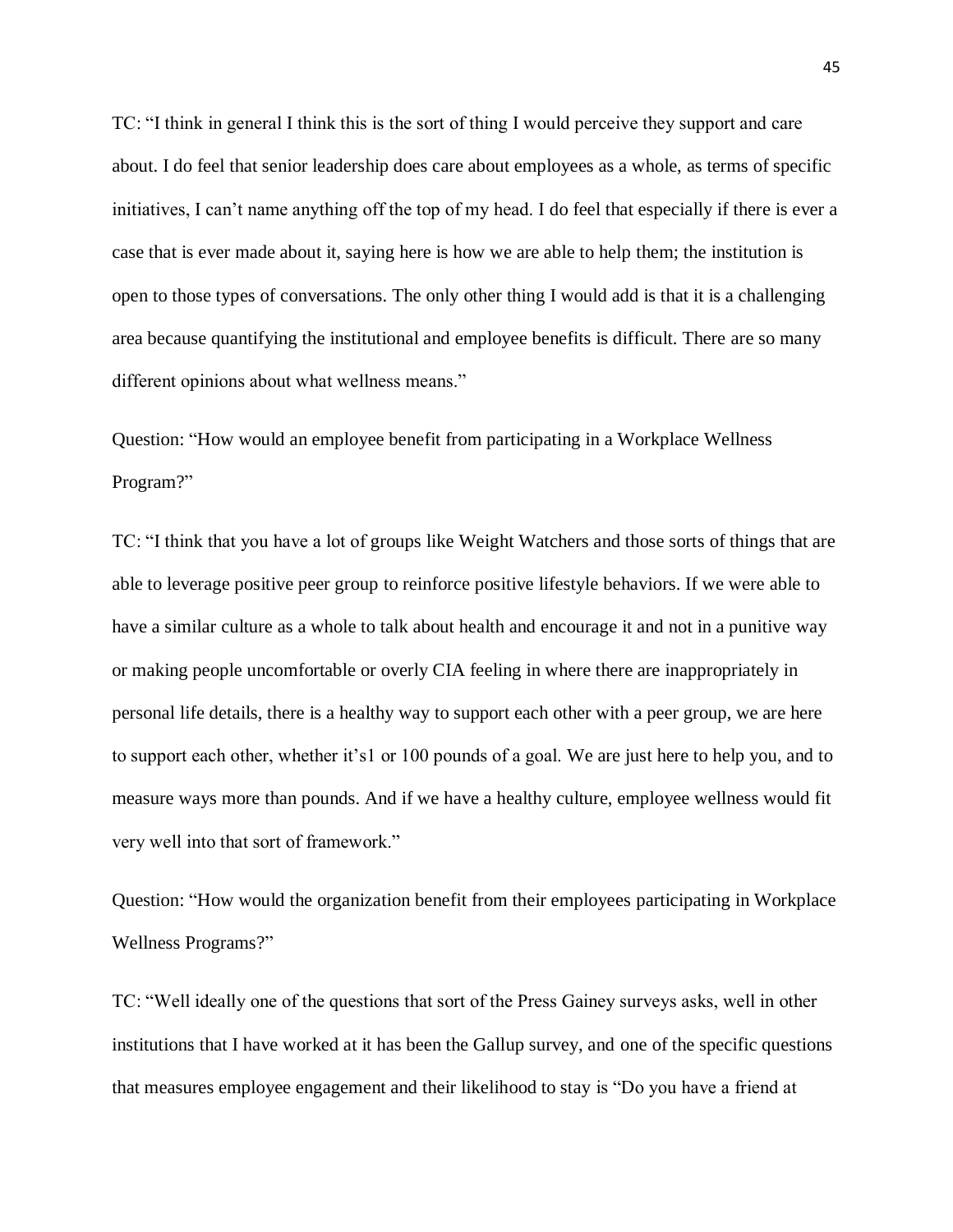TC: "I think in general I think this is the sort of thing I would perceive they support and care about. I do feel that senior leadership does care about employees as a whole, as terms of specific initiatives, I can't name anything off the top of my head. I do feel that especially if there is ever a case that is ever made about it, saying here is how we are able to help them; the institution is open to those types of conversations. The only other thing I would add is that it is a challenging area because quantifying the institutional and employee benefits is difficult. There are so many different opinions about what wellness means."

Question: "How would an employee benefit from participating in a Workplace Wellness Program?"

TC: "I think that you have a lot of groups like Weight Watchers and those sorts of things that are able to leverage positive peer group to reinforce positive lifestyle behaviors. If we were able to have a similar culture as a whole to talk about health and encourage it and not in a punitive way or making people uncomfortable or overly CIA feeling in where there are inappropriately in personal life details, there is a healthy way to support each other with a peer group, we are here to support each other, whether it's1 or 100 pounds of a goal. We are just here to help you, and to measure ways more than pounds. And if we have a healthy culture, employee wellness would fit very well into that sort of framework."

Question: "How would the organization benefit from their employees participating in Workplace Wellness Programs?"

TC: "Well ideally one of the questions that sort of the Press Gainey surveys asks, well in other institutions that I have worked at it has been the Gallup survey, and one of the specific questions that measures employee engagement and their likelihood to stay is "Do you have a friend at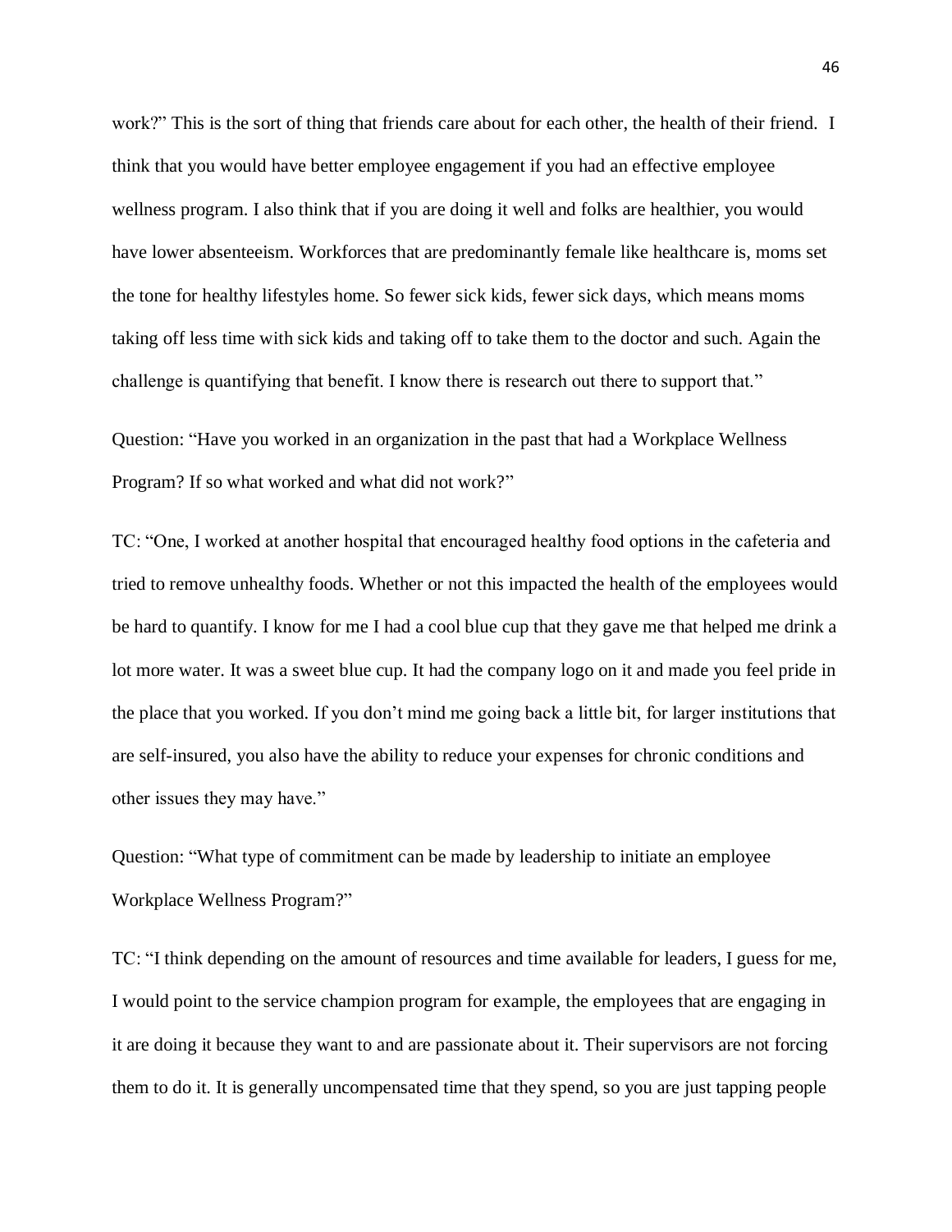work?" This is the sort of thing that friends care about for each other, the health of their friend. I think that you would have better employee engagement if you had an effective employee wellness program. I also think that if you are doing it well and folks are healthier, you would have lower absenteeism. Workforces that are predominantly female like healthcare is, moms set the tone for healthy lifestyles home. So fewer sick kids, fewer sick days, which means moms taking off less time with sick kids and taking off to take them to the doctor and such. Again the challenge is quantifying that benefit. I know there is research out there to support that."

Question: "Have you worked in an organization in the past that had a Workplace Wellness Program? If so what worked and what did not work?"

TC: "One, I worked at another hospital that encouraged healthy food options in the cafeteria and tried to remove unhealthy foods. Whether or not this impacted the health of the employees would be hard to quantify. I know for me I had a cool blue cup that they gave me that helped me drink a lot more water. It was a sweet blue cup. It had the company logo on it and made you feel pride in the place that you worked. If you don't mind me going back a little bit, for larger institutions that are self-insured, you also have the ability to reduce your expenses for chronic conditions and other issues they may have."

Question: "What type of commitment can be made by leadership to initiate an employee Workplace Wellness Program?"

TC: "I think depending on the amount of resources and time available for leaders, I guess for me, I would point to the service champion program for example, the employees that are engaging in it are doing it because they want to and are passionate about it. Their supervisors are not forcing them to do it. It is generally uncompensated time that they spend, so you are just tapping people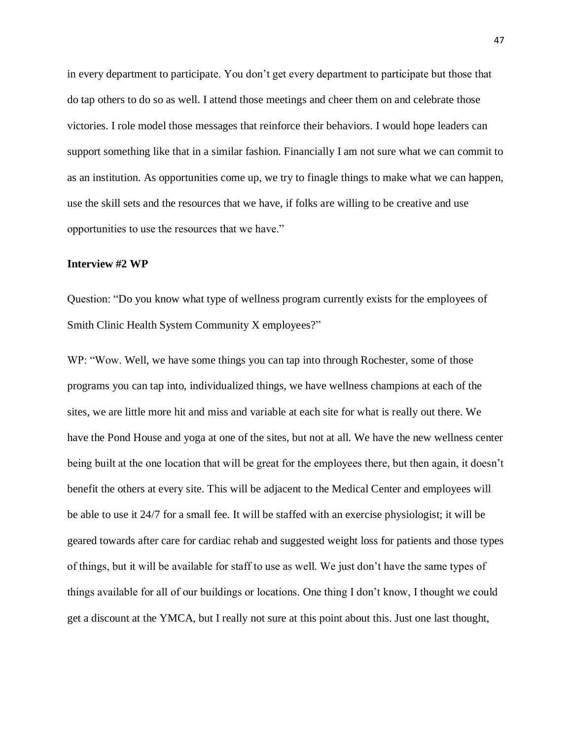in every department to participate. You don’t get every department to participate but those that do tap others to do so as well. I attend those meetings and cheer them on and celebrate those victories. I role model those messages that reinforce their behaviors. I would hope leaders can support something like that in a similar fashion. Financially I am not sure what we can commit to as an institution. As opportunities come up, we try to finagle things to make what we can happen, use the skill sets and the resources that we have, if folks are willing to be creative and use opportunities to use the resources that we have.”

**Interview #2 WP**

Question: “Do you know what type of wellness program currently exists for the employees of Smith Clinic Health System Community X employees?”

WP: “Wow. Well, we have some things you can tap into through Rochester, some of those programs you can tap into, individualized things, we have wellness champions at each of the sites, we are little more hit and miss and variable at each site for what is really out there. We have the Pond House and yoga at one of the sites, but not at all. We have the new wellness center being built at the one location that will be great for the employees there, but then again, it doesn’t benefit the others at every site. This will be adjacent to the Medical Center and employees will be able to use it 24/7 for a small fee. It will be staffed with an exercise physiologist; it will be geared towards after care for cardiac rehab and suggested weight loss for patients and those types of things, but it will be available for staff to use as well. We just don’t have the same types of things available for all of our buildings or locations. One thing I don’t know, I thought we could get a discount at the YMCA, but I really not sure at this point about this. Just one last thought,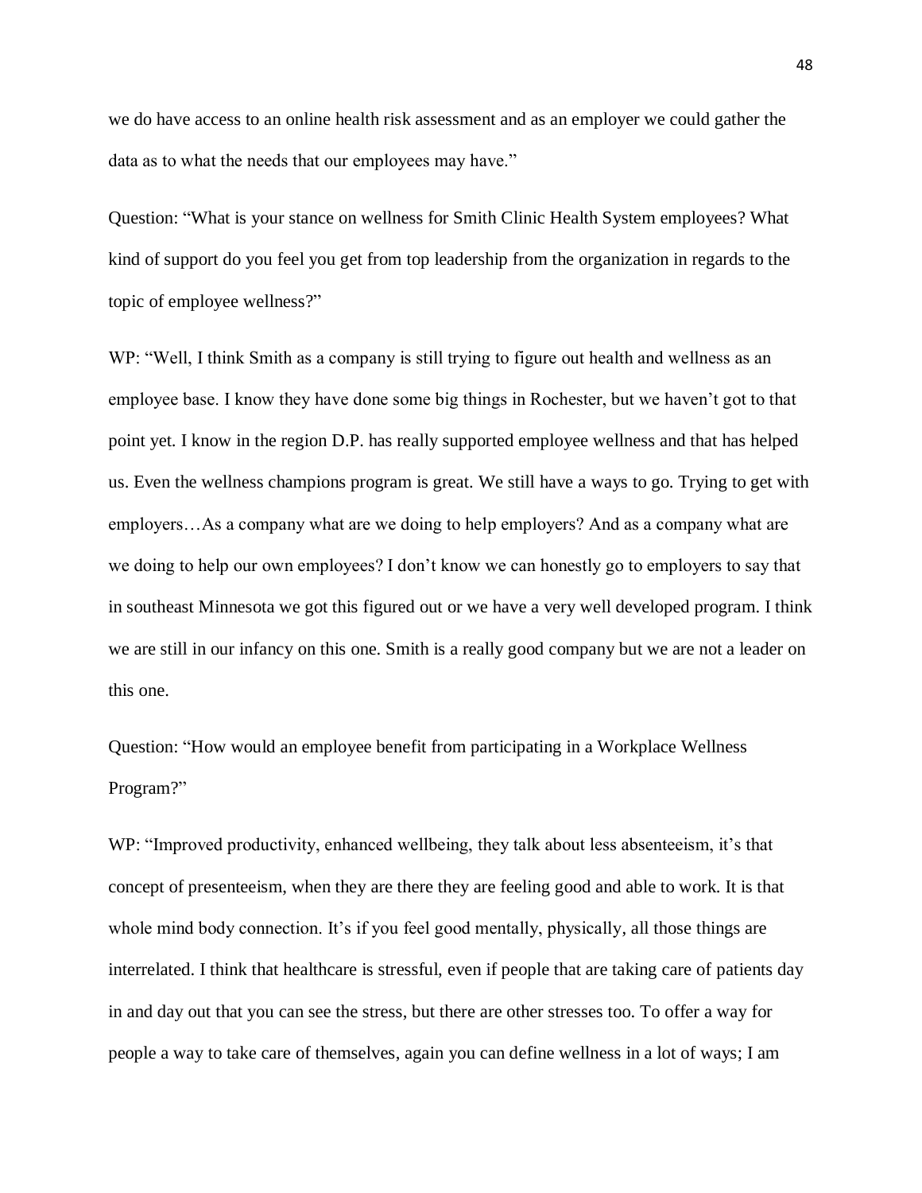we do have access to an online health risk assessment and as an employer we could gather the data as to what the needs that our employees may have."

Question: "What is your stance on wellness for Smith Clinic Health System employees? What kind of support do you feel you get from top leadership from the organization in regards to the topic of employee wellness?"

WP: "Well, I think Smith as a company is still trying to figure out health and wellness as an employee base. I know they have done some big things in Rochester, but we haven't got to that point yet. I know in the region D.P. has really supported employee wellness and that has helped us. Even the wellness champions program is great. We still have a ways to go. Trying to get with employers…As a company what are we doing to help employers? And as a company what are we doing to help our own employees? I don't know we can honestly go to employers to say that in southeast Minnesota we got this figured out or we have a very well developed program. I think we are still in our infancy on this one. Smith is a really good company but we are not a leader on this one.

Question: "How would an employee benefit from participating in a Workplace Wellness Program?"

WP: "Improved productivity, enhanced wellbeing, they talk about less absenteeism, it's that concept of presenteeism, when they are there they are feeling good and able to work. It is that whole mind body connection. It's if you feel good mentally, physically, all those things are interrelated. I think that healthcare is stressful, even if people that are taking care of patients day in and day out that you can see the stress, but there are other stresses too. To offer a way for people a way to take care of themselves, again you can define wellness in a lot of ways; I am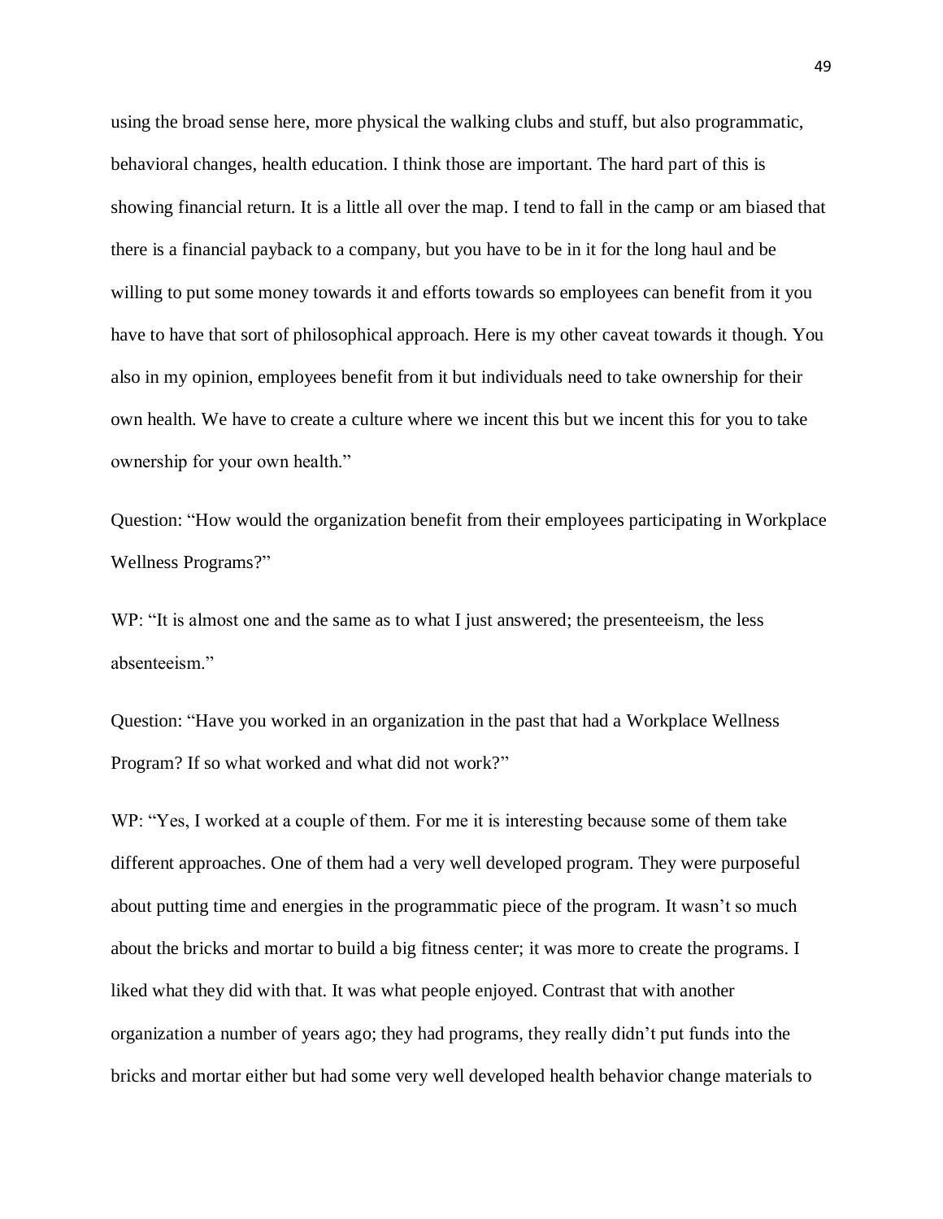using the broad sense here, more physical the walking clubs and stuff, but also programmatic, behavioral changes, health education. I think those are important. The hard part of this is showing financial return. It is a little all over the map. I tend to fall in the camp or am biased that there is a financial payback to a company, but you have to be in it for the long haul and be willing to put some money towards it and efforts towards so employees can benefit from it you have to have that sort of philosophical approach. Here is my other caveat towards it though. You also in my opinion, employees benefit from it but individuals need to take ownership for their own health. We have to create a culture where we incent this but we incent this for you to take ownership for your own health."

Question: "How would the organization benefit from their employees participating in Workplace Wellness Programs?"

WP: "It is almost one and the same as to what I just answered; the presenteeism, the less absenteeism."

Question: "Have you worked in an organization in the past that had a Workplace Wellness Program? If so what worked and what did not work?"

WP: "Yes, I worked at a couple of them. For me it is interesting because some of them take different approaches. One of them had a very well developed program. They were purposeful about putting time and energies in the programmatic piece of the program. It wasn't so much about the bricks and mortar to build a big fitness center; it was more to create the programs. I liked what they did with that. It was what people enjoyed. Contrast that with another organization a number of years ago; they had programs, they really didn't put funds into the bricks and mortar either but had some very well developed health behavior change materials to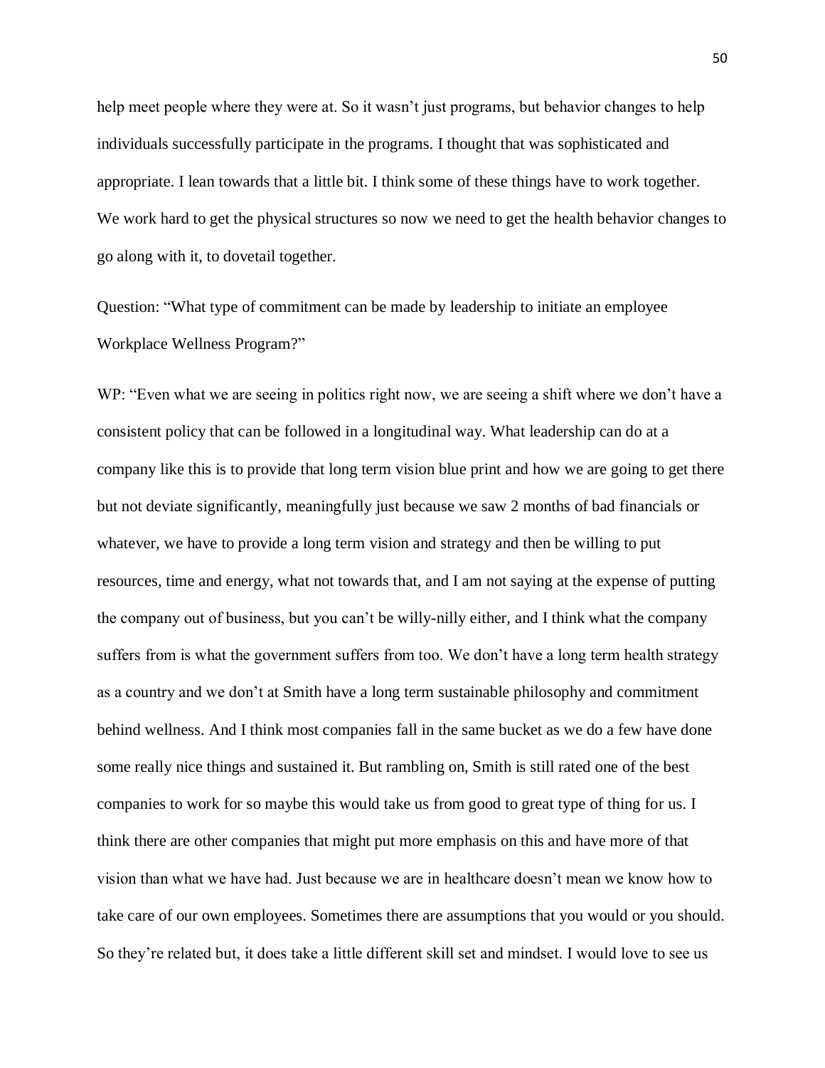help meet people where they were at. So it wasn't just programs, but behavior changes to help individuals successfully participate in the programs. I thought that was sophisticated and appropriate. I lean towards that a little bit. I think some of these things have to work together. We work hard to get the physical structures so now we need to get the health behavior changes to go along with it, to dovetail together.

Question: "What type of commitment can be made by leadership to initiate an employee Workplace Wellness Program?"

WP: "Even what we are seeing in politics right now, we are seeing a shift where we don't have a consistent policy that can be followed in a longitudinal way. What leadership can do at a company like this is to provide that long term vision blue print and how we are going to get there but not deviate significantly, meaningfully just because we saw 2 months of bad financials or whatever, we have to provide a long term vision and strategy and then be willing to put resources, time and energy, what not towards that, and I am not saying at the expense of putting the company out of business, but you can't be willy-nilly either, and I think what the company suffers from is what the government suffers from too. We don't have a long term health strategy as a country and we don't at Smith have a long term sustainable philosophy and commitment behind wellness. And I think most companies fall in the same bucket as we do a few have done some really nice things and sustained it. But rambling on, Smith is still rated one of the best companies to work for so maybe this would take us from good to great type of thing for us. I think there are other companies that might put more emphasis on this and have more of that vision than what we have had. Just because we are in healthcare doesn't mean we know how to take care of our own employees. Sometimes there are assumptions that you would or you should. So they're related but, it does take a little different skill set and mindset. I would love to see us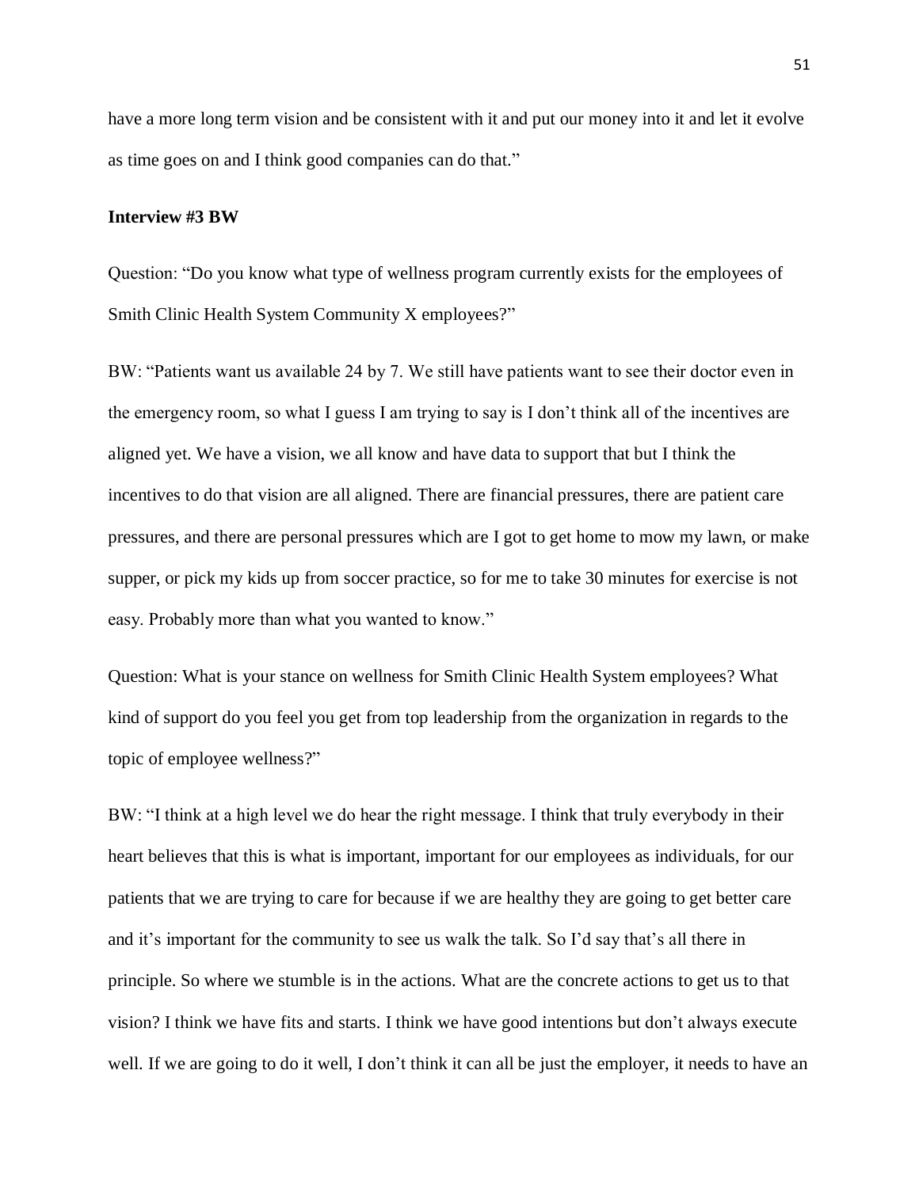have a more long term vision and be consistent with it and put our money into it and let it evolve as time goes on and I think good companies can do that."

**Interview #3 BW**

Question: "Do you know what type of wellness program currently exists for the employees of Smith Clinic Health System Community X employees?"

BW: "Patients want us available 24 by 7. We still have patients want to see their doctor even in the emergency room, so what I guess I am trying to say is I don't think all of the incentives are aligned yet. We have a vision, we all know and have data to support that but I think the incentives to do that vision are all aligned. There are financial pressures, there are patient care pressures, and there are personal pressures which are I got to get home to mow my lawn, or make supper, or pick my kids up from soccer practice, so for me to take 30 minutes for exercise is not easy. Probably more than what you wanted to know."

Question: What is your stance on wellness for Smith Clinic Health System employees? What kind of support do you feel you get from top leadership from the organization in regards to the topic of employee wellness?"

BW: "I think at a high level we do hear the right message. I think that truly everybody in their heart believes that this is what is important, important for our employees as individuals, for our patients that we are trying to care for because if we are healthy they are going to get better care and it's important for the community to see us walk the talk. So I'd say that's all there in principle. So where we stumble is in the actions. What are the concrete actions to get us to that vision? I think we have fits and starts. I think we have good intentions but don't always execute well. If we are going to do it well, I don't think it can all be just the employer, it needs to have an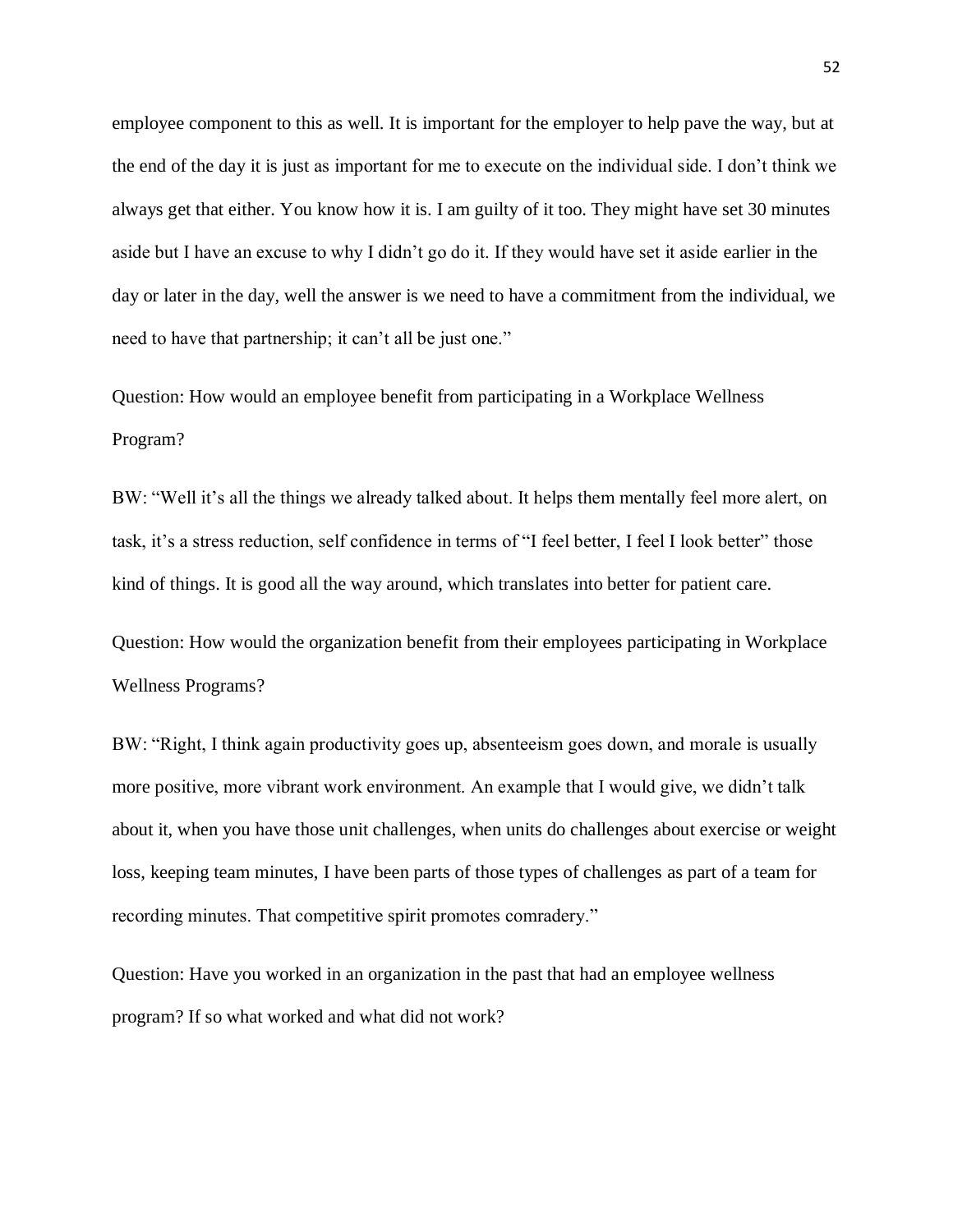employee component to this as well. It is important for the employer to help pave the way, but at the end of the day it is just as important for me to execute on the individual side. I don't think we always get that either. You know how it is. I am guilty of it too. They might have set 30 minutes aside but I have an excuse to why I didn't go do it. If they would have set it aside earlier in the day or later in the day, well the answer is we need to have a commitment from the individual, we need to have that partnership; it can't all be just one."

Question: How would an employee benefit from participating in a Workplace Wellness Program?

BW: "Well it's all the things we already talked about. It helps them mentally feel more alert, on task, it's a stress reduction, self confidence in terms of "I feel better, I feel I look better" those kind of things. It is good all the way around, which translates into better for patient care.

Question: How would the organization benefit from their employees participating in Workplace Wellness Programs?

BW: "Right, I think again productivity goes up, absenteeism goes down, and morale is usually more positive, more vibrant work environment. An example that I would give, we didn't talk about it, when you have those unit challenges, when units do challenges about exercise or weight loss, keeping team minutes, I have been parts of those types of challenges as part of a team for recording minutes. That competitive spirit promotes comradery."

Question: Have you worked in an organization in the past that had an employee wellness program? If so what worked and what did not work?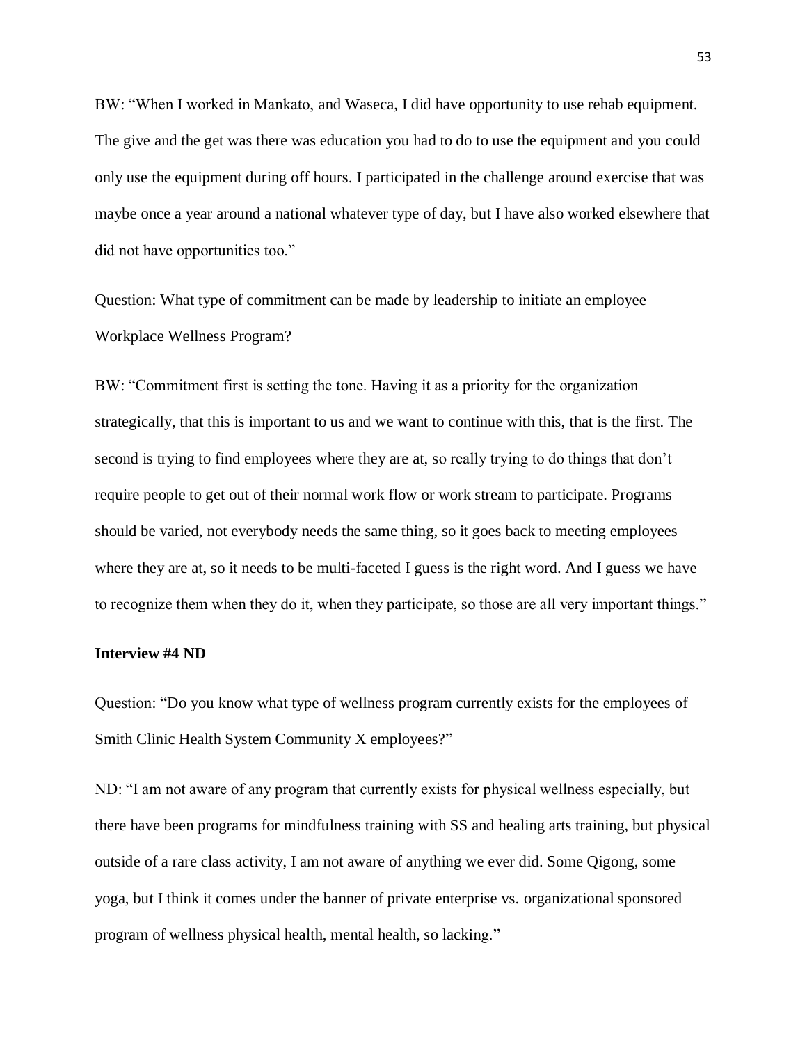BW: "When I worked in Mankato, and Waseca, I did have opportunity to use rehab equipment. The give and the get was there was education you had to do to use the equipment and you could only use the equipment during off hours. I participated in the challenge around exercise that was maybe once a year around a national whatever type of day, but I have also worked elsewhere that did not have opportunities too."

Question: What type of commitment can be made by leadership to initiate an employee Workplace Wellness Program?

BW: "Commitment first is setting the tone. Having it as a priority for the organization strategically, that this is important to us and we want to continue with this, that is the first. The second is trying to find employees where they are at, so really trying to do things that don't require people to get out of their normal work flow or work stream to participate. Programs should be varied, not everybody needs the same thing, so it goes back to meeting employees where they are at, so it needs to be multi-faceted I guess is the right word. And I guess we have to recognize them when they do it, when they participate, so those are all very important things."

**Interview #4 ND**

Question: "Do you know what type of wellness program currently exists for the employees of Smith Clinic Health System Community X employees?"

ND: "I am not aware of any program that currently exists for physical wellness especially, but there have been programs for mindfulness training with SS and healing arts training, but physical outside of a rare class activity, I am not aware of anything we ever did. Some Qigong, some yoga, but I think it comes under the banner of private enterprise vs. organizational sponsored program of wellness physical health, mental health, so lacking."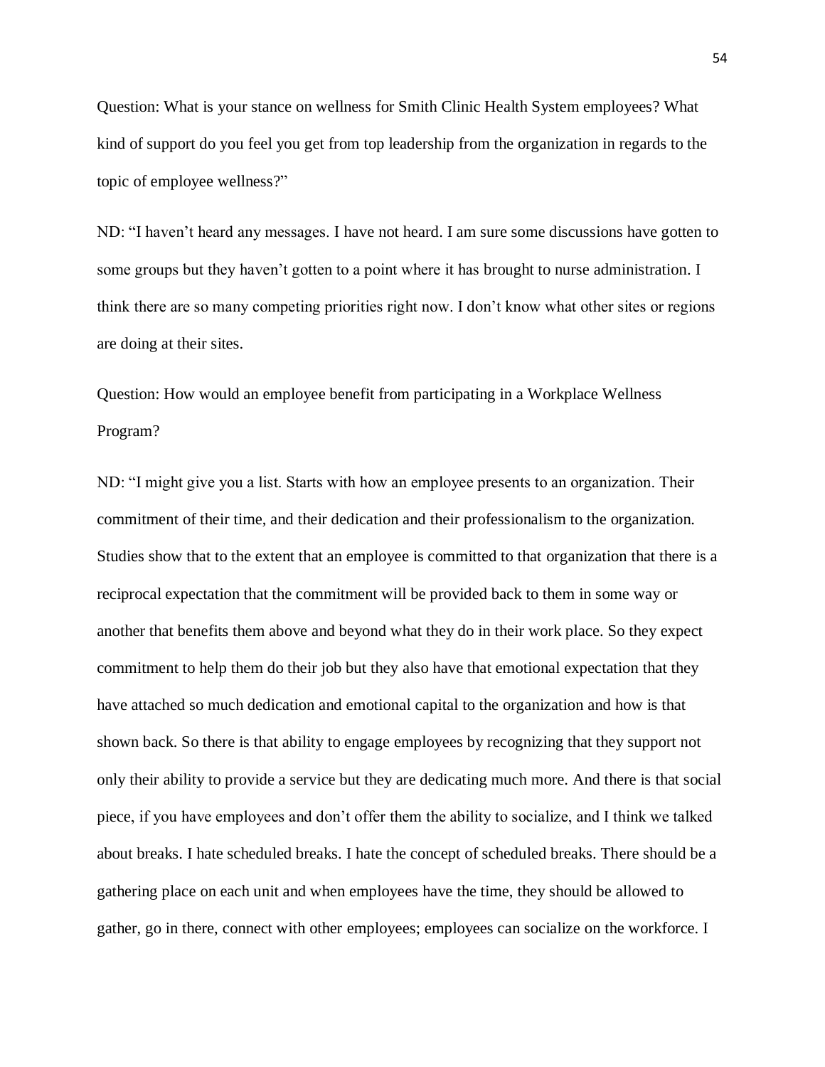Question: What is your stance on wellness for Smith Clinic Health System employees? What kind of support do you feel you get from top leadership from the organization in regards to the topic of employee wellness?"

ND: "I haven't heard any messages. I have not heard. I am sure some discussions have gotten to some groups but they haven't gotten to a point where it has brought to nurse administration. I think there are so many competing priorities right now. I don't know what other sites or regions are doing at their sites.

Question: How would an employee benefit from participating in a Workplace Wellness Program?

ND: "I might give you a list. Starts with how an employee presents to an organization. Their commitment of their time, and their dedication and their professionalism to the organization. Studies show that to the extent that an employee is committed to that organization that there is a reciprocal expectation that the commitment will be provided back to them in some way or another that benefits them above and beyond what they do in their work place. So they expect commitment to help them do their job but they also have that emotional expectation that they have attached so much dedication and emotional capital to the organization and how is that shown back. So there is that ability to engage employees by recognizing that they support not only their ability to provide a service but they are dedicating much more. And there is that social piece, if you have employees and don't offer them the ability to socialize, and I think we talked about breaks. I hate scheduled breaks. I hate the concept of scheduled breaks. There should be a gathering place on each unit and when employees have the time, they should be allowed to gather, go in there, connect with other employees; employees can socialize on the workforce. I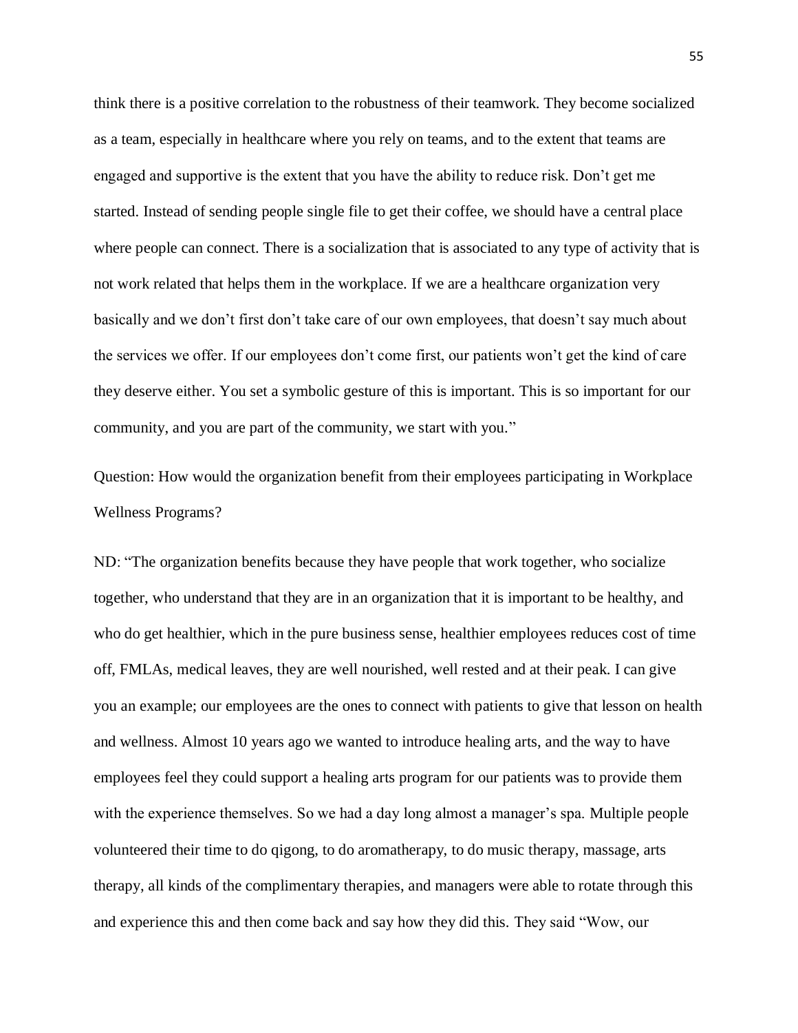think there is a positive correlation to the robustness of their teamwork. They become socialized as a team, especially in healthcare where you rely on teams, and to the extent that teams are engaged and supportive is the extent that you have the ability to reduce risk. Don't get me started. Instead of sending people single file to get their coffee, we should have a central place where people can connect. There is a socialization that is associated to any type of activity that is not work related that helps them in the workplace. If we are a healthcare organization very basically and we don't first don't take care of our own employees, that doesn't say much about the services we offer. If our employees don't come first, our patients won't get the kind of care they deserve either. You set a symbolic gesture of this is important. This is so important for our community, and you are part of the community, we start with you."

Question: How would the organization benefit from their employees participating in Workplace Wellness Programs?

ND: "The organization benefits because they have people that work together, who socialize together, who understand that they are in an organization that it is important to be healthy, and who do get healthier, which in the pure business sense, healthier employees reduces cost of time off, FMLAs, medical leaves, they are well nourished, well rested and at their peak. I can give you an example; our employees are the ones to connect with patients to give that lesson on health and wellness. Almost 10 years ago we wanted to introduce healing arts, and the way to have employees feel they could support a healing arts program for our patients was to provide them with the experience themselves. So we had a day long almost a manager's spa. Multiple people volunteered their time to do qigong, to do aromatherapy, to do music therapy, massage, arts therapy, all kinds of the complimentary therapies, and managers were able to rotate through this and experience this and then come back and say how they did this. They said "Wow, our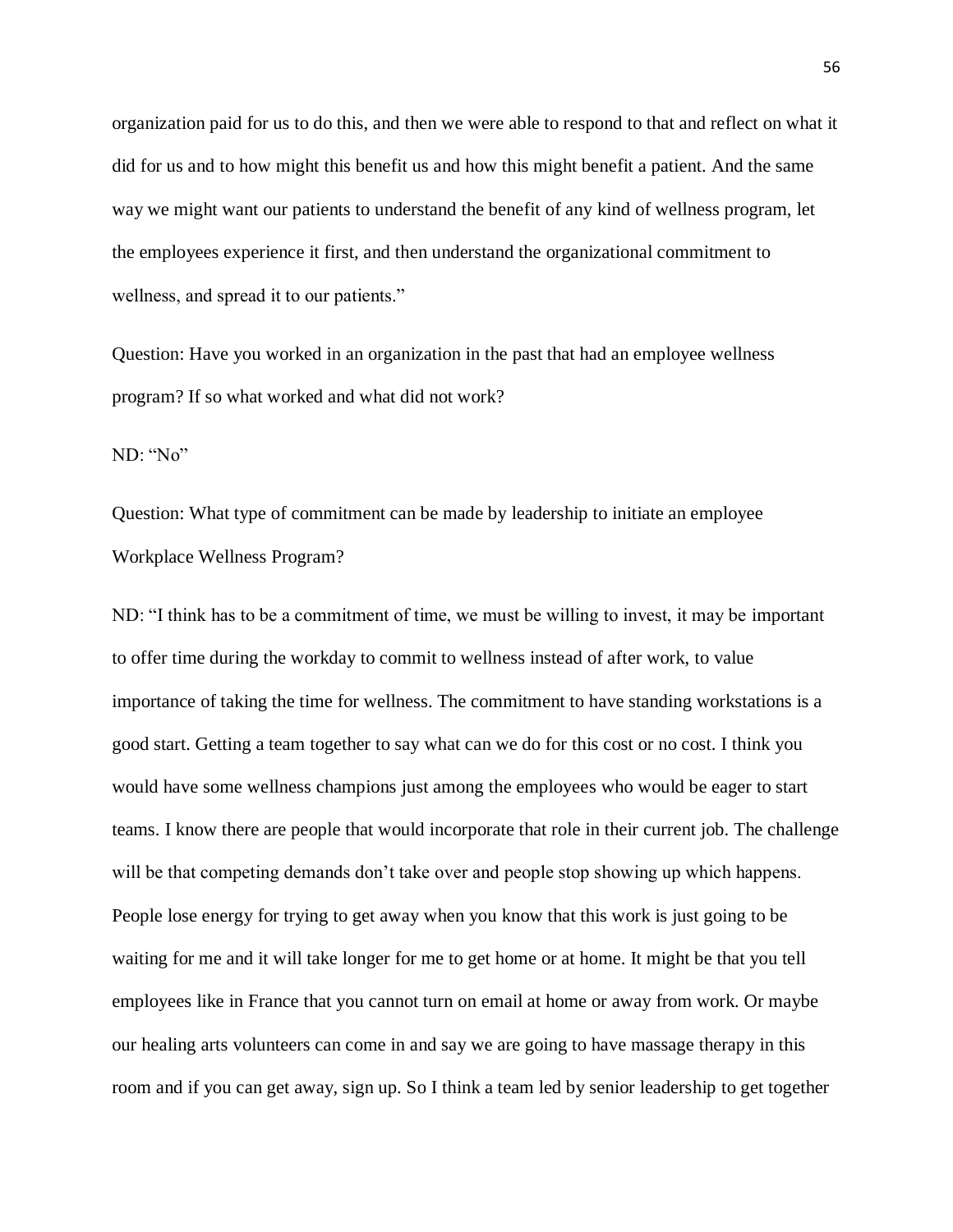organization paid for us to do this, and then we were able to respond to that and reflect on what it did for us and to how might this benefit us and how this might benefit a patient. And the same way we might want our patients to understand the benefit of any kind of wellness program, let the employees experience it first, and then understand the organizational commitment to wellness, and spread it to our patients."

Question: Have you worked in an organization in the past that had an employee wellness program? If so what worked and what did not work?

ND: "No"

Question: What type of commitment can be made by leadership to initiate an employee Workplace Wellness Program?

ND: "I think has to be a commitment of time, we must be willing to invest, it may be important to offer time during the workday to commit to wellness instead of after work, to value importance of taking the time for wellness. The commitment to have standing workstations is a good start. Getting a team together to say what can we do for this cost or no cost. I think you would have some wellness champions just among the employees who would be eager to start teams. I know there are people that would incorporate that role in their current job. The challenge will be that competing demands don't take over and people stop showing up which happens. People lose energy for trying to get away when you know that this work is just going to be waiting for me and it will take longer for me to get home or at home. It might be that you tell employees like in France that you cannot turn on email at home or away from work. Or maybe our healing arts volunteers can come in and say we are going to have massage therapy in this room and if you can get away, sign up. So I think a team led by senior leadership to get together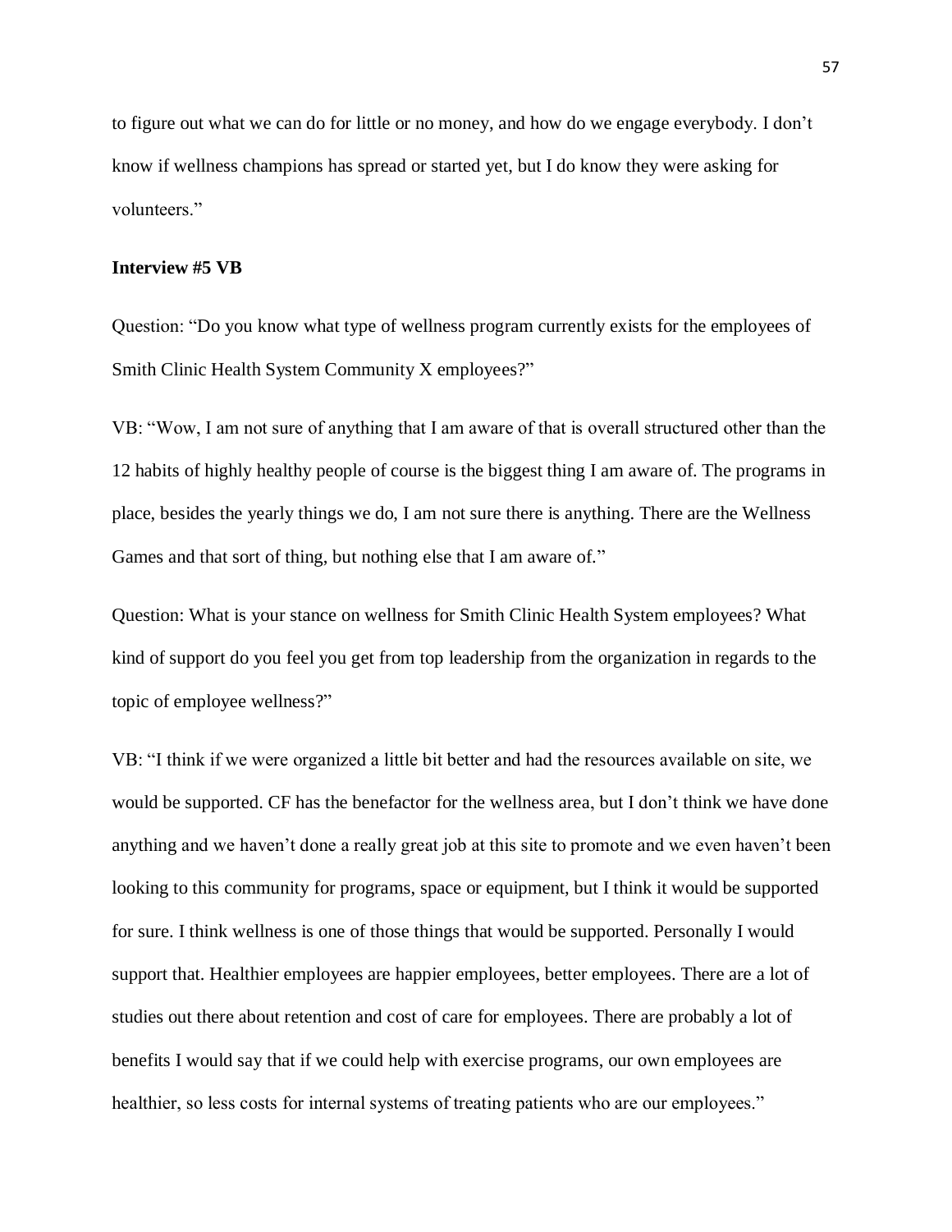to figure out what we can do for little or no money, and how do we engage everybody. I don't know if wellness champions has spread or started yet, but I do know they were asking for volunteers."

**Interview #5 VB**

Question: "Do you know what type of wellness program currently exists for the employees of Smith Clinic Health System Community X employees?"

VB: "Wow, I am not sure of anything that I am aware of that is overall structured other than the 12 habits of highly healthy people of course is the biggest thing I am aware of. The programs in place, besides the yearly things we do, I am not sure there is anything. There are the Wellness Games and that sort of thing, but nothing else that I am aware of."

Question: What is your stance on wellness for Smith Clinic Health System employees? What kind of support do you feel you get from top leadership from the organization in regards to the topic of employee wellness?"

VB: "I think if we were organized a little bit better and had the resources available on site, we would be supported. CF has the benefactor for the wellness area, but I don't think we have done anything and we haven't done a really great job at this site to promote and we even haven't been looking to this community for programs, space or equipment, but I think it would be supported for sure. I think wellness is one of those things that would be supported. Personally I would support that. Healthier employees are happier employees, better employees. There are a lot of studies out there about retention and cost of care for employees. There are probably a lot of benefits I would say that if we could help with exercise programs, our own employees are healthier, so less costs for internal systems of treating patients who are our employees."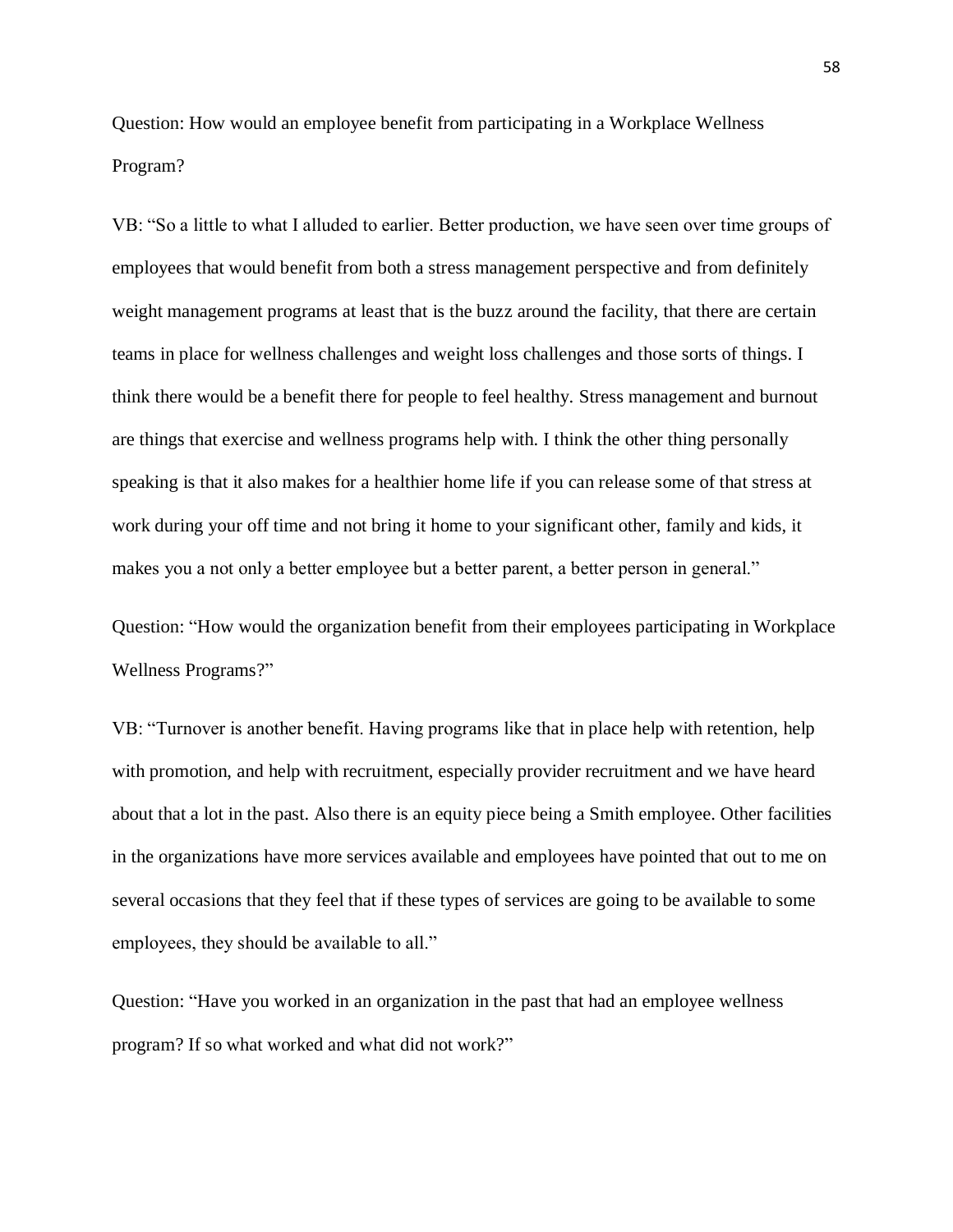Question: How would an employee benefit from participating in a Workplace Wellness Program?

VB: "So a little to what I alluded to earlier. Better production, we have seen over time groups of employees that would benefit from both a stress management perspective and from definitely weight management programs at least that is the buzz around the facility, that there are certain teams in place for wellness challenges and weight loss challenges and those sorts of things. I think there would be a benefit there for people to feel healthy. Stress management and burnout are things that exercise and wellness programs help with. I think the other thing personally speaking is that it also makes for a healthier home life if you can release some of that stress at work during your off time and not bring it home to your significant other, family and kids, it makes you a not only a better employee but a better parent, a better person in general."

Question: "How would the organization benefit from their employees participating in Workplace Wellness Programs?"

VB: "Turnover is another benefit. Having programs like that in place help with retention, help with promotion, and help with recruitment, especially provider recruitment and we have heard about that a lot in the past. Also there is an equity piece being a Smith employee. Other facilities in the organizations have more services available and employees have pointed that out to me on several occasions that they feel that if these types of services are going to be available to some employees, they should be available to all."

Question: "Have you worked in an organization in the past that had an employee wellness program? If so what worked and what did not work?"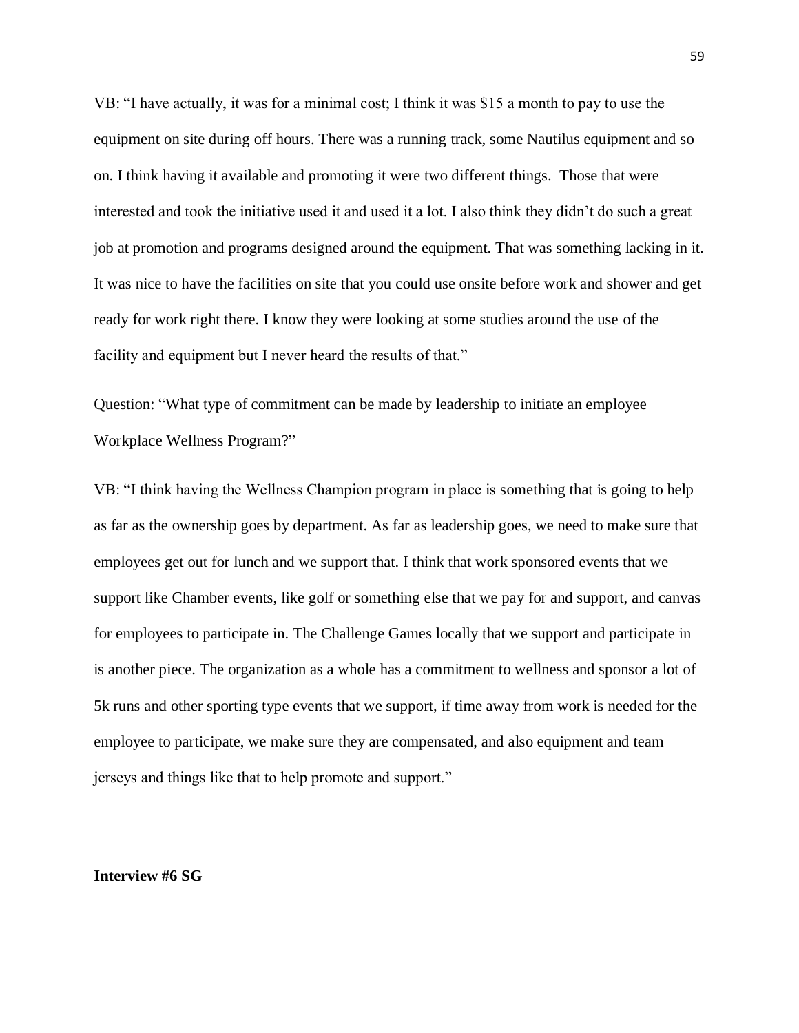VB: “I have actually, it was for a minimal cost; I think it was $15 a month to pay to use the equipment on site during off hours. There was a running track, some Nautilus equipment and so on. I think having it available and promoting it were two different things. Those that were interested and took the initiative used it and used it a lot. I also think they didn’t do such a great job at promotion and programs designed around the equipment. That was something lacking in it. It was nice to have the facilities on site that you could use onsite before work and shower and get ready for work right there. I know they were looking at some studies around the use of the facility and equipment but I never heard the results of that.”

Question: “What type of commitment can be made by leadership to initiate an employee Workplace Wellness Program?”

VB: “I think having the Wellness Champion program in place is something that is going to help as far as the ownership goes by department. As far as leadership goes, we need to make sure that employees get out for lunch and we support that. I think that work sponsored events that we support like Chamber events, like golf or something else that we pay for and support, and canvas for employees to participate in. The Challenge Games locally that we support and participate in is another piece. The organization as a whole has a commitment to wellness and sponsor a lot of 5k runs and other sporting type events that we support, if time away from work is needed for the employee to participate, we make sure they are compensated, and also equipment and team jerseys and things like that to help promote and support.”

**Interview #6 SG**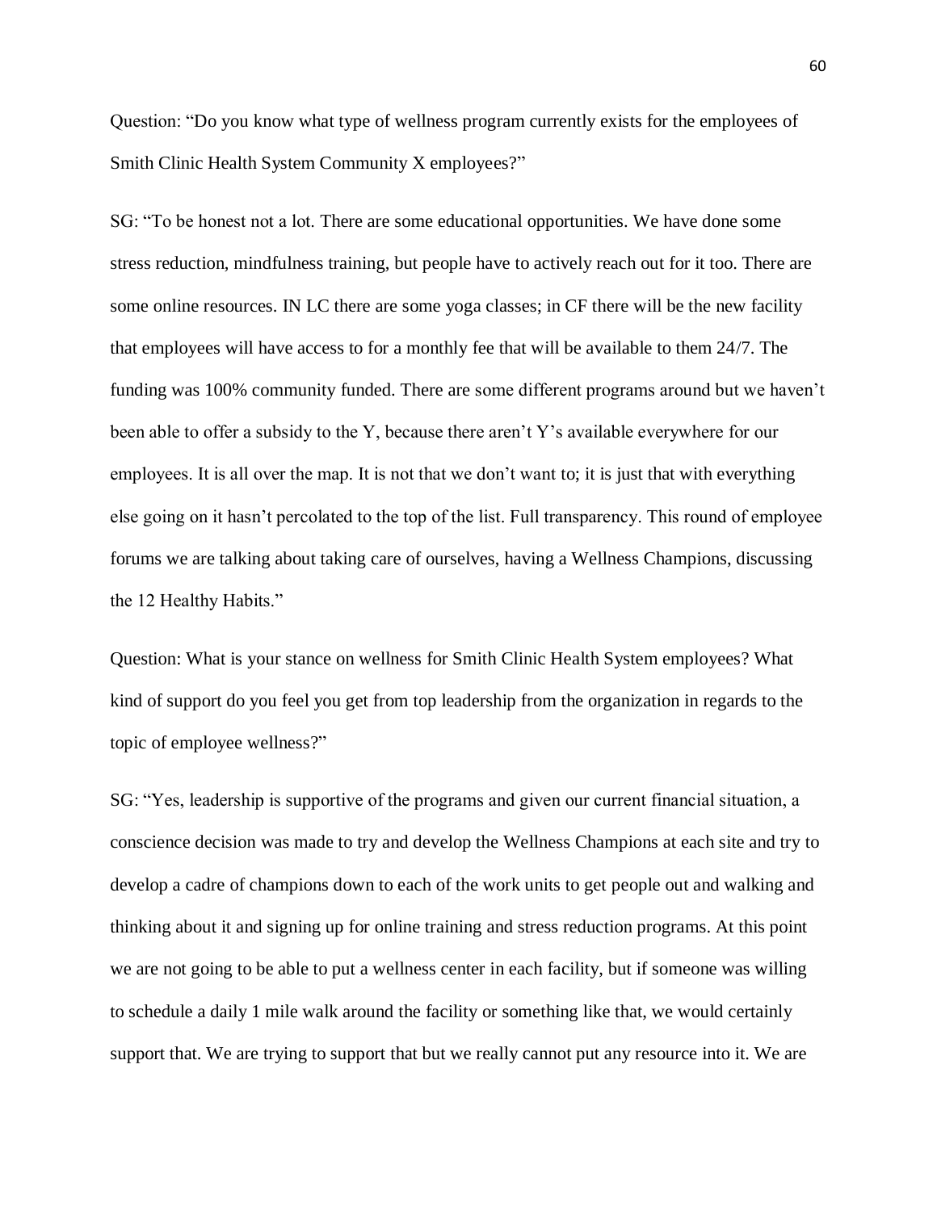Question: “Do you know what type of wellness program currently exists for the employees of Smith Clinic Health System Community X employees?”

SG: “To be honest not a lot. There are some educational opportunities. We have done some stress reduction, mindfulness training, but people have to actively reach out for it too. There are some online resources. IN LC there are some yoga classes; in CF there will be the new facility that employees will have access to for a monthly fee that will be available to them 24/7. The funding was 100% community funded. There are some different programs around but we haven’t been able to offer a subsidy to the Y, because there aren’t Y’s available everywhere for our employees. It is all over the map. It is not that we don’t want to; it is just that with everything else going on it hasn’t percolated to the top of the list. Full transparency. This round of employee forums we are talking about taking care of ourselves, having a Wellness Champions, discussing the 12 Healthy Habits.”

Question: What is your stance on wellness for Smith Clinic Health System employees? What kind of support do you feel you get from top leadership from the organization in regards to the topic of employee wellness?”

SG: “Yes, leadership is supportive of the programs and given our current financial situation, a conscience decision was made to try and develop the Wellness Champions at each site and try to develop a cadre of champions down to each of the work units to get people out and walking and thinking about it and signing up for online training and stress reduction programs. At this point we are not going to be able to put a wellness center in each facility, but if someone was willing to schedule a daily 1 mile walk around the facility or something like that, we would certainly support that. We are trying to support that but we really cannot put any resource into it. We are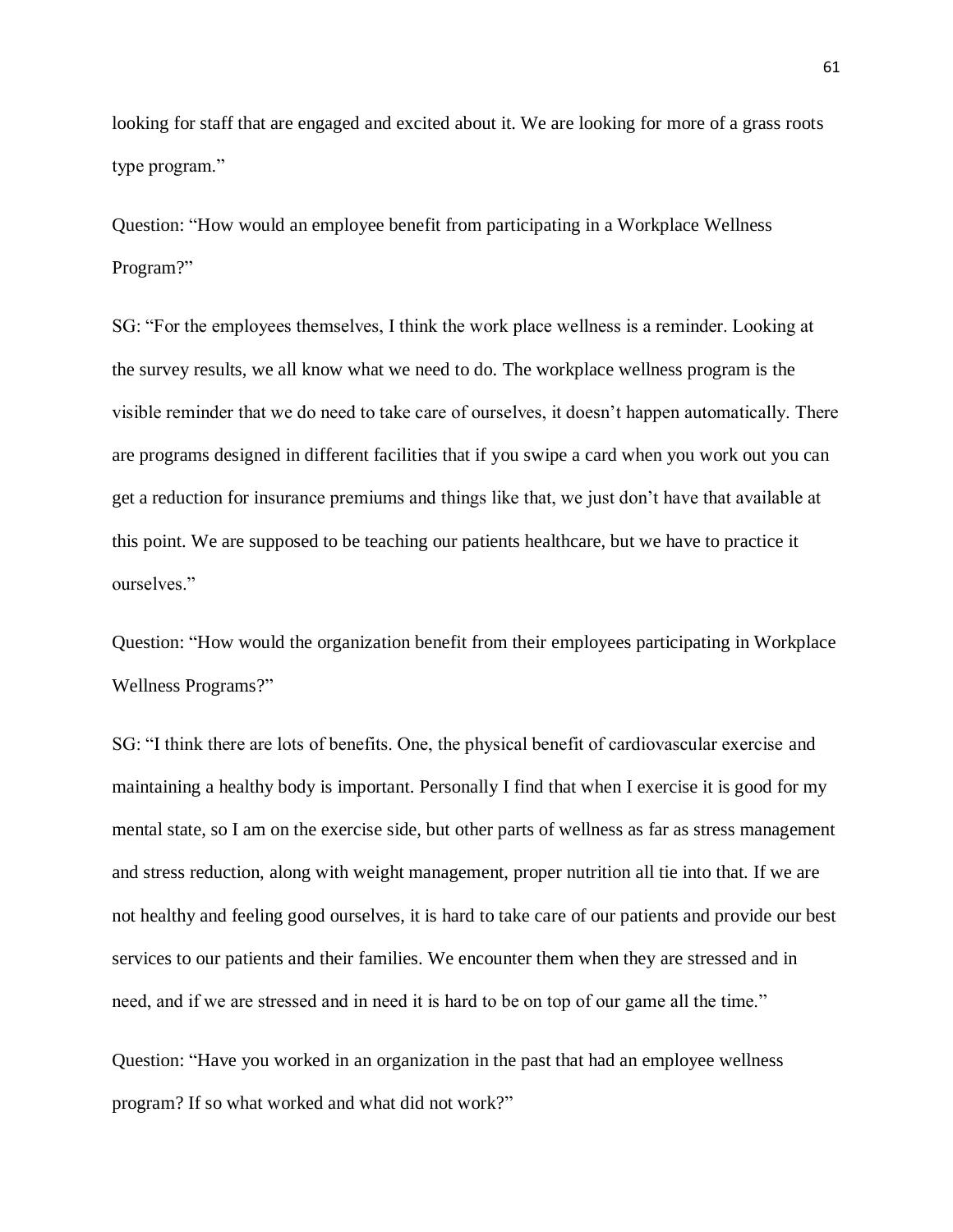looking for staff that are engaged and excited about it. We are looking for more of a grass roots type program."

Question: "How would an employee benefit from participating in a Workplace Wellness Program?"

SG: "For the employees themselves, I think the work place wellness is a reminder. Looking at the survey results, we all know what we need to do. The workplace wellness program is the visible reminder that we do need to take care of ourselves, it doesn't happen automatically. There are programs designed in different facilities that if you swipe a card when you work out you can get a reduction for insurance premiums and things like that, we just don't have that available at this point. We are supposed to be teaching our patients healthcare, but we have to practice it ourselves."

Question: "How would the organization benefit from their employees participating in Workplace Wellness Programs?"

SG: "I think there are lots of benefits. One, the physical benefit of cardiovascular exercise and maintaining a healthy body is important. Personally I find that when I exercise it is good for my mental state, so I am on the exercise side, but other parts of wellness as far as stress management and stress reduction, along with weight management, proper nutrition all tie into that. If we are not healthy and feeling good ourselves, it is hard to take care of our patients and provide our best services to our patients and their families. We encounter them when they are stressed and in need, and if we are stressed and in need it is hard to be on top of our game all the time."

Question: "Have you worked in an organization in the past that had an employee wellness program? If so what worked and what did not work?"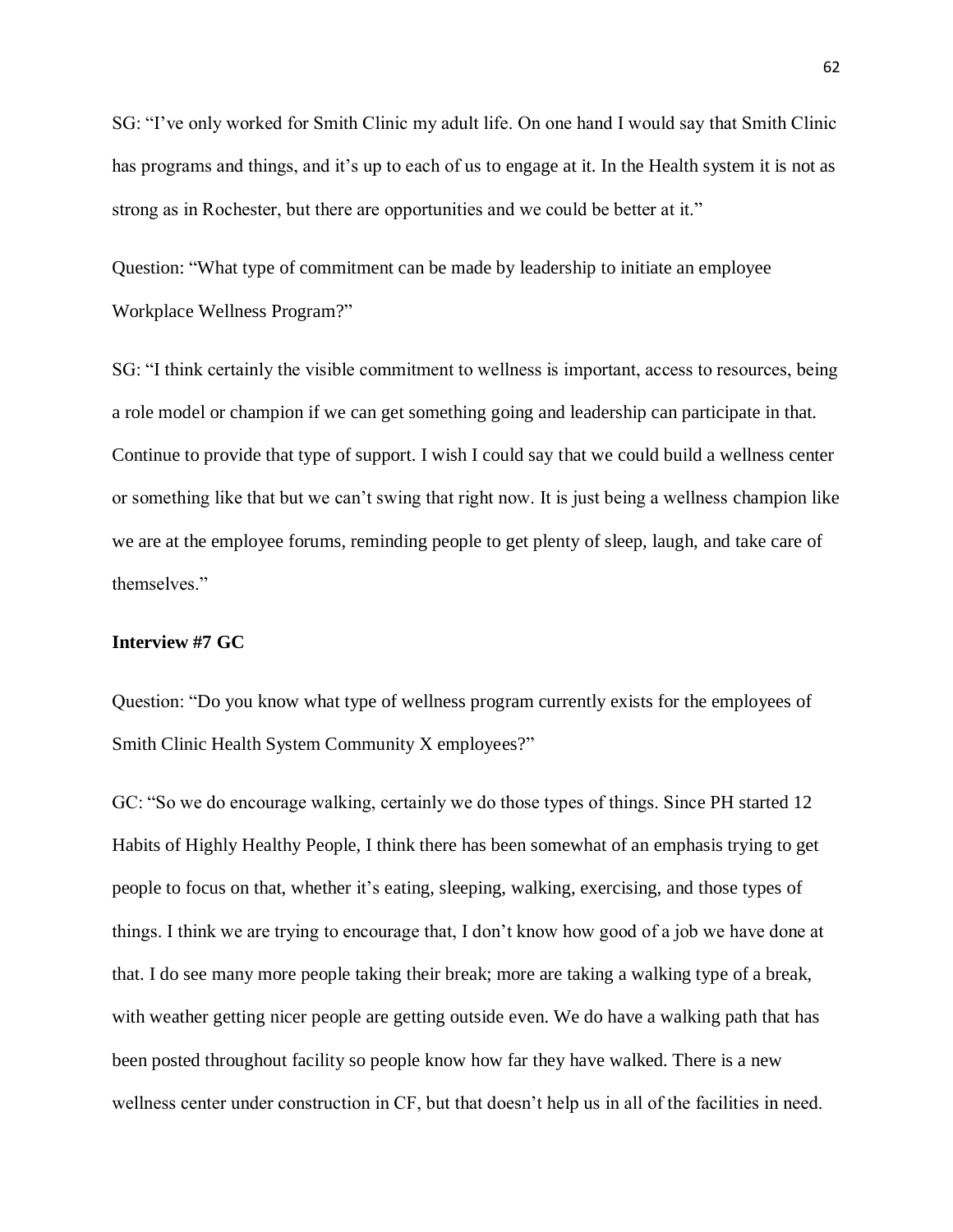SG: “I’ve only worked for Smith Clinic my adult life. On one hand I would say that Smith Clinic has programs and things, and it’s up to each of us to engage at it. In the Health system it is not as strong as in Rochester, but there are opportunities and we could be better at it.”

Question: “What type of commitment can be made by leadership to initiate an employee Workplace Wellness Program?”

SG: “I think certainly the visible commitment to wellness is important, access to resources, being a role model or champion if we can get something going and leadership can participate in that. Continue to provide that type of support. I wish I could say that we could build a wellness center or something like that but we can’t swing that right now. It is just being a wellness champion like we are at the employee forums, reminding people to get plenty of sleep, laugh, and take care of themselves.”

**Interview #7 GC**

Question: “Do you know what type of wellness program currently exists for the employees of Smith Clinic Health System Community X employees?”

GC: “So we do encourage walking, certainly we do those types of things. Since PH started 12 Habits of Highly Healthy People, I think there has been somewhat of an emphasis trying to get people to focus on that, whether it’s eating, sleeping, walking, exercising, and those types of things. I think we are trying to encourage that, I don’t know how good of a job we have done at that. I do see many more people taking their break; more are taking a walking type of a break, with weather getting nicer people are getting outside even. We do have a walking path that has been posted throughout facility so people know how far they have walked. There is a new wellness center under construction in CF, but that doesn’t help us in all of the facilities in need.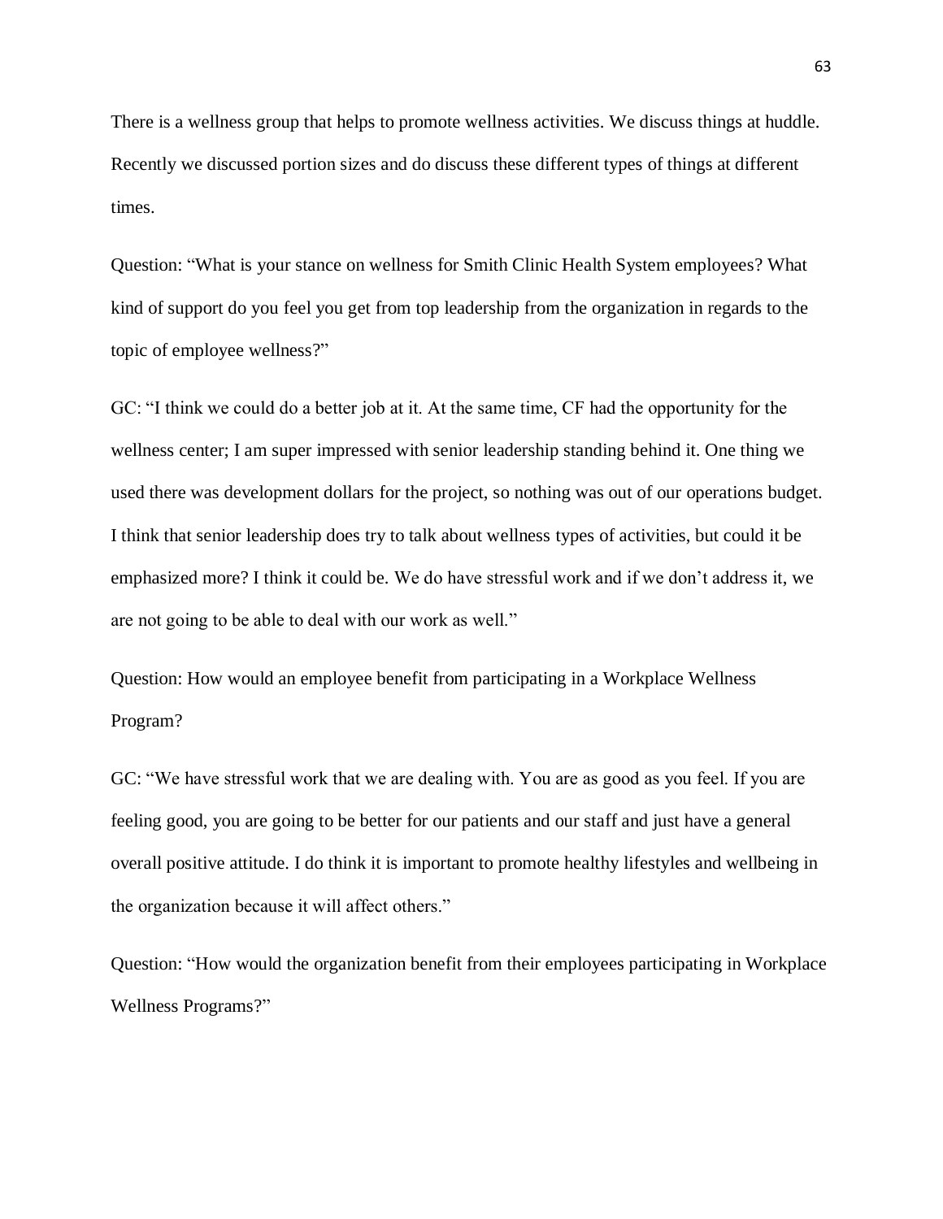There is a wellness group that helps to promote wellness activities. We discuss things at huddle. Recently we discussed portion sizes and do discuss these different types of things at different times.

Question: "What is your stance on wellness for Smith Clinic Health System employees? What kind of support do you feel you get from top leadership from the organization in regards to the topic of employee wellness?"

GC: "I think we could do a better job at it. At the same time, CF had the opportunity for the wellness center; I am super impressed with senior leadership standing behind it. One thing we used there was development dollars for the project, so nothing was out of our operations budget. I think that senior leadership does try to talk about wellness types of activities, but could it be emphasized more? I think it could be. We do have stressful work and if we don't address it, we are not going to be able to deal with our work as well."

Question: How would an employee benefit from participating in a Workplace Wellness Program?

GC: "We have stressful work that we are dealing with. You are as good as you feel. If you are feeling good, you are going to be better for our patients and our staff and just have a general overall positive attitude. I do think it is important to promote healthy lifestyles and wellbeing in the organization because it will affect others."

Question: "How would the organization benefit from their employees participating in Workplace Wellness Programs?"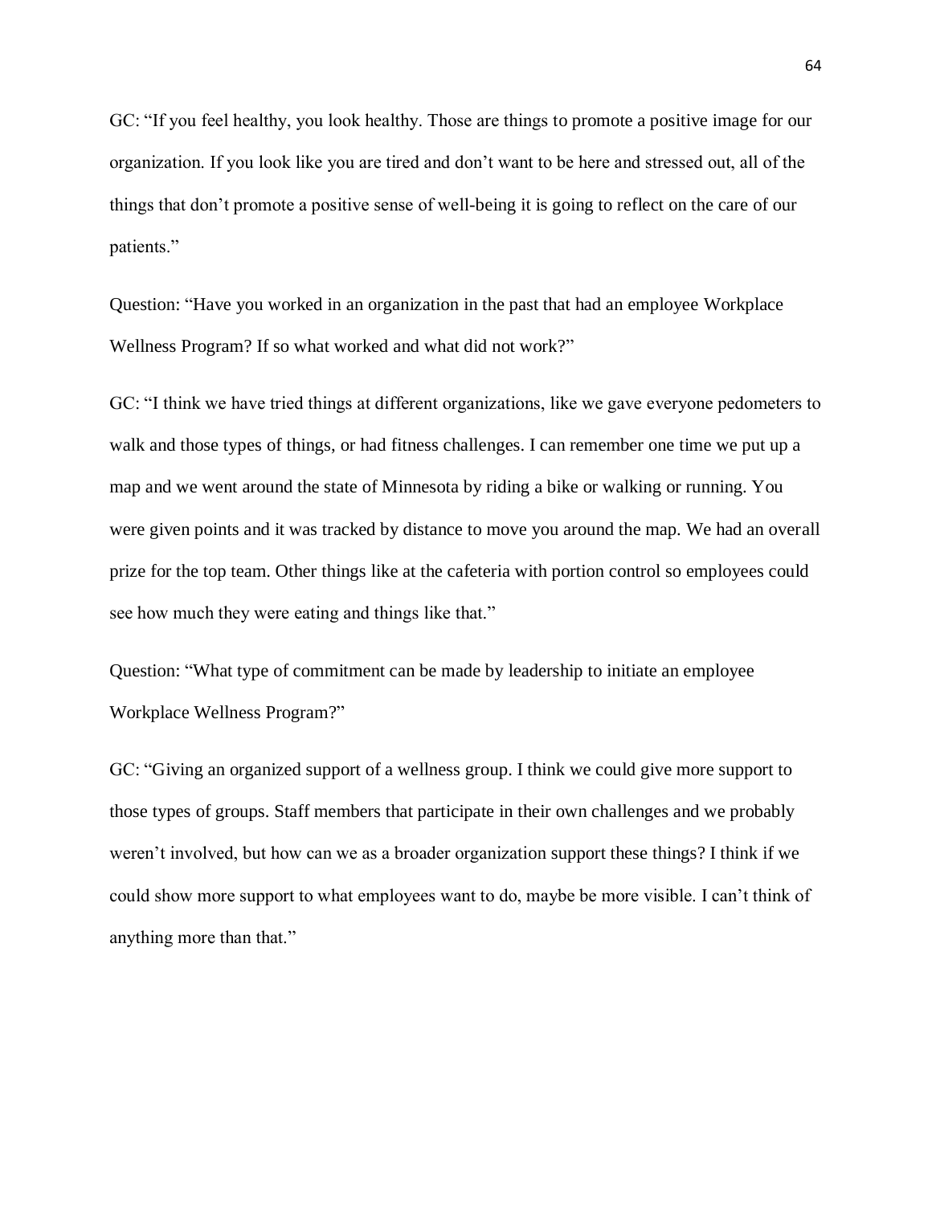GC: "If you feel healthy, you look healthy. Those are things to promote a positive image for our organization. If you look like you are tired and don't want to be here and stressed out, all of the things that don't promote a positive sense of well-being it is going to reflect on the care of our patients."

Question: "Have you worked in an organization in the past that had an employee Workplace Wellness Program? If so what worked and what did not work?"

GC: "I think we have tried things at different organizations, like we gave everyone pedometers to walk and those types of things, or had fitness challenges. I can remember one time we put up a map and we went around the state of Minnesota by riding a bike or walking or running. You were given points and it was tracked by distance to move you around the map. We had an overall prize for the top team. Other things like at the cafeteria with portion control so employees could see how much they were eating and things like that."

Question: "What type of commitment can be made by leadership to initiate an employee Workplace Wellness Program?"

GC: "Giving an organized support of a wellness group. I think we could give more support to those types of groups. Staff members that participate in their own challenges and we probably weren't involved, but how can we as a broader organization support these things? I think if we could show more support to what employees want to do, maybe be more visible. I can't think of anything more than that."